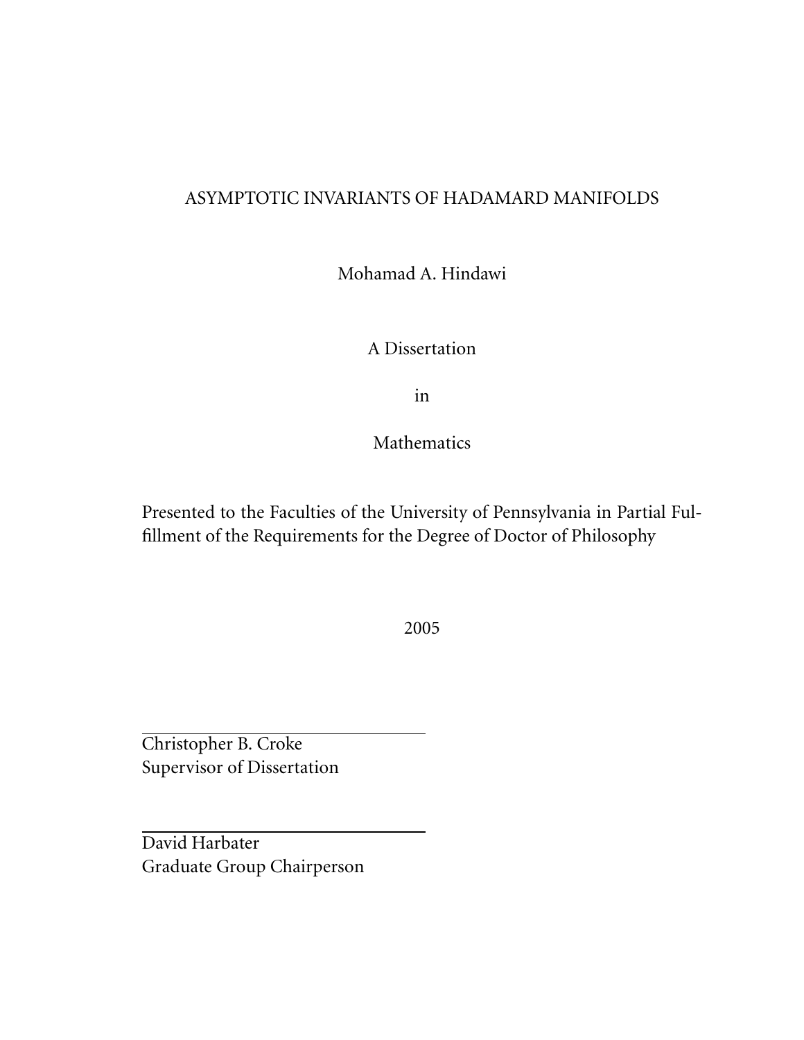# ASYMPTOTIC INVARIANTS OF HADAMARD MANIFOLDS

Mohamad A. Hindawi

A Dissertation

in

Mathematics

Presented to the Faculties of the University of Pennsylvania in Partial Fulfillment of the Requirements for the Degree of Doctor of Philosophy

2005

Christopher B. Croke
Supervisor of Dissertation

David Harbater
Graduate Group Chairperson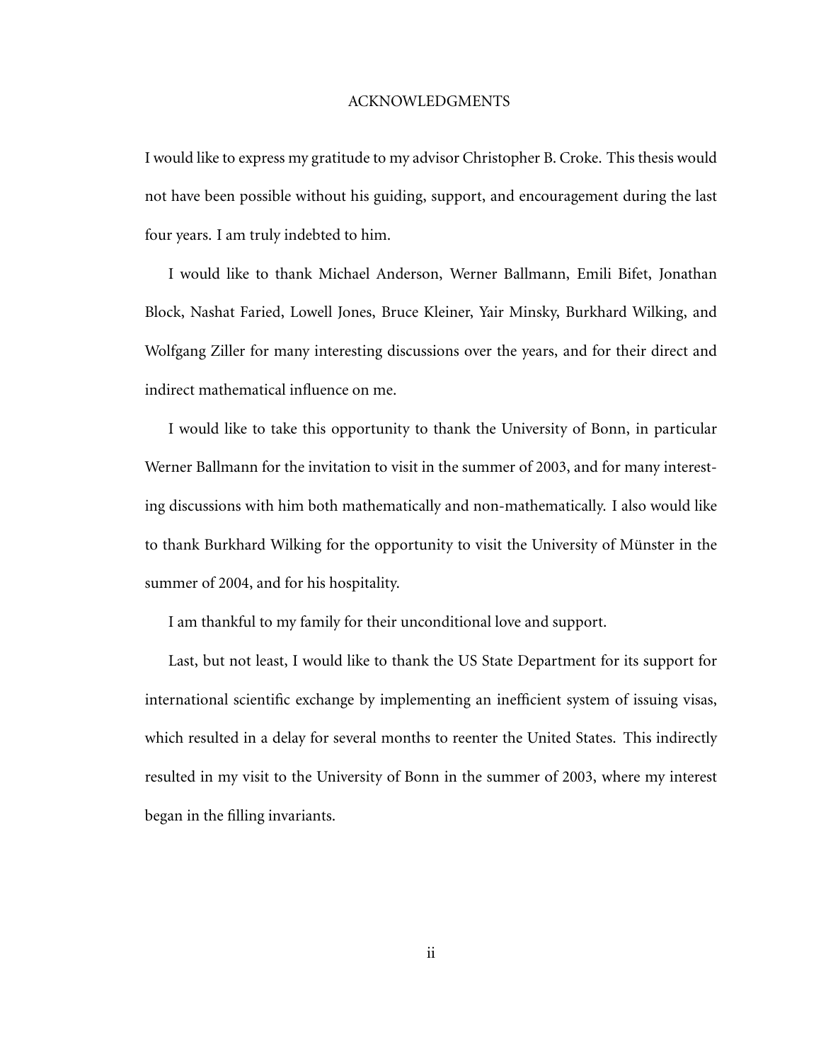# ACKNOWLEDGMENTS

I would like to express my gratitude to my advisor Christopher B. Croke. This thesis would not have been possible without his guiding, support, and encouragement during the last four years. I am truly indebted to him.

I would like to thank Michael Anderson, Werner Ballmann, Emili Bifet, Jonathan Block, Nashat Faried, Lowell Jones, Bruce Kleiner, Yair Minsky, Burkhard Wilking, and Wolfgang Ziller for many interesting discussions over the years, and for their direct and indirect mathematical influence on me.

I would like to take this opportunity to thank the University of Bonn, in particular Werner Ballmann for the invitation to visit in the summer of 2003, and for many interesting discussions with him both mathematically and non-mathematically. I also would like to thank Burkhard Wilking for the opportunity to visit the University of Münster in the summer of 2004, and for his hospitality.

I am thankful to my family for their unconditional love and support.

Last, but not least, I would like to thank the US State Department for its support for international scientific exchange by implementing an inefficient system of issuing visas, which resulted in a delay for several months to reenter the United States. This indirectly resulted in my visit to the University of Bonn in the summer of 2003, where my interest began in the filling invariants.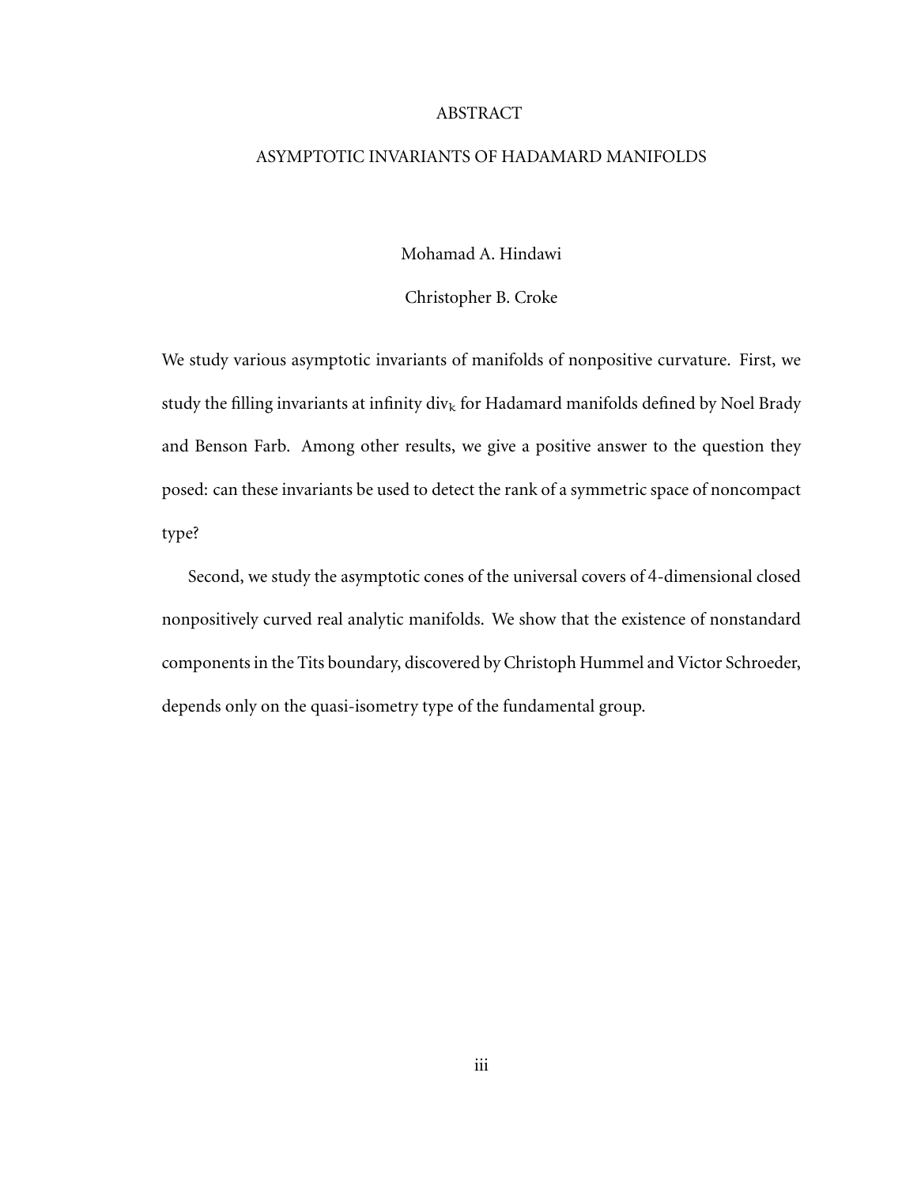# ABSTRACT

## ASYMPTOTIC INVARIANTS OF HADAMARD MANIFOLDS

Mohamad A. Hindawi

Christopher B. Croke

We study various asymptotic invariants of manifolds of nonpositive curvature. First, we study the filling invariants at infinity $\text{div}_k$ for Hadamard manifolds defined by Noel Brady and Benson Farb. Among other results, we give a positive answer to the question they posed: can these invariants be used to detect the rank of a symmetric space of noncompact type?

Second, we study the asymptotic cones of the universal covers of 4-dimensional closed nonpositively curved real analytic manifolds. We show that the existence of nonstandard components in the Tits boundary, discovered by Christoph Hummel and Victor Schroeder, depends only on the quasi-isometry type of the fundamental group.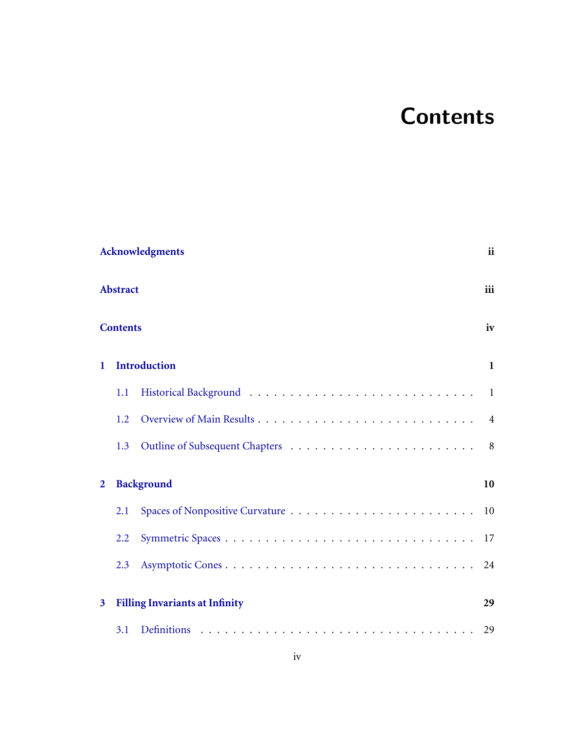# Contents

**Acknowledgments** ii

**Abstract** iii

**Contents** iv

**1 Introduction** 1

- 1.1 Historical Background 1
- 1.2 Overview of Main Results 4
- 1.3 Outline of Subsequent Chapters 8

**2 Background** 10

- 2.1 Spaces of Nonpositive Curvature 10
- 2.2 Symmetric Spaces 17
- 2.3 Asymptotic Cones 24

**3 Filling Invariants at Infinity** 29

- 3.1 Definitions 29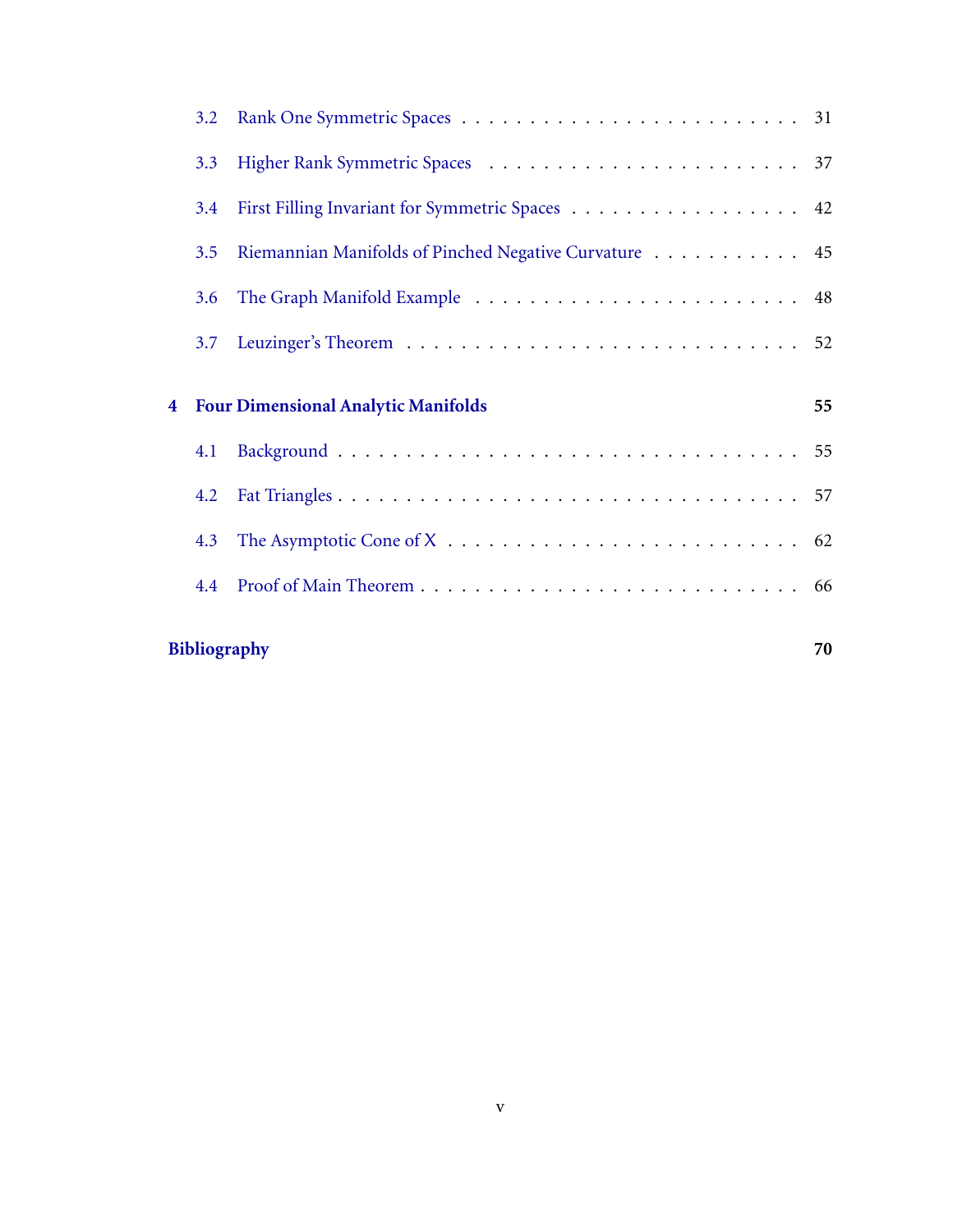- 3.2 Rank One Symmetric Spaces . . . . . . . . . . . . . . . . . . . . . . . . . 31
- 3.3 Higher Rank Symmetric Spaces . . . . . . . . . . . . . . . . . . . . . . . . 37
- 3.4 First Filling Invariant for Symmetric Spaces . . . . . . . . . . . . . . . . . 42
- 3.5 Riemannian Manifolds of Pinched Negative Curvature . . . . . . . . . . . 45
- 3.6 The Graph Manifold Example . . . . . . . . . . . . . . . . . . . . . . . . 48
- 3.7 Leuzinger's Theorem . . . . . . . . . . . . . . . . . . . . . . . . . . . . . 52

**4 Four Dimensional Analytic Manifolds** **55**

- 4.1 Background . . . . . . . . . . . . . . . . . . . . . . . . . . . . . . . . . . 55
- 4.2 Fat Triangles . . . . . . . . . . . . . . . . . . . . . . . . . . . . . . . . . 57
- 4.3 The Asymptotic Cone of $X$ . . . . . . . . . . . . . . . . . . . . . . . . . 62
- 4.4 Proof of Main Theorem . . . . . . . . . . . . . . . . . . . . . . . . . . . . 66

**Bibliography** **70**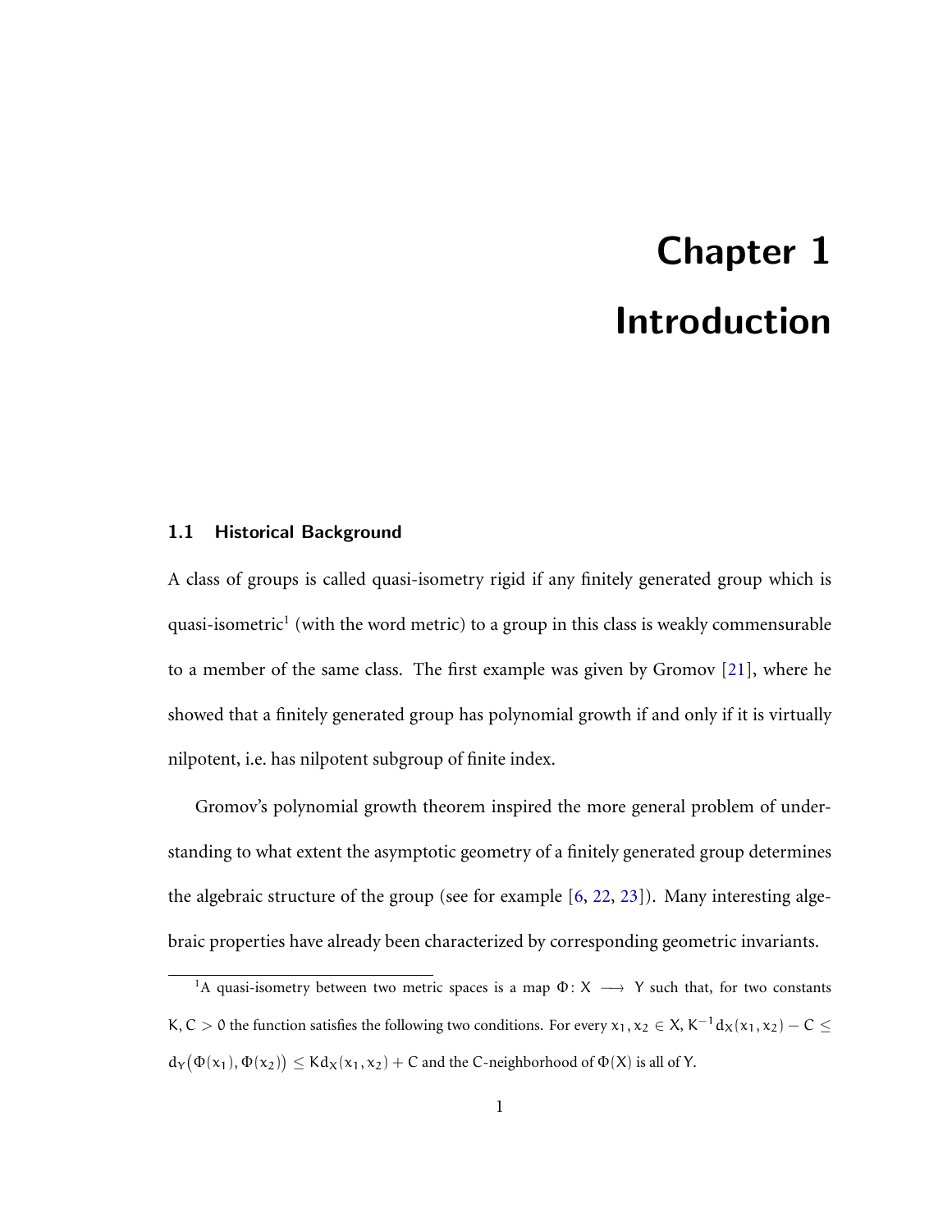# Chapter 1

# Introduction

## 1.1 Historical Background

A class of groups is called quasi-isometry rigid if any finitely generated group which is quasi-isometric[1] (with the word metric) to a group in this class is weakly commensurable to a member of the same class. The first example was given by Gromov [21], where he showed that a finitely generated group has polynomial growth if and only if it is virtually nilpotent, i.e. has nilpotent subgroup of finite index.

Gromov's polynomial growth theorem inspired the more general problem of understanding to what extent the asymptotic geometry of a finitely generated group determines the algebraic structure of the group (see for example [6, 22, 23]). Many interesting algebraic properties have already been characterized by corresponding geometric invariants.

---

[1] A quasi-isometry between two metric spaces is a map $\Phi\colon X \longrightarrow Y$ such that, for two constants $K, C > 0$ the function satisfies the following two conditions. For every $x_1, x_2 \in X$, $K^{-1}d_X(x_1, x_2) - C \leq d_Y\big(\Phi(x_1), \Phi(x_2)\big) \leq Kd_X(x_1, x_2) + C$ and the $C$-neighborhood of $\Phi(X)$ is all of $Y$.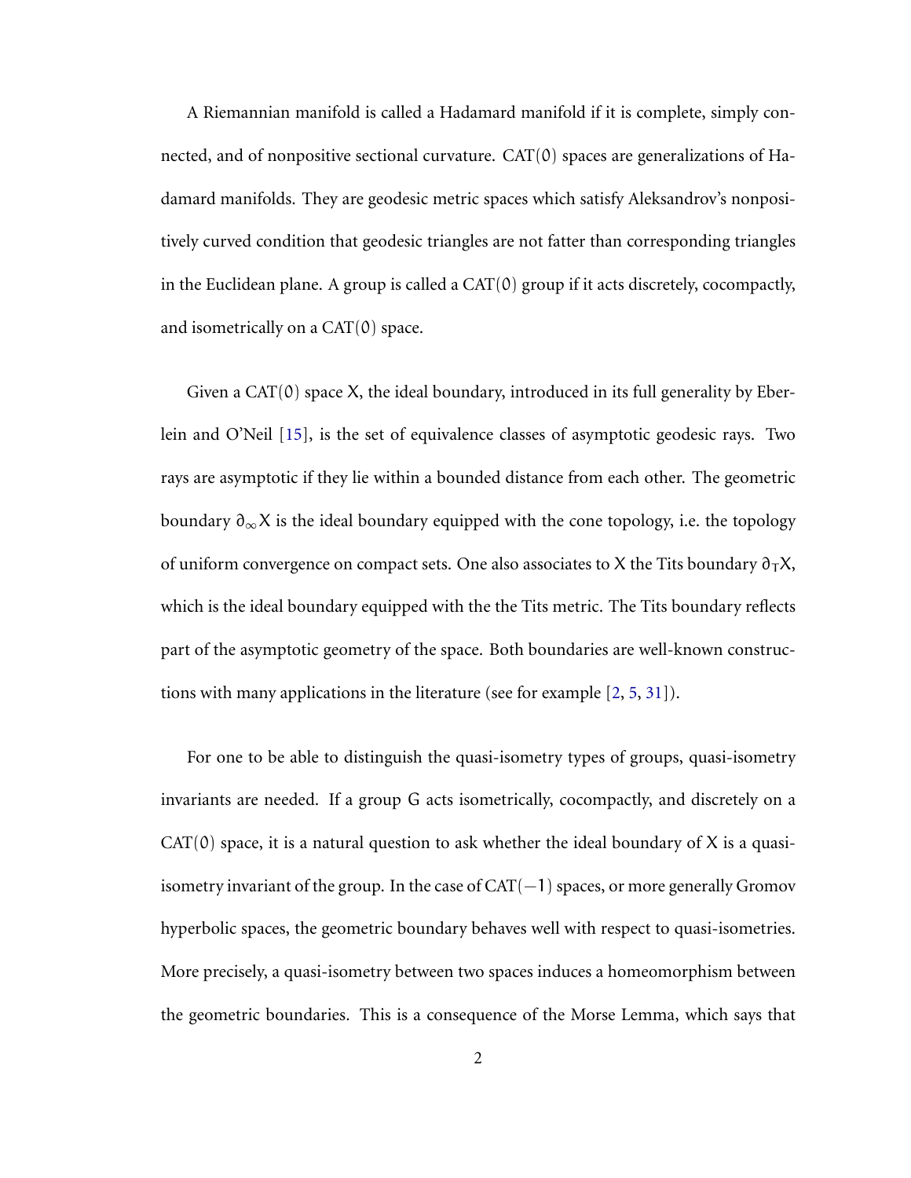A Riemannian manifold is called a Hadamard manifold if it is complete, simply connected, and of nonpositive sectional curvature. CAT$(0)$ spaces are generalizations of Hadamard manifolds. They are geodesic metric spaces which satisfy Aleksandrov's nonpositively curved condition that geodesic triangles are not fatter than corresponding triangles in the Euclidean plane. A group is called a CAT$(0)$ group if it acts discretely, cocompactly, and isometrically on a CAT$(0)$ space.

Given a CAT$(0)$ space $X$, the ideal boundary, introduced in its full generality by Eberlein and O'Neil [15], is the set of equivalence classes of asymptotic geodesic rays. Two rays are asymptotic if they lie within a bounded distance from each other. The geometric boundary $\partial_\infty X$ is the ideal boundary equipped with the cone topology, i.e. the topology of uniform convergence on compact sets. One also associates to $X$ the Tits boundary $\partial_T X$, which is the ideal boundary equipped with the the Tits metric. The Tits boundary reflects part of the asymptotic geometry of the space. Both boundaries are well-known constructions with many applications in the literature (see for example [2, 5, 31]).

For one to be able to distinguish the quasi-isometry types of groups, quasi-isometry invariants are needed. If a group $G$ acts isometrically, cocompactly, and discretely on a CAT$(0)$ space, it is a natural question to ask whether the ideal boundary of $X$ is a quasi-isometry invariant of the group. In the case of CAT$(-1)$ spaces, or more generally Gromov hyperbolic spaces, the geometric boundary behaves well with respect to quasi-isometries. More precisely, a quasi-isometry between two spaces induces a homeomorphism between the geometric boundaries. This is a consequence of the Morse Lemma, which says that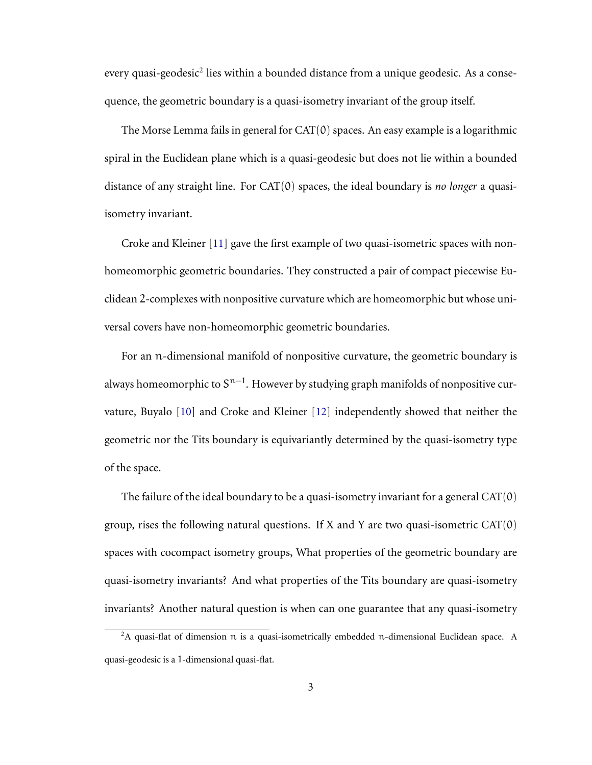every quasi-geodesic[2] lies within a bounded distance from a unique geodesic. As a consequence, the geometric boundary is a quasi-isometry invariant of the group itself.

The Morse Lemma fails in general for CAT(0) spaces. An easy example is a logarithmic spiral in the Euclidean plane which is a quasi-geodesic but does not lie within a bounded distance of any straight line. For CAT(0) spaces, the ideal boundary is *no longer* a quasi-isometry invariant.

Croke and Kleiner [11] gave the first example of two quasi-isometric spaces with non-homeomorphic geometric boundaries. They constructed a pair of compact piecewise Euclidean 2-complexes with nonpositive curvature which are homeomorphic but whose universal covers have non-homeomorphic geometric boundaries.

For an $n$-dimensional manifold of nonpositive curvature, the geometric boundary is always homeomorphic to $S^{n-1}$. However by studying graph manifolds of nonpositive curvature, Buyalo [10] and Croke and Kleiner [12] independently showed that neither the geometric nor the Tits boundary is equivariantly determined by the quasi-isometry type of the space.

The failure of the ideal boundary to be a quasi-isometry invariant for a general CAT(0) group, rises the following natural questions. If $X$ and $Y$ are two quasi-isometric CAT(0) spaces with cocompact isometry groups, What properties of the geometric boundary are quasi-isometry invariants? And what properties of the Tits boundary are quasi-isometry invariants? Another natural question is when can one guarantee that any quasi-isometry

[2] A quasi-flat of dimension $n$ is a quasi-isometrically embedded $n$-dimensional Euclidean space. A quasi-geodesic is a 1-dimensional quasi-flat.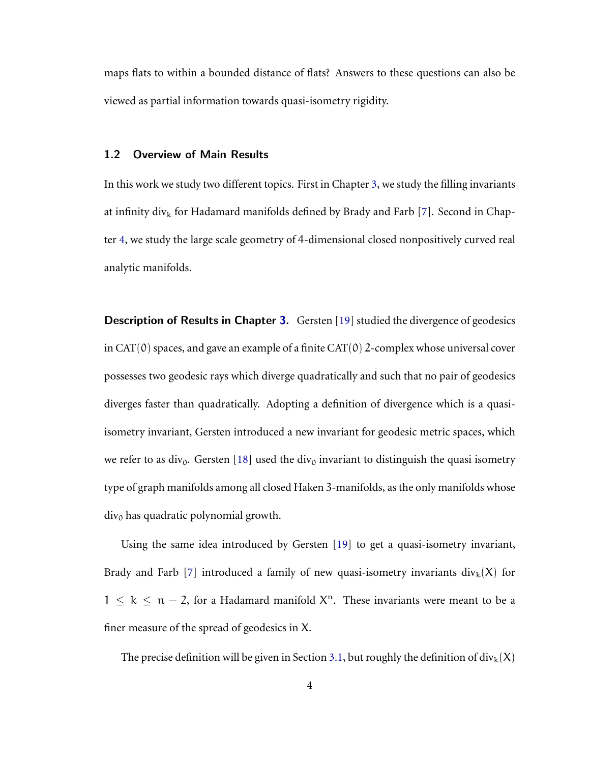maps flats to within a bounded distance of flats? Answers to these questions can also be viewed as partial information towards quasi-isometry rigidity.

## 1.2 Overview of Main Results

In this work we study two different topics. First in Chapter 3, we study the filling invariants at infinity $\mathrm{div}_k$ for Hadamard manifolds defined by Brady and Farb [7]. Second in Chapter 4, we study the large scale geometry of 4-dimensional closed nonpositively curved real analytic manifolds.

**Description of Results in Chapter 3.** Gersten [19] studied the divergence of geodesics in $\mathrm{CAT}(0)$ spaces, and gave an example of a finite $\mathrm{CAT}(0)$ 2-complex whose universal cover possesses two geodesic rays which diverge quadratically and such that no pair of geodesics diverges faster than quadratically. Adopting a definition of divergence which is a quasi-isometry invariant, Gersten introduced a new invariant for geodesic metric spaces, which we refer to as $\mathrm{div}_0$. Gersten [18] used the $\mathrm{div}_0$ invariant to distinguish the quasi isometry type of graph manifolds among all closed Haken 3-manifolds, as the only manifolds whose $\mathrm{div}_0$ has quadratic polynomial growth.

Using the same idea introduced by Gersten [19] to get a quasi-isometry invariant, Brady and Farb [7] introduced a family of new quasi-isometry invariants $\mathrm{div}_k(X)$ for $1 \leq k \leq n-2$, for a Hadamard manifold $X^n$. These invariants were meant to be a finer measure of the spread of geodesics in $X$.

The precise definition will be given in Section 3.1, but roughly the definition of $\mathrm{div}_k(X)$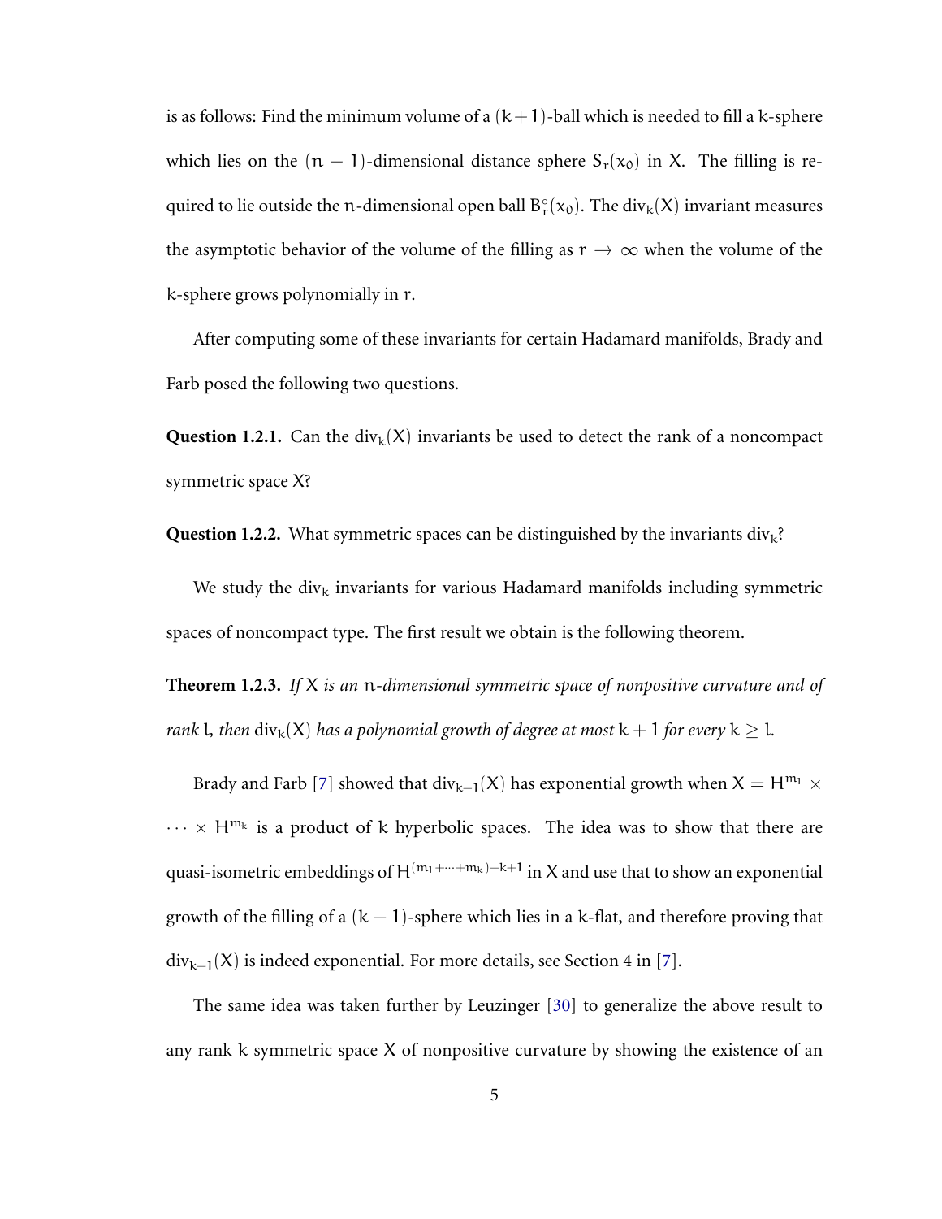is as follows: Find the minimum volume of a $(k+1)$-ball which is needed to fill a $k$-sphere which lies on the $(n-1)$-dimensional distance sphere $S_r(x_0)$ in $X$. The filling is required to lie outside the $n$-dimensional open ball $B^\circ_r(x_0)$. The $\text{div}_k(X)$ invariant measures the asymptotic behavior of the volume of the filling as $r \to \infty$ when the volume of the $k$-sphere grows polynomially in $r$.

After computing some of these invariants for certain Hadamard manifolds, Brady and Farb posed the following two questions.

**Question 1.2.1.** Can the $\text{div}_k(X)$ invariants be used to detect the rank of a noncompact symmetric space $X$?

**Question 1.2.2.** What symmetric spaces can be distinguished by the invariants $\text{div}_k$?

We study the $\text{div}_k$ invariants for various Hadamard manifolds including symmetric spaces of noncompact type. The first result we obtain is the following theorem.

**Theorem 1.2.3.** *If $X$ is an $n$-dimensional symmetric space of nonpositive curvature and of rank $l$, then $\text{div}_k(X)$ has a polynomial growth of degree at most $k+1$ for every $k \geq l$.*

Brady and Farb [7] showed that $\text{div}_{k-1}(X)$ has exponential growth when $X = H^{m_1} \times \cdots \times H^{m_k}$ is a product of $k$ hyperbolic spaces. The idea was to show that there are quasi-isometric embeddings of $H^{(m_1+\cdots+m_k)-k+1}$ in $X$ and use that to show an exponential growth of the filling of a $(k-1)$-sphere which lies in a $k$-flat, and therefore proving that $\text{div}_{k-1}(X)$ is indeed exponential. For more details, see Section 4 in [7].

The same idea was taken further by Leuzinger [30] to generalize the above result to any rank $k$ symmetric space $X$ of nonpositive curvature by showing the existence of an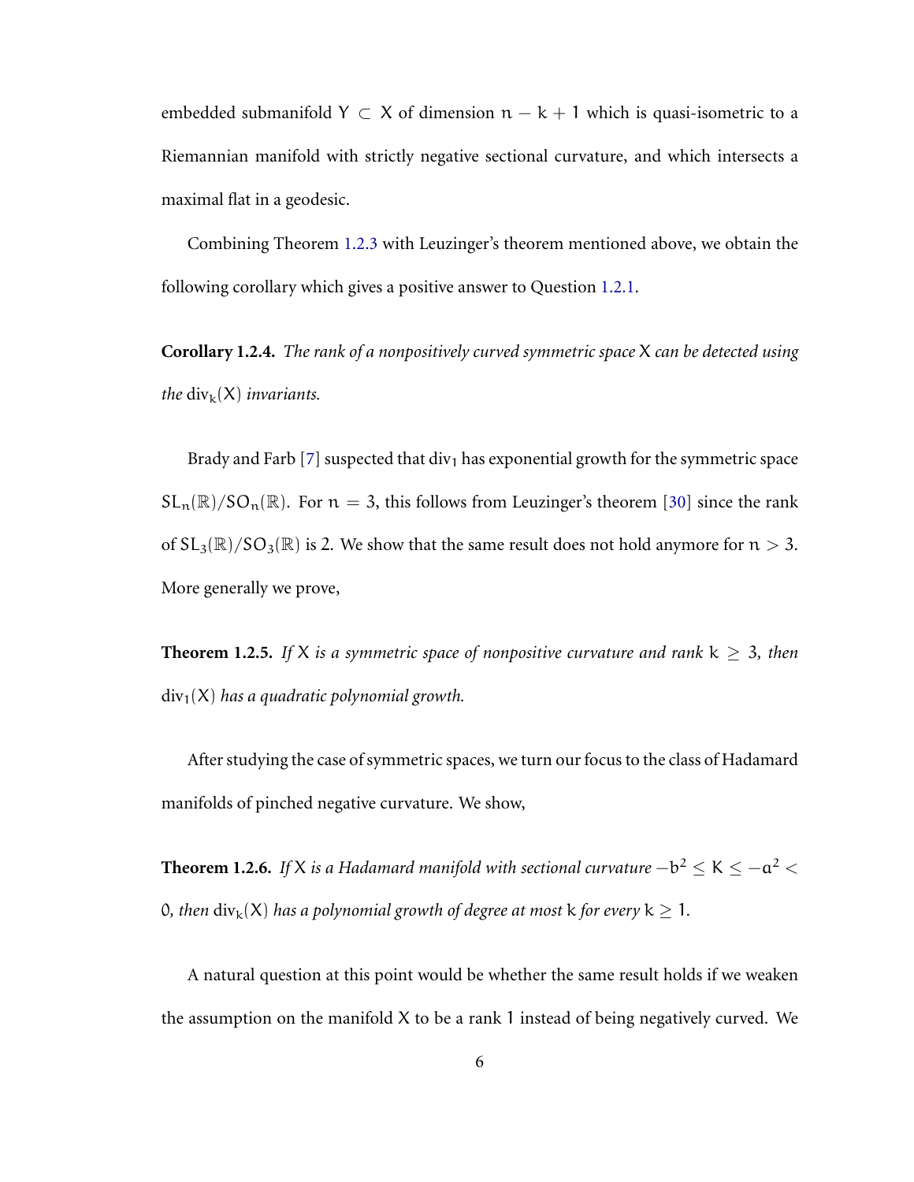embedded submanifold $Y \subset X$ of dimension $n - k + 1$ which is quasi-isometric to a Riemannian manifold with strictly negative sectional curvature, and which intersects a maximal flat in a geodesic.

Combining Theorem 1.2.3 with Leuzinger's theorem mentioned above, we obtain the following corollary which gives a positive answer to Question 1.2.1.

**Corollary 1.2.4.** *The rank of a nonpositively curved symmetric space* $X$ *can be detected using the* $\operatorname{div}_k(X)$ *invariants.*

Brady and Farb [7] suspected that $\operatorname{div}_1$ has exponential growth for the symmetric space $SL_n(\mathbb{R})/SO_n(\mathbb{R})$. For $n = 3$, this follows from Leuzinger's theorem [30] since the rank of $SL_3(\mathbb{R})/SO_3(\mathbb{R})$ is 2. We show that the same result does not hold anymore for $n > 3$. More generally we prove,

**Theorem 1.2.5.** *If* $X$ *is a symmetric space of nonpositive curvature and rank* $k \geq 3$*, then* $\operatorname{div}_1(X)$ *has a quadratic polynomial growth.*

After studying the case of symmetric spaces, we turn our focus to the class of Hadamard manifolds of pinched negative curvature. We show,

**Theorem 1.2.6.** *If* $X$ *is a Hadamard manifold with sectional curvature* $-b^2 \leq K \leq -a^2 < 0$*, then* $\operatorname{div}_k(X)$ *has a polynomial growth of degree at most* $k$ *for every* $k \geq 1$.

A natural question at this point would be whether the same result holds if we weaken the assumption on the manifold $X$ to be a rank 1 instead of being negatively curved. We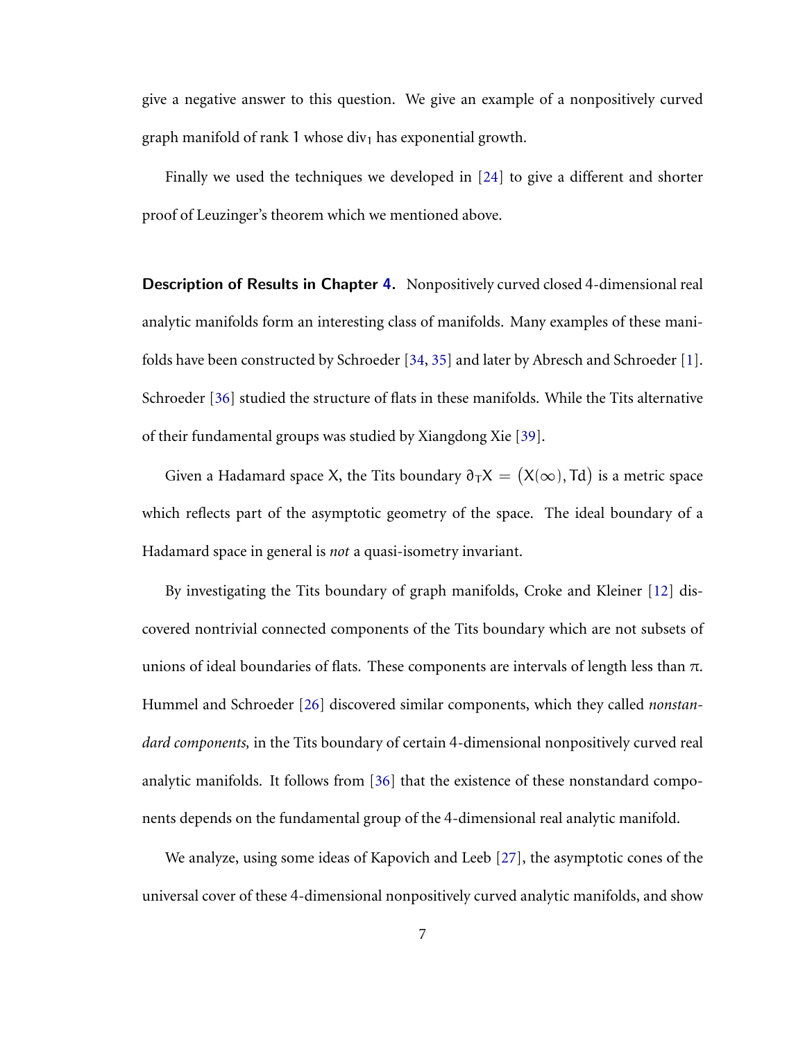give a negative answer to this question. We give an example of a nonpositively curved graph manifold of rank 1 whose $\mathrm{div}_1$ has exponential growth.

Finally we used the techniques we developed in [24] to give a different and shorter proof of Leuzinger's theorem which we mentioned above.

**Description of Results in Chapter 4.** Nonpositively curved closed 4-dimensional real analytic manifolds form an interesting class of manifolds. Many examples of these manifolds have been constructed by Schroeder [34, 35] and later by Abresch and Schroeder [1]. Schroeder [36] studied the structure of flats in these manifolds. While the Tits alternative of their fundamental groups was studied by Xiangdong Xie [39].

Given a Hadamard space $X$, the Tits boundary $\partial_T X = \big(X(\infty), \mathrm{Td}\big)$ is a metric space which reflects part of the asymptotic geometry of the space. The ideal boundary of a Hadamard space in general is *not* a quasi-isometry invariant.

By investigating the Tits boundary of graph manifolds, Croke and Kleiner [12] discovered nontrivial connected components of the Tits boundary which are not subsets of unions of ideal boundaries of flats. These components are intervals of length less than $\pi$. Hummel and Schroeder [26] discovered similar components, which they called *nonstandard components,* in the Tits boundary of certain 4-dimensional nonpositively curved real analytic manifolds. It follows from [36] that the existence of these nonstandard components depends on the fundamental group of the 4-dimensional real analytic manifold.

We analyze, using some ideas of Kapovich and Leeb [27], the asymptotic cones of the universal cover of these 4-dimensional nonpositively curved analytic manifolds, and show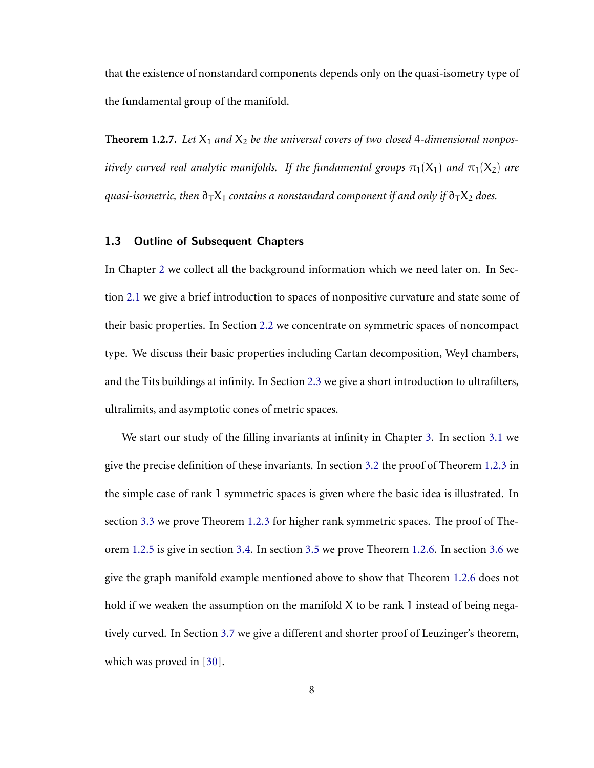that the existence of nonstandard components depends only on the quasi-isometry type of the fundamental group of the manifold.

**Theorem 1.2.7.** *Let $X_1$ and $X_2$ be the universal covers of two closed 4-dimensional nonpositively curved real analytic manifolds. If the fundamental groups $\pi_1(X_1)$ and $\pi_1(X_2)$ are quasi-isometric, then $\partial_T X_1$ contains a nonstandard component if and only if $\partial_T X_2$ does.*

### 1.3 Outline of Subsequent Chapters

In Chapter 2 we collect all the background information which we need later on. In Section 2.1 we give a brief introduction to spaces of nonpositive curvature and state some of their basic properties. In Section 2.2 we concentrate on symmetric spaces of noncompact type. We discuss their basic properties including Cartan decomposition, Weyl chambers, and the Tits buildings at infinity. In Section 2.3 we give a short introduction to ultrafilters, ultralimits, and asymptotic cones of metric spaces.

We start our study of the filling invariants at infinity in Chapter 3. In section 3.1 we give the precise definition of these invariants. In section 3.2 the proof of Theorem 1.2.3 in the simple case of rank 1 symmetric spaces is given where the basic idea is illustrated. In section 3.3 we prove Theorem 1.2.3 for higher rank symmetric spaces. The proof of Theorem 1.2.5 is give in section 3.4. In section 3.5 we prove Theorem 1.2.6. In section 3.6 we give the graph manifold example mentioned above to show that Theorem 1.2.6 does not hold if we weaken the assumption on the manifold X to be rank 1 instead of being negatively curved. In Section 3.7 we give a different and shorter proof of Leuzinger's theorem, which was proved in [30].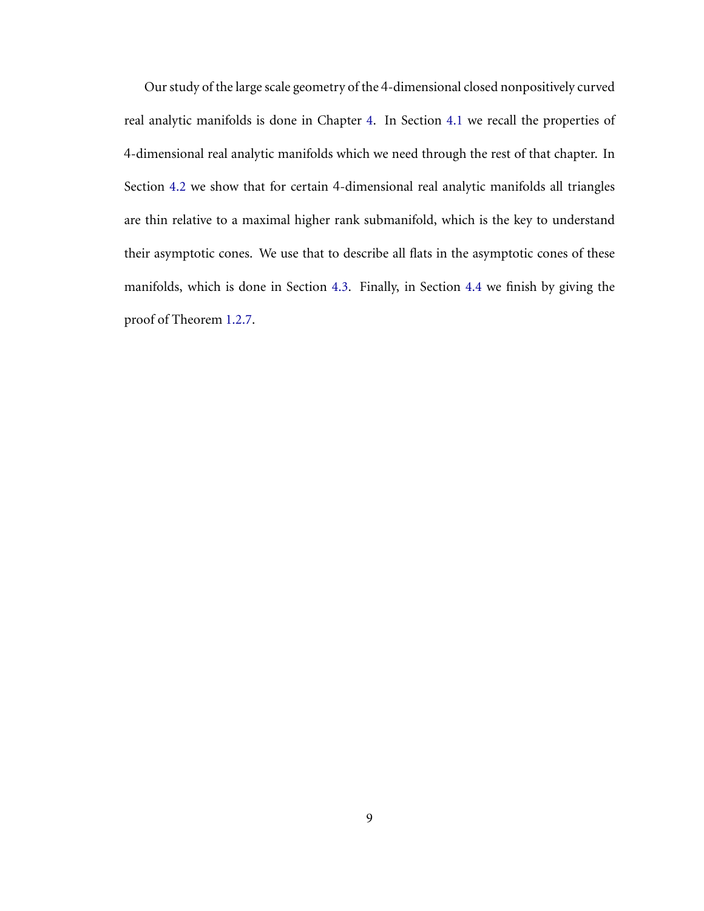Our study of the large scale geometry of the 4-dimensional closed nonpositively curved real analytic manifolds is done in Chapter 4. In Section 4.1 we recall the properties of 4-dimensional real analytic manifolds which we need through the rest of that chapter. In Section 4.2 we show that for certain 4-dimensional real analytic manifolds all triangles are thin relative to a maximal higher rank submanifold, which is the key to understand their asymptotic cones. We use that to describe all flats in the asymptotic cones of these manifolds, which is done in Section 4.3. Finally, in Section 4.4 we finish by giving the proof of Theorem 1.2.7.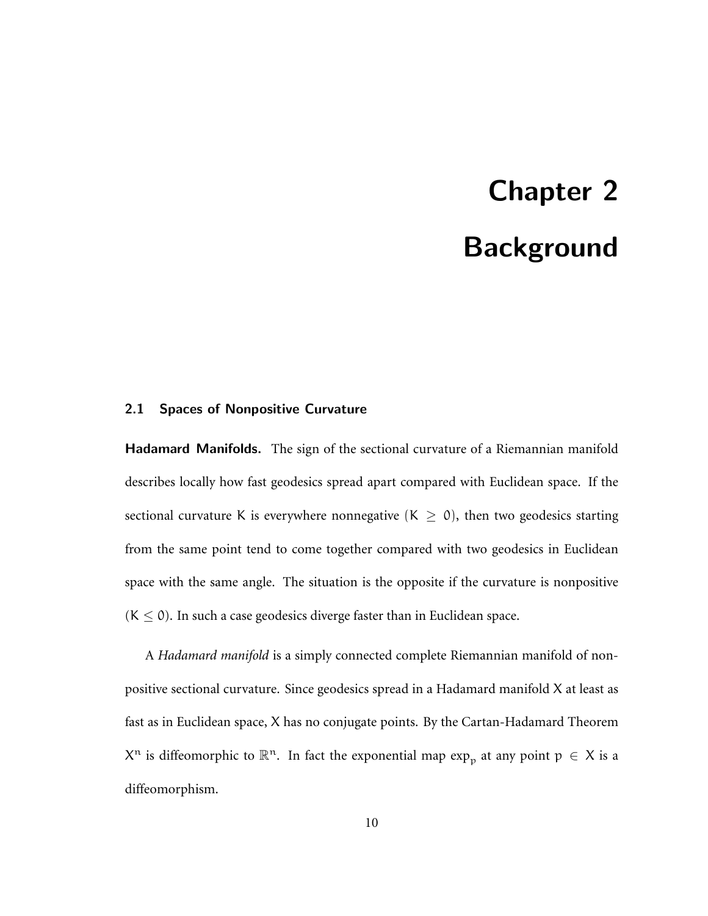# Chapter 2

# Background

## 2.1 Spaces of Nonpositive Curvature

**Hadamard Manifolds.** The sign of the sectional curvature of a Riemannian manifold describes locally how fast geodesics spread apart compared with Euclidean space. If the sectional curvature $K$ is everywhere nonnegative ($K \geq 0$), then two geodesics starting from the same point tend to come together compared with two geodesics in Euclidean space with the same angle. The situation is the opposite if the curvature is nonpositive ($K \leq 0$). In such a case geodesics diverge faster than in Euclidean space.

A *Hadamard manifold* is a simply connected complete Riemannian manifold of nonpositive sectional curvature. Since geodesics spread in a Hadamard manifold $X$ at least as fast as in Euclidean space, $X$ has no conjugate points. By the Cartan-Hadamard Theorem $X^n$ is diffeomorphic to $\mathbb{R}^n$. In fact the exponential map $\exp_p$ at any point $p \in X$ is a diffeomorphism.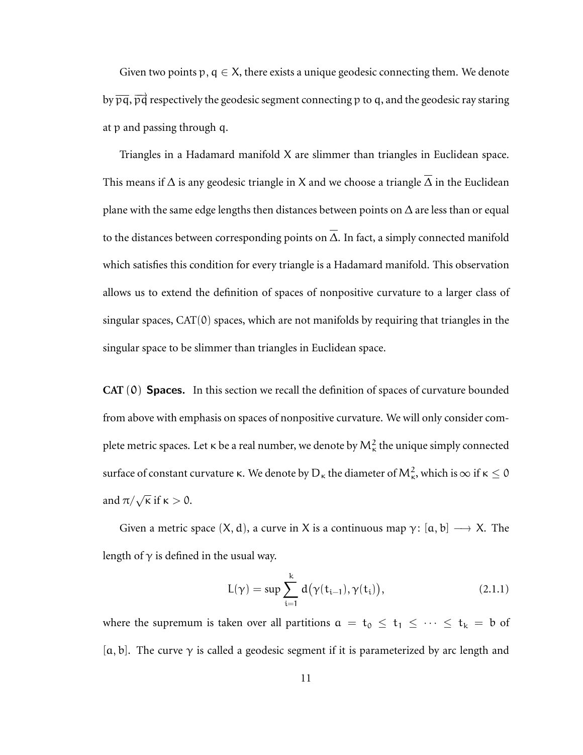Given two points $p, q \in X$, there exists a unique geodesic connecting them. We denote by $\overline{pq}$, $\overrightarrow{pq}$ respectively the geodesic segment connecting $p$ to $q$, and the geodesic ray staring at $p$ and passing through $q$.

Triangles in a Hadamard manifold $X$ are slimmer than triangles in Euclidean space. This means if $\Delta$ is any geodesic triangle in $X$ and we choose a triangle $\overline{\Delta}$ in the Euclidean plane with the same edge lengths then distances between points on $\Delta$ are less than or equal to the distances between corresponding points on $\overline{\Delta}$. In fact, a simply connected manifold which satisfies this condition for every triangle is a Hadamard manifold. This observation allows us to extend the definition of spaces of nonpositive curvature to a larger class of singular spaces, CAT$(0)$ spaces, which are not manifolds by requiring that triangles in the singular space to be slimmer than triangles in Euclidean space.

**CAT $(0)$ Spaces.** In this section we recall the definition of spaces of curvature bounded from above with emphasis on spaces of nonpositive curvature. We will only consider complete metric spaces. Let $\kappa$ be a real number, we denote by $M^2_\kappa$ the unique simply connected surface of constant curvature $\kappa$. We denote by $D_\kappa$ the diameter of $M^2_\kappa$, which is $\infty$ if $\kappa \leq 0$ and $\pi/\sqrt{\kappa}$ if $\kappa > 0$.

Given a metric space $(X, d)$, a curve in $X$ is a continuous map $\gamma \colon [a, b] \longrightarrow X$. The length of $\gamma$ is defined in the usual way.

$$L(\gamma) = \sup \sum_{i=1}^{k} d\big(\gamma(t_{i-1}), \gamma(t_i)\big), \tag{2.1.1}$$

where the supremum is taken over all partitions $a = t_0 \leq t_1 \leq \cdots \leq t_k = b$ of $[a, b]$. The curve $\gamma$ is called a geodesic segment if it is parameterized by arc length and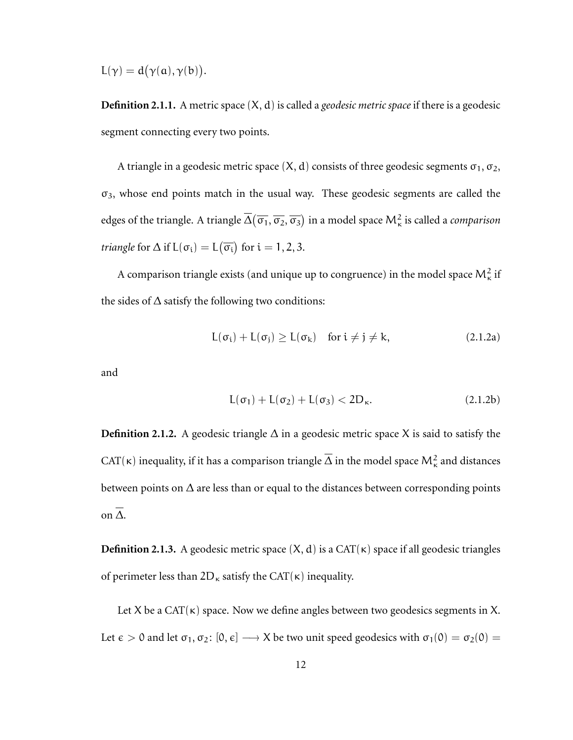$L(\gamma) = d\big(\gamma(a), \gamma(b)\big)$.

**Definition 2.1.1.** A metric space $(X, d)$ is called a *geodesic metric space* if there is a geodesic segment connecting every two points.

A triangle in a geodesic metric space $(X, d)$ consists of three geodesic segments $\sigma_1$, $\sigma_2$, $\sigma_3$, whose end points match in the usual way. These geodesic segments are called the edges of the triangle. A triangle $\overline{\Delta}\big(\overline{\sigma_1}, \overline{\sigma_2}, \overline{\sigma_3}\big)$ in a model space $M^2_\kappa$ is called a *comparison triangle* for $\Delta$ if $L(\sigma_i) = L\big(\overline{\sigma_i}\big)$ for $i = 1, 2, 3$.

A comparison triangle exists (and unique up to congruence) in the model space $M^2_\kappa$ if the sides of $\Delta$ satisfy the following two conditions:

$$L(\sigma_i) + L(\sigma_j) \geq L(\sigma_k) \quad \text{for } i \neq j \neq k, \tag{2.1.2a}$$

and

$$L(\sigma_1) + L(\sigma_2) + L(\sigma_3) < 2D_\kappa. \tag{2.1.2b}$$

**Definition 2.1.2.** A geodesic triangle $\Delta$ in a geodesic metric space $X$ is said to satisfy the CAT($\kappa$) inequality, if it has a comparison triangle $\overline{\Delta}$ in the model space $M^2_\kappa$ and distances between points on $\Delta$ are less than or equal to the distances between corresponding points on $\overline{\Delta}$.

**Definition 2.1.3.** A geodesic metric space $(X, d)$ is a CAT($\kappa$) space if all geodesic triangles of perimeter less than $2D_\kappa$ satisfy the CAT($\kappa$) inequality.

Let $X$ be a CAT($\kappa$) space. Now we define angles between two geodesics segments in $X$. Let $\epsilon > 0$ and let $\sigma_1, \sigma_2 \colon [0, \epsilon] \longrightarrow X$ be two unit speed geodesics with $\sigma_1(0) = \sigma_2(0) =$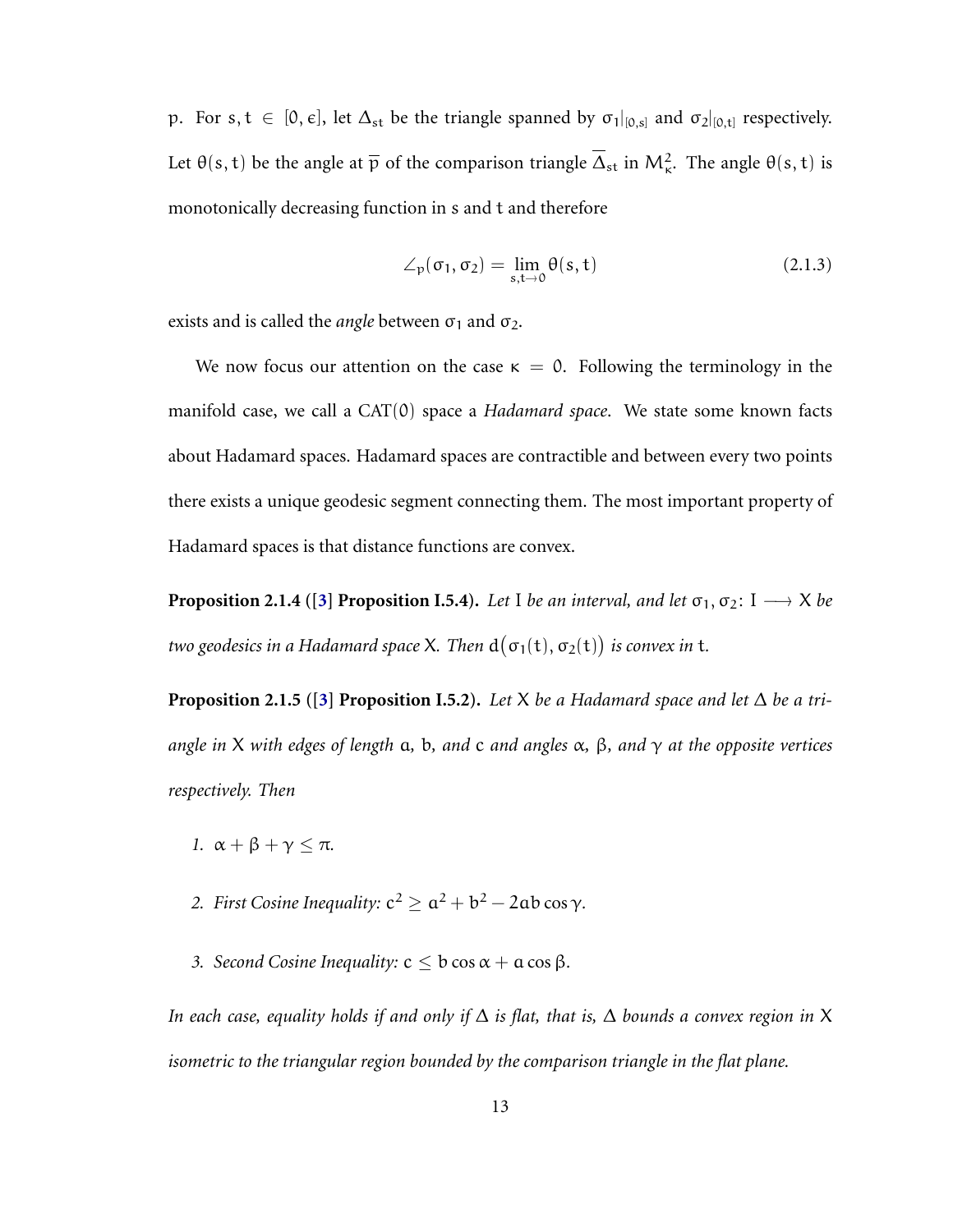p. For $s, t \in [0, \epsilon]$, let $\Delta_{st}$ be the triangle spanned by $\sigma_1|_{[0,s]}$ and $\sigma_2|_{[0,t]}$ respectively. Let $\theta(s,t)$ be the angle at $\overline{p}$ of the comparison triangle $\overline{\Delta}_{st}$ in $M^2_\kappa$. The angle $\theta(s,t)$ is monotonically decreasing function in s and t and therefore

$$\angle_p(\sigma_1, \sigma_2) = \lim_{s,t \to 0} \theta(s,t) \tag{2.1.3}$$

exists and is called the *angle* between $\sigma_1$ and $\sigma_2$.

We now focus our attention on the case $\kappa = 0$. Following the terminology in the manifold case, we call a CAT(0) space a *Hadamard space*. We state some known facts about Hadamard spaces. Hadamard spaces are contractible and between every two points there exists a unique geodesic segment connecting them. The most important property of Hadamard spaces is that distance functions are convex.

**Proposition 2.1.4 ([3] Proposition I.5.4).** *Let $I$ be an interval, and let $\sigma_1, \sigma_2 \colon I \longrightarrow X$ be two geodesics in a Hadamard space $X$. Then $d(\sigma_1(t), \sigma_2(t))$ is convex in $t$.*

**Proposition 2.1.5 ([3] Proposition I.5.2).** *Let $X$ be a Hadamard space and let $\Delta$ be a triangle in $X$ with edges of length $a$, $b$, and $c$ and angles $\alpha$, $\beta$, and $\gamma$ at the opposite vertices respectively. Then*

1. $\alpha + \beta + \gamma \leq \pi$.
2. *First Cosine Inequality:* $c^2 \geq a^2 + b^2 - 2ab\cos\gamma$.
3. *Second Cosine Inequality:* $c \leq b\cos\alpha + a\cos\beta$.

*In each case, equality holds if and only if $\Delta$ is flat, that is, $\Delta$ bounds a convex region in $X$ isometric to the triangular region bounded by the comparison triangle in the flat plane.*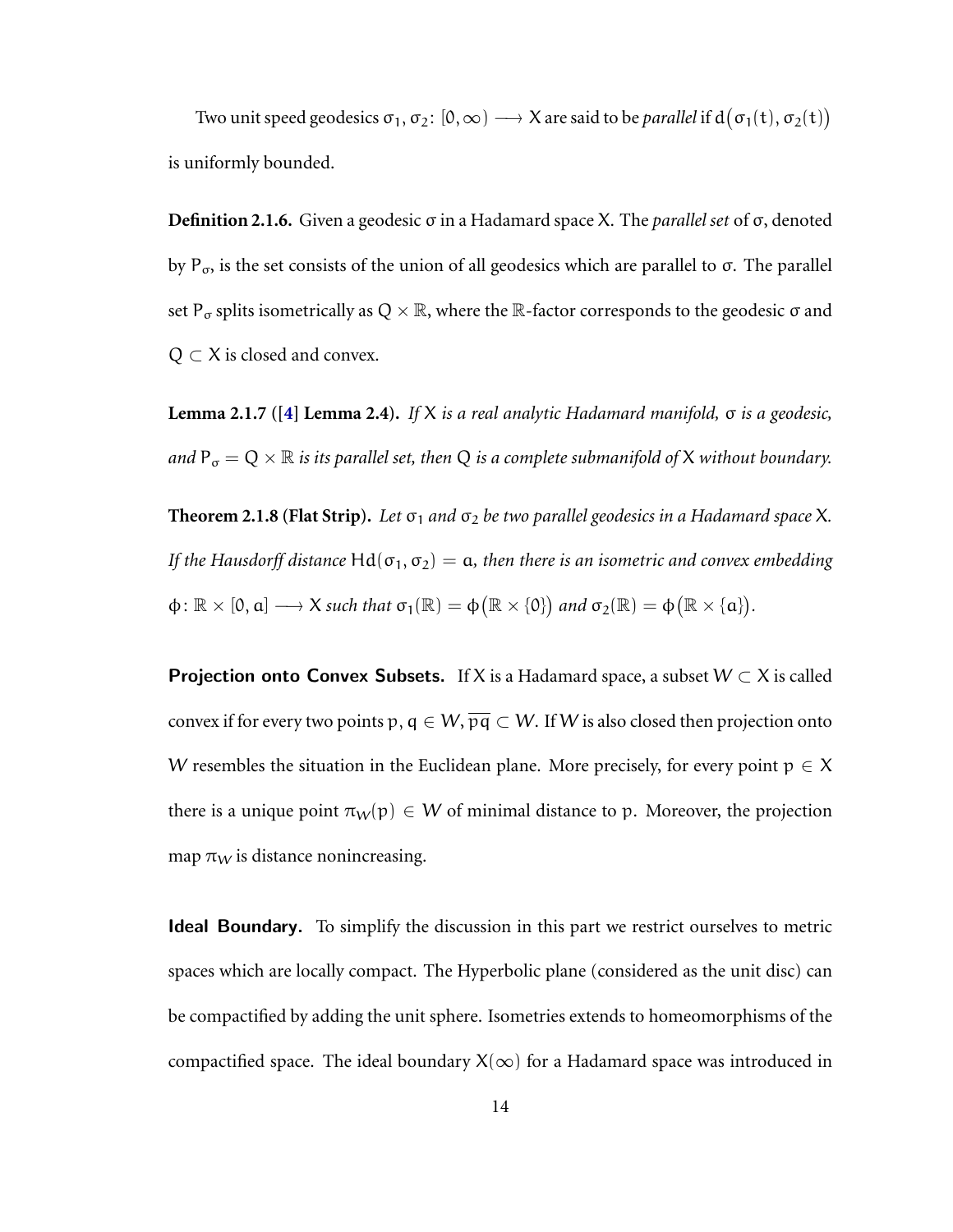Two unit speed geodesics $\sigma_1, \sigma_2 \colon [0, \infty) \longrightarrow X$ are said to be *parallel* if $d\big(\sigma_1(t), \sigma_2(t)\big)$ is uniformly bounded.

**Definition 2.1.6.** Given a geodesic $\sigma$ in a Hadamard space $X$. The *parallel set* of $\sigma$, denoted by $P_\sigma$, is the set consists of the union of all geodesics which are parallel to $\sigma$. The parallel set $P_\sigma$ splits isometrically as $Q \times \mathbb{R}$, where the $\mathbb{R}$-factor corresponds to the geodesic $\sigma$ and $Q \subset X$ is closed and convex.

**Lemma 2.1.7 ([4] Lemma 2.4).** *If $X$ is a real analytic Hadamard manifold, $\sigma$ is a geodesic, and $P_\sigma = Q \times \mathbb{R}$ is its parallel set, then $Q$ is a complete submanifold of $X$ without boundary.*

**Theorem 2.1.8 (Flat Strip).** *Let $\sigma_1$ and $\sigma_2$ be two parallel geodesics in a Hadamard space $X$. If the Hausdorff distance $\mathrm{Hd}(\sigma_1, \sigma_2) = a$, then there is an isometric and convex embedding $\phi \colon \mathbb{R} \times [0, a] \longrightarrow X$ such that $\sigma_1(\mathbb{R}) = \phi\big(\mathbb{R} \times \{0\}\big)$ and $\sigma_2(\mathbb{R}) = \phi\big(\mathbb{R} \times \{a\}\big)$.*

**Projection onto Convex Subsets.** If $X$ is a Hadamard space, a subset $W \subset X$ is called convex if for every two points $p, q \in W$, $\overline{pq} \subset W$. If $W$ is also closed then projection onto $W$ resembles the situation in the Euclidean plane. More precisely, for every point $p \in X$ there is a unique point $\pi_W(p) \in W$ of minimal distance to $p$. Moreover, the projection map $\pi_W$ is distance nonincreasing.

**Ideal Boundary.** To simplify the discussion in this part we restrict ourselves to metric spaces which are locally compact. The Hyperbolic plane (considered as the unit disc) can be compactified by adding the unit sphere. Isometries extends to homeomorphisms of the compactified space. The ideal boundary $X(\infty)$ for a Hadamard space was introduced in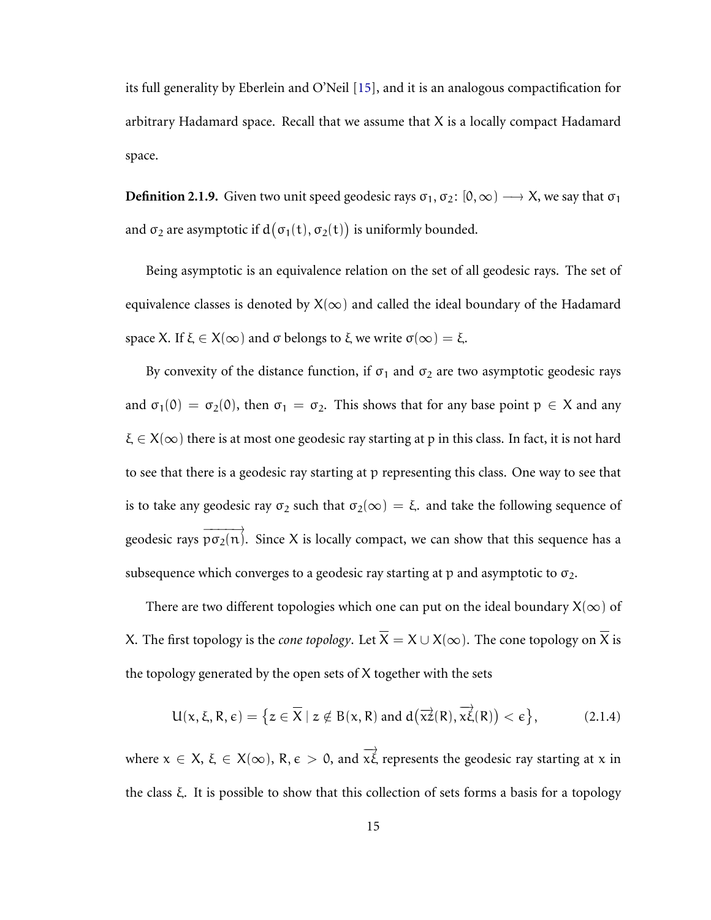its full generality by Eberlein and O'Neil [15], and it is an analogous compactification for arbitrary Hadamard space. Recall that we assume that $X$ is a locally compact Hadamard space.

**Definition 2.1.9.** Given two unit speed geodesic rays $\sigma_1, \sigma_2 \colon [0, \infty) \longrightarrow X$, we say that $\sigma_1$ and $\sigma_2$ are asymptotic if $d\big(\sigma_1(t), \sigma_2(t)\big)$ is uniformly bounded.

Being asymptotic is an equivalence relation on the set of all geodesic rays. The set of equivalence classes is denoted by $X(\infty)$ and called the ideal boundary of the Hadamard space $X$. If $\xi \in X(\infty)$ and $\sigma$ belongs to $\xi$ we write $\sigma(\infty) = \xi$.

By convexity of the distance function, if $\sigma_1$ and $\sigma_2$ are two asymptotic geodesic rays and $\sigma_1(0) = \sigma_2(0)$, then $\sigma_1 = \sigma_2$. This shows that for any base point $p \in X$ and any $\xi \in X(\infty)$ there is at most one geodesic ray starting at $p$ in this class. In fact, it is not hard to see that there is a geodesic ray starting at $p$ representing this class. One way to see that is to take any geodesic ray $\sigma_2$ such that $\sigma_2(\infty) = \xi$. and take the following sequence of geodesic rays $\overrightarrow{p\sigma_2(n)}$. Since $X$ is locally compact, we can show that this sequence has a subsequence which converges to a geodesic ray starting at $p$ and asymptotic to $\sigma_2$.

There are two different topologies which one can put on the ideal boundary $X(\infty)$ of $X$. The first topology is the *cone topology*. Let $\overline{X} = X \cup X(\infty)$. The cone topology on $\overline{X}$ is the topology generated by the open sets of $X$ together with the sets

$$U(x, \xi, R, \epsilon) = \big\{z \in \overline{X} \mid z \notin B(x, R) \text{ and } d\big(\overrightarrow{xz}(R), \overrightarrow{x\xi}(R)\big) < \epsilon\big\}, \tag{2.1.4}$$

where $x \in X$, $\xi \in X(\infty)$, $R, \epsilon > 0$, and $\overrightarrow{x\xi}$ represents the geodesic ray starting at $x$ in the class $\xi$. It is possible to show that this collection of sets forms a basis for a topology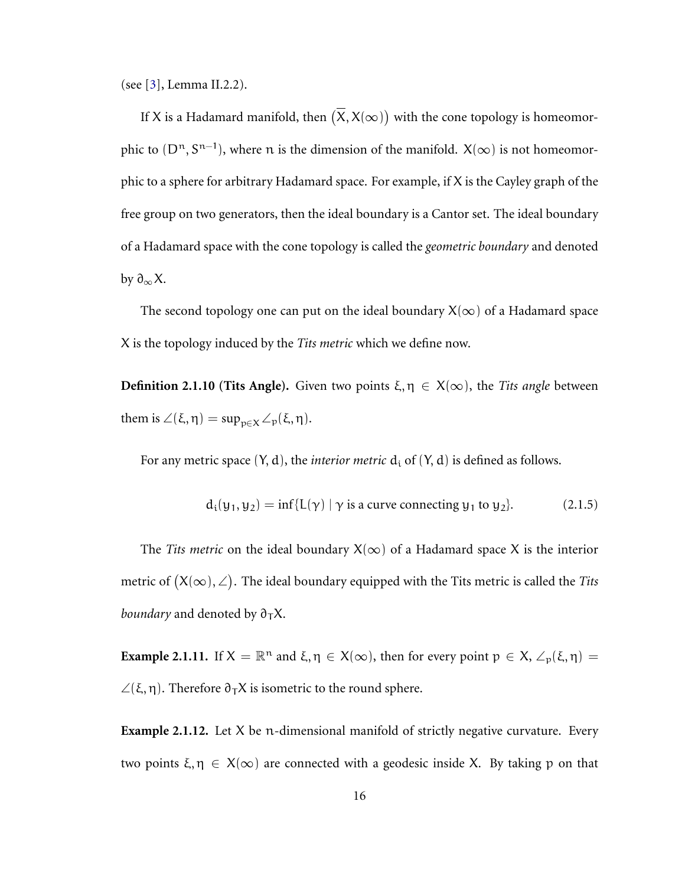(see [3], Lemma II.2.2).

If $X$ is a Hadamard manifold, then $(\overline{X}, X(\infty))$ with the cone topology is homeomorphic to $(D^n, S^{n-1})$, where $n$ is the dimension of the manifold. $X(\infty)$ is not homeomorphic to a sphere for arbitrary Hadamard space. For example, if $X$ is the Cayley graph of the free group on two generators, then the ideal boundary is a Cantor set. The ideal boundary of a Hadamard space with the cone topology is called the *geometric boundary* and denoted by $\partial_\infty X$.

The second topology one can put on the ideal boundary $X(\infty)$ of a Hadamard space $X$ is the topology induced by the *Tits metric* which we define now.

**Definition 2.1.10 (Tits Angle).** Given two points $\xi, \eta \in X(\infty)$, the *Tits angle* between them is $\angle(\xi, \eta) = \sup_{p \in X} \angle_p(\xi, \eta)$.

For any metric space $(Y, d)$, the *interior metric* $d_i$ of $(Y, d)$ is defined as follows.

$$d_i(y_1, y_2) = \inf\{L(\gamma) \mid \gamma \text{ is a curve connecting } y_1 \text{ to } y_2\}. \tag{2.1.5}$$

The *Tits metric* on the ideal boundary $X(\infty)$ of a Hadamard space $X$ is the interior metric of $(X(\infty), \angle)$. The ideal boundary equipped with the Tits metric is called the *Tits boundary* and denoted by $\partial_T X$.

**Example 2.1.11.** If $X = \mathbb{R}^n$ and $\xi, \eta \in X(\infty)$, then for every point $p \in X$, $\angle_p(\xi, \eta) = \angle(\xi, \eta)$. Therefore $\partial_T X$ is isometric to the round sphere.

**Example 2.1.12.** Let $X$ be $n$-dimensional manifold of strictly negative curvature. Every two points $\xi, \eta \in X(\infty)$ are connected with a geodesic inside $X$. By taking $p$ on that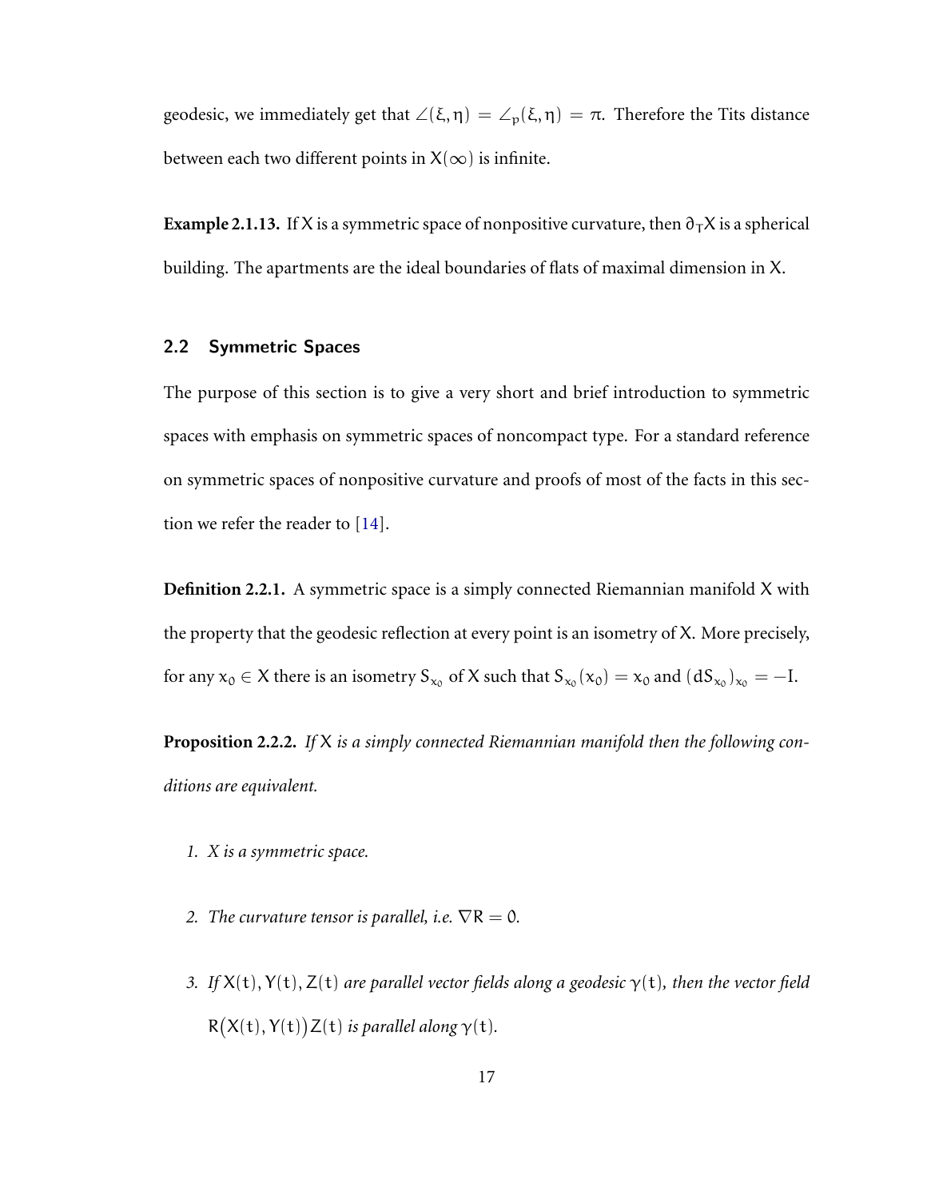geodesic, we immediately get that $\angle(\xi, \eta) = \angle_p(\xi, \eta) = \pi$. Therefore the Tits distance between each two different points in $X(\infty)$ is infinite.

**Example 2.1.13.** If $X$ is a symmetric space of nonpositive curvature, then $\partial_T X$ is a spherical building. The apartments are the ideal boundaries of flats of maximal dimension in $X$.

## 2.2 Symmetric Spaces

The purpose of this section is to give a very short and brief introduction to symmetric spaces with emphasis on symmetric spaces of noncompact type. For a standard reference on symmetric spaces of nonpositive curvature and proofs of most of the facts in this section we refer the reader to [14].

**Definition 2.2.1.** A symmetric space is a simply connected Riemannian manifold $X$ with the property that the geodesic reflection at every point is an isometry of $X$. More precisely, for any $x_0 \in X$ there is an isometry $S_{x_0}$ of $X$ such that $S_{x_0}(x_0) = x_0$ and $(dS_{x_0})_{x_0} = -I$.

**Proposition 2.2.2.** *If $X$ is a simply connected Riemannian manifold then the following conditions are equivalent.*

1. *$X$ is a symmetric space.*

2. *The curvature tensor is parallel, i.e. $\nabla R = 0$.*

3. *If $X(t), Y(t), Z(t)$ are parallel vector fields along a geodesic $\gamma(t)$, then the vector field $R\big(X(t), Y(t)\big)Z(t)$ is parallel along $\gamma(t)$.*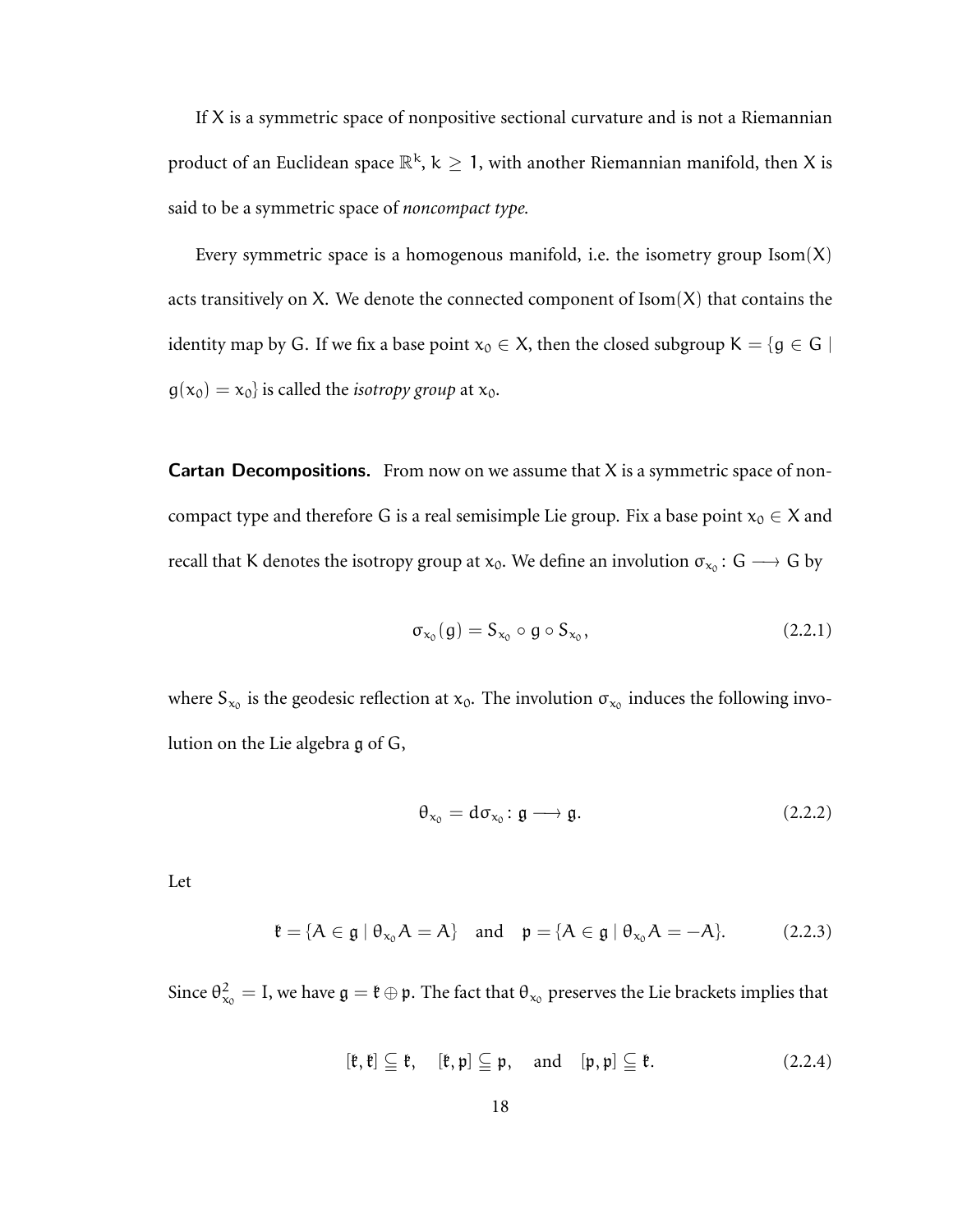If $X$ is a symmetric space of nonpositive sectional curvature and is not a Riemannian product of an Euclidean space $\mathbb{R}^k$, $k \geq 1$, with another Riemannian manifold, then $X$ is said to be a symmetric space of *noncompact type.*

Every symmetric space is a homogenous manifold, i.e. the isometry group $\mathrm{Isom}(X)$ acts transitively on $X$. We denote the connected component of $\mathrm{Isom}(X)$ that contains the identity map by $G$. If we fix a base point $x_0 \in X$, then the closed subgroup $K = \{g \in G \mid g(x_0) = x_0\}$ is called the *isotropy group* at $x_0$.

**Cartan Decompositions.** From now on we assume that $X$ is a symmetric space of noncompact type and therefore $G$ is a real semisimple Lie group. Fix a base point $x_0 \in X$ and recall that $K$ denotes the isotropy group at $x_0$. We define an involution $\sigma_{x_0} \colon G \longrightarrow G$ by

$$\sigma_{x_0}(g) = S_{x_0} \circ g \circ S_{x_0}, \tag{2.2.1}$$

where $S_{x_0}$ is the geodesic reflection at $x_0$. The involution $\sigma_{x_0}$ induces the following involution on the Lie algebra $\mathfrak{g}$ of $G$,

$$\theta_{x_0} = d\sigma_{x_0} \colon \mathfrak{g} \longrightarrow \mathfrak{g}. \tag{2.2.2}$$

Let

$$\mathfrak{k} = \{A \in \mathfrak{g} \mid \theta_{x_0} A = A\} \quad \text{and} \quad \mathfrak{p} = \{A \in \mathfrak{g} \mid \theta_{x_0} A = -A\}. \tag{2.2.3}$$

Since $\theta_{x_0}^2 = I$, we have $\mathfrak{g} = \mathfrak{k} \oplus \mathfrak{p}$. The fact that $\theta_{x_0}$ preserves the Lie brackets implies that

$$[\mathfrak{k}, \mathfrak{k}] \subseteq \mathfrak{k}, \quad [\mathfrak{k}, \mathfrak{p}] \subseteq \mathfrak{p}, \quad \text{and} \quad [\mathfrak{p}, \mathfrak{p}] \subseteq \mathfrak{k}. \tag{2.2.4}$$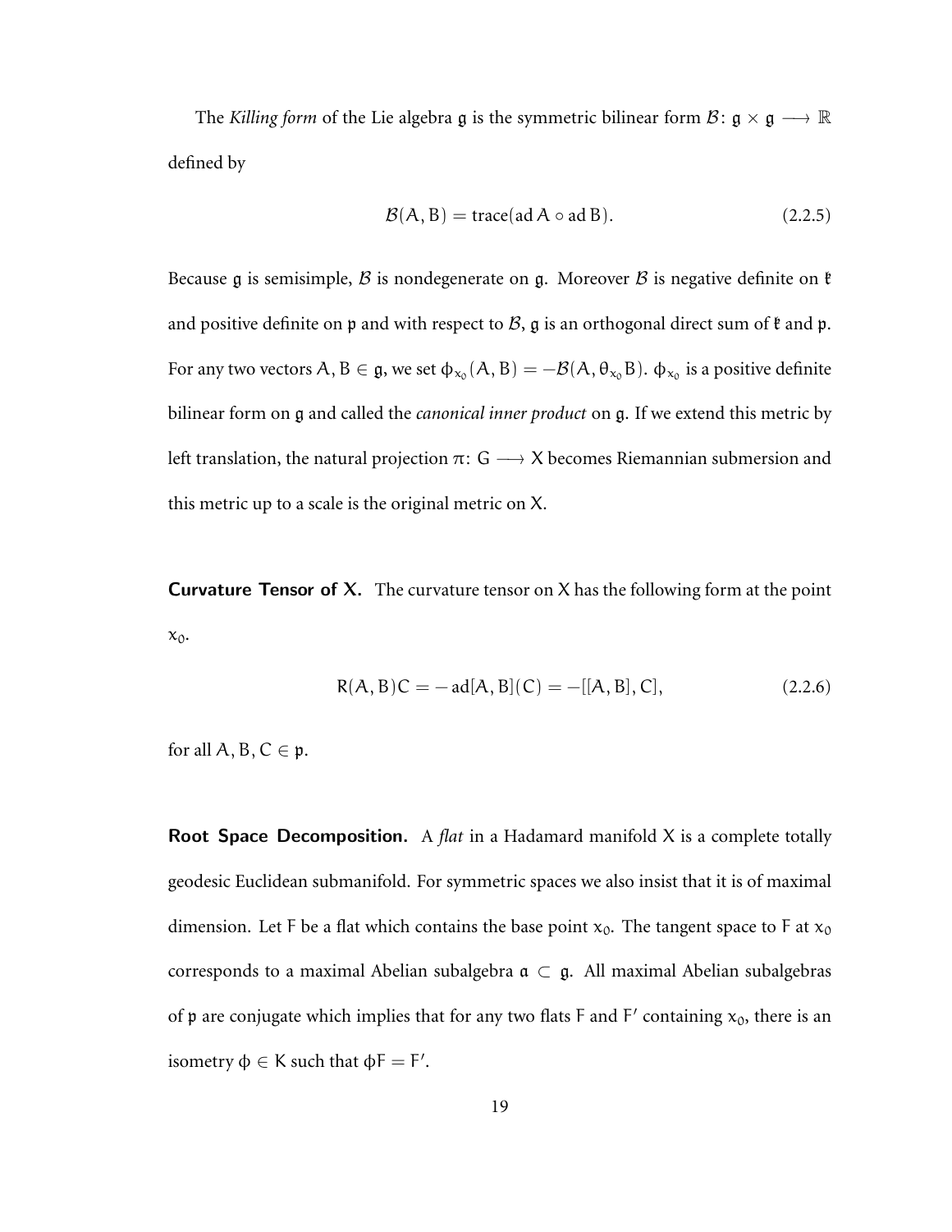The *Killing form* of the Lie algebra $\mathfrak{g}$ is the symmetric bilinear form $\mathcal{B}\colon \mathfrak{g} \times \mathfrak{g} \longrightarrow \mathbb{R}$ defined by

$$\mathcal{B}(A, B) = \operatorname{trace}(\operatorname{ad} A \circ \operatorname{ad} B). \tag{2.2.5}$$

Because $\mathfrak{g}$ is semisimple, $\mathcal{B}$ is nondegenerate on $\mathfrak{g}$. Moreover $\mathcal{B}$ is negative definite on $\mathfrak{k}$ and positive definite on $\mathfrak{p}$ and with respect to $\mathcal{B}$, $\mathfrak{g}$ is an orthogonal direct sum of $\mathfrak{k}$ and $\mathfrak{p}$. For any two vectors $A, B \in \mathfrak{g}$, we set $\phi_{x_0}(A, B) = -\mathcal{B}(A, \theta_{x_0} B)$. $\phi_{x_0}$ is a positive definite bilinear form on $\mathfrak{g}$ and called the *canonical inner product* on $\mathfrak{g}$. If we extend this metric by left translation, the natural projection $\pi\colon G \longrightarrow X$ becomes Riemannian submersion and this metric up to a scale is the original metric on $X$.

**Curvature Tensor of X.** The curvature tensor on $X$ has the following form at the point $x_0$.

$$R(A, B)C = -\operatorname{ad}[A, B](C) = -[[A, B], C], \tag{2.2.6}$$

for all $A, B, C \in \mathfrak{p}$.

**Root Space Decomposition.** A *flat* in a Hadamard manifold $X$ is a complete totally geodesic Euclidean submanifold. For symmetric spaces we also insist that it is of maximal dimension. Let $F$ be a flat which contains the base point $x_0$. The tangent space to $F$ at $x_0$ corresponds to a maximal Abelian subalgebra $\mathfrak{a} \subset \mathfrak{g}$. All maximal Abelian subalgebras of $\mathfrak{p}$ are conjugate which implies that for any two flats $F$ and $F'$ containing $x_0$, there is an isometry $\phi \in K$ such that $\phi F = F'$.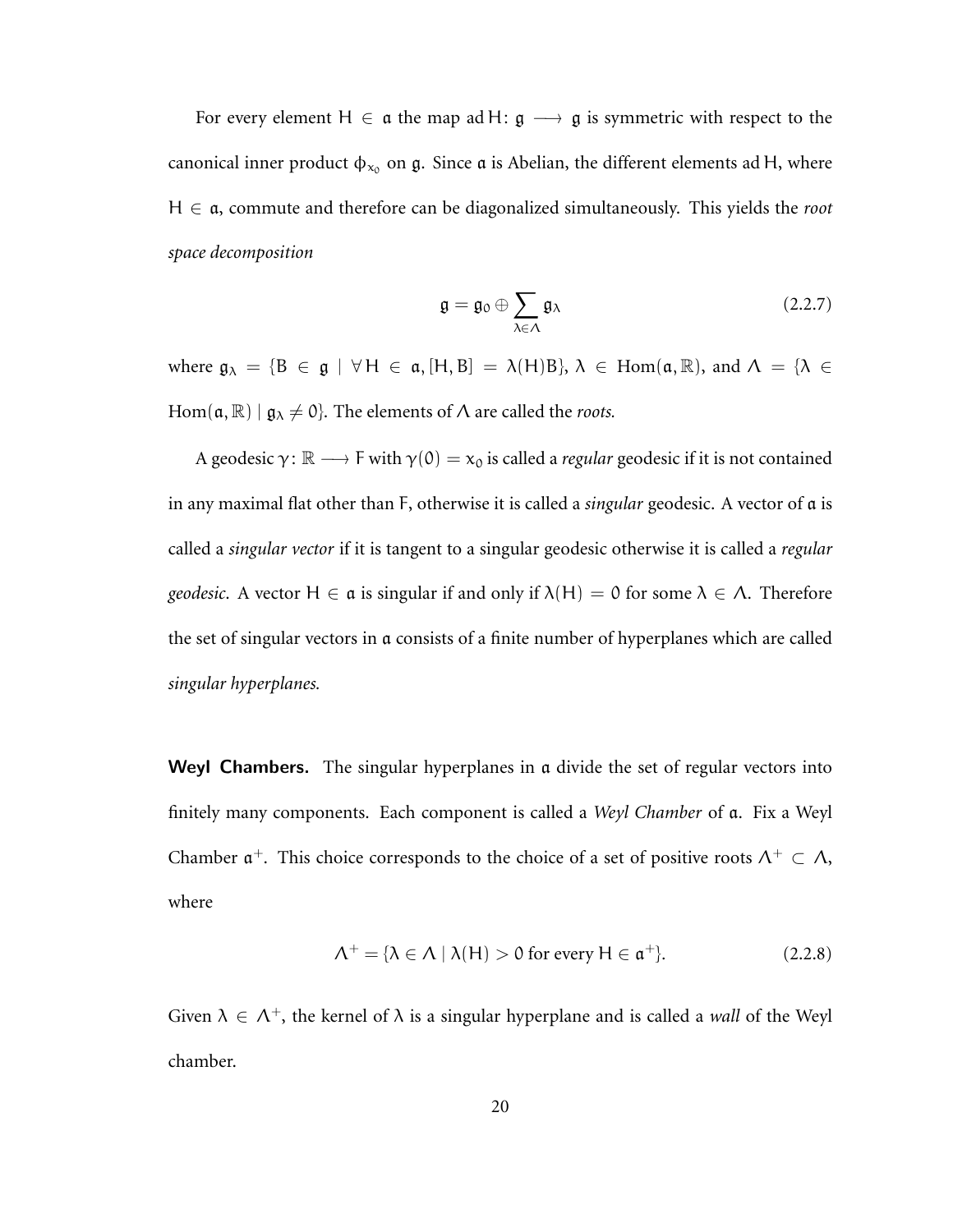For every element $H \in \mathfrak{a}$ the map $\operatorname{ad} H \colon \mathfrak{g} \longrightarrow \mathfrak{g}$ is symmetric with respect to the canonical inner product $\phi_{x_0}$ on $\mathfrak{g}$. Since $\mathfrak{a}$ is Abelian, the different elements $\operatorname{ad} H$, where $H \in \mathfrak{a}$, commute and therefore can be diagonalized simultaneously. This yields the *root space decomposition*

$$\mathfrak{g} = \mathfrak{g}_0 \oplus \sum_{\lambda \in \Lambda} \mathfrak{g}_\lambda \tag{2.2.7}$$

where $\mathfrak{g}_\lambda = \{B \in \mathfrak{g} \mid \forall H \in \mathfrak{a}, [H, B] = \lambda(H)B\}$, $\lambda \in \operatorname{Hom}(\mathfrak{a}, \mathbb{R})$, and $\Lambda = \{\lambda \in \operatorname{Hom}(\mathfrak{a}, \mathbb{R}) \mid \mathfrak{g}_\lambda \neq 0\}$. The elements of $\Lambda$ are called the *roots.*

A geodesic $\gamma \colon \mathbb{R} \longrightarrow F$ with $\gamma(0) = x_0$ is called a *regular* geodesic if it is not contained in any maximal flat other than $F$, otherwise it is called a *singular* geodesic. A vector of $\mathfrak{a}$ is called a *singular vector* if it is tangent to a singular geodesic otherwise it is called a *regular geodesic*. A vector $H \in \mathfrak{a}$ is singular if and only if $\lambda(H) = 0$ for some $\lambda \in \Lambda$. Therefore the set of singular vectors in $\mathfrak{a}$ consists of a finite number of hyperplanes which are called *singular hyperplanes.*

**Weyl Chambers.** The singular hyperplanes in $\mathfrak{a}$ divide the set of regular vectors into finitely many components. Each component is called a *Weyl Chamber* of $\mathfrak{a}$. Fix a Weyl Chamber $\mathfrak{a}^+$. This choice corresponds to the choice of a set of positive roots $\Lambda^+ \subset \Lambda$, where

$$\Lambda^+ = \{\lambda \in \Lambda \mid \lambda(H) > 0 \text{ for every } H \in \mathfrak{a}^+\}. \tag{2.2.8}$$

Given $\lambda \in \Lambda^+$, the kernel of $\lambda$ is a singular hyperplane and is called a *wall* of the Weyl chamber.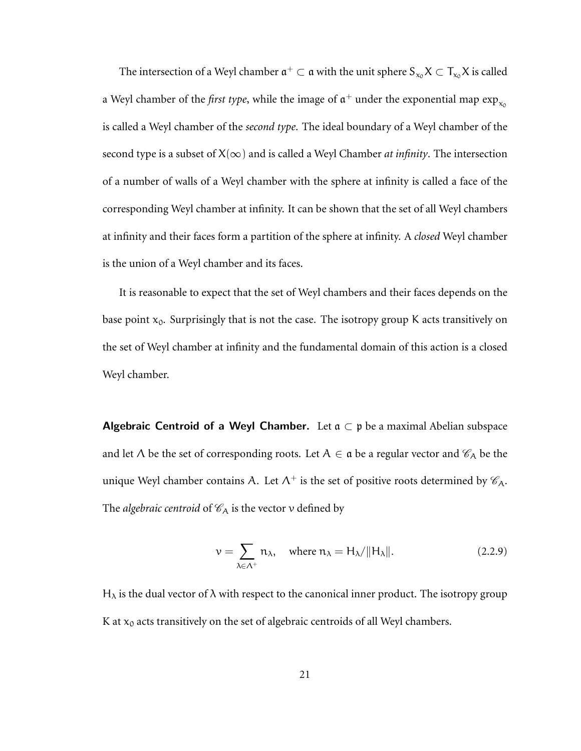The intersection of a Weyl chamber $\mathfrak{a}^+ \subset \mathfrak{a}$ with the unit sphere $S_{x_0}X \subset T_{x_0}X$ is called a Weyl chamber of the *first type*, while the image of $\mathfrak{a}^+$ under the exponential map $\exp_{x_0}$ is called a Weyl chamber of the *second type*. The ideal boundary of a Weyl chamber of the second type is a subset of $X(\infty)$ and is called a Weyl Chamber *at infinity*. The intersection of a number of walls of a Weyl chamber with the sphere at infinity is called a face of the corresponding Weyl chamber at infinity. It can be shown that the set of all Weyl chambers at infinity and their faces form a partition of the sphere at infinity. A *closed* Weyl chamber is the union of a Weyl chamber and its faces.

It is reasonable to expect that the set of Weyl chambers and their faces depends on the base point $x_0$. Surprisingly that is not the case. The isotropy group $K$ acts transitively on the set of Weyl chamber at infinity and the fundamental domain of this action is a closed Weyl chamber.

**Algebraic Centroid of a Weyl Chamber.** Let $\mathfrak{a} \subset \mathfrak{p}$ be a maximal Abelian subspace and let $\Lambda$ be the set of corresponding roots. Let $A \in \mathfrak{a}$ be a regular vector and $\mathscr{C}_A$ be the unique Weyl chamber contains $A$. Let $\Lambda^+$ is the set of positive roots determined by $\mathscr{C}_A$. The *algebraic centroid* of $\mathscr{C}_A$ is the vector $v$ defined by

$$v = \sum_{\lambda \in \Lambda^+} n_\lambda, \quad \text{where } n_\lambda = H_\lambda / \|H_\lambda\|. \tag{2.2.9}$$

$H_\lambda$ is the dual vector of $\lambda$ with respect to the canonical inner product. The isotropy group $K$ at $x_0$ acts transitively on the set of algebraic centroids of all Weyl chambers.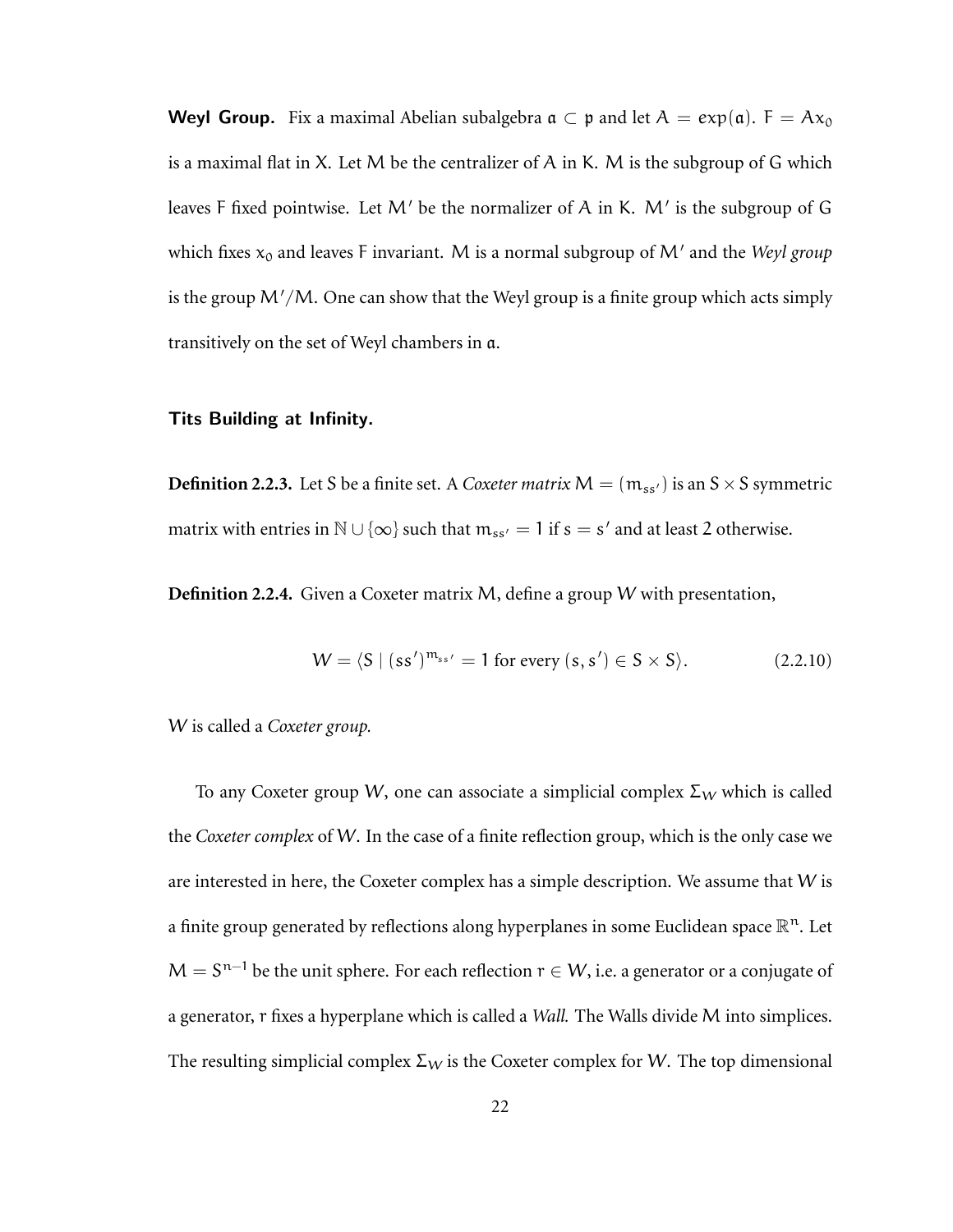**Weyl Group.** Fix a maximal Abelian subalgebra $\mathfrak{a} \subset \mathfrak{p}$ and let $A = \exp(\mathfrak{a})$. $F = Ax_0$ is a maximal flat in $X$. Let $M$ be the centralizer of $A$ in $K$. $M$ is the subgroup of $G$ which leaves $F$ fixed pointwise. Let $M'$ be the normalizer of $A$ in $K$. $M'$ is the subgroup of $G$ which fixes $x_0$ and leaves $F$ invariant. $M$ is a normal subgroup of $M'$ and the *Weyl group* is the group $M'/M$. One can show that the Weyl group is a finite group which acts simply transitively on the set of Weyl chambers in $\mathfrak{a}$.

### Tits Building at Infinity.

**Definition 2.2.3.** Let $S$ be a finite set. A *Coxeter matrix* $M = (m_{ss'})$ is an $S \times S$ symmetric matrix with entries in $\mathbb{N} \cup \{\infty\}$ such that $m_{ss'} = 1$ if $s = s'$ and at least 2 otherwise.

**Definition 2.2.4.** Given a Coxeter matrix $M$, define a group $W$ with presentation,

$$W = \langle S \mid (ss')^{m_{ss'}} = 1 \text{ for every } (s, s') \in S \times S \rangle. \tag{2.2.10}$$

$W$ is called a *Coxeter group.*

To any Coxeter group $W$, one can associate a simplicial complex $\Sigma_W$ which is called the *Coxeter complex* of $W$. In the case of a finite reflection group, which is the only case we are interested in here, the Coxeter complex has a simple description. We assume that $W$ is a finite group generated by reflections along hyperplanes in some Euclidean space $\mathbb{R}^n$. Let $M = S^{n-1}$ be the unit sphere. For each reflection $r \in W$, i.e. a generator or a conjugate of a generator, $r$ fixes a hyperplane which is called a *Wall.* The Walls divide $M$ into simplices. The resulting simplicial complex $\Sigma_W$ is the Coxeter complex for $W$. The top dimensional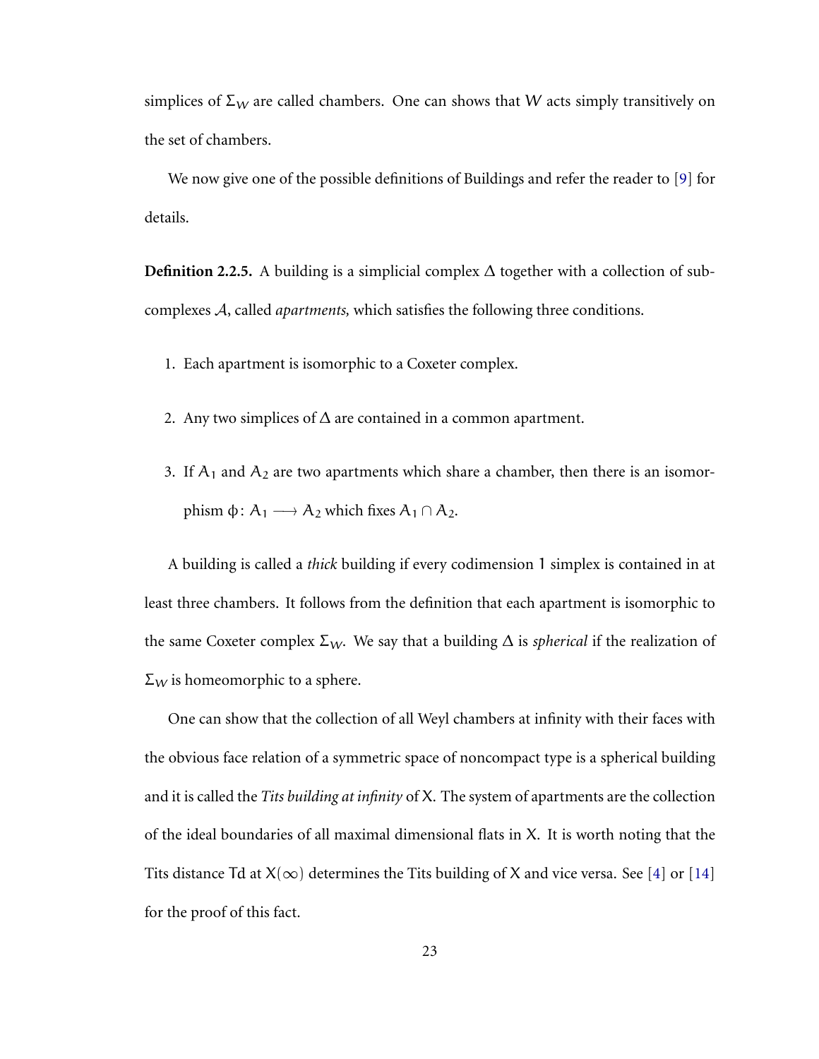simplices of $\Sigma_W$ are called chambers. One can shows that $W$ acts simply transitively on the set of chambers.

We now give one of the possible definitions of Buildings and refer the reader to [9] for details.

**Definition 2.2.5.** A building is a simplicial complex $\Delta$ together with a collection of subcomplexes $\mathcal{A}$, called *apartments,* which satisfies the following three conditions.

1. Each apartment is isomorphic to a Coxeter complex.
2. Any two simplices of $\Delta$ are contained in a common apartment.
3. If $A_1$ and $A_2$ are two apartments which share a chamber, then there is an isomorphism $\phi\colon A_1 \longrightarrow A_2$ which fixes $A_1 \cap A_2$.

A building is called a *thick* building if every codimension 1 simplex is contained in at least three chambers. It follows from the definition that each apartment is isomorphic to the same Coxeter complex $\Sigma_W$. We say that a building $\Delta$ is *spherical* if the realization of $\Sigma_W$ is homeomorphic to a sphere.

One can show that the collection of all Weyl chambers at infinity with their faces with the obvious face relation of a symmetric space of noncompact type is a spherical building and it is called the *Tits building at infinity* of $X$. The system of apartments are the collection of the ideal boundaries of all maximal dimensional flats in $X$. It is worth noting that the Tits distance $Td$ at $X(\infty)$ determines the Tits building of $X$ and vice versa. See [4] or [14] for the proof of this fact.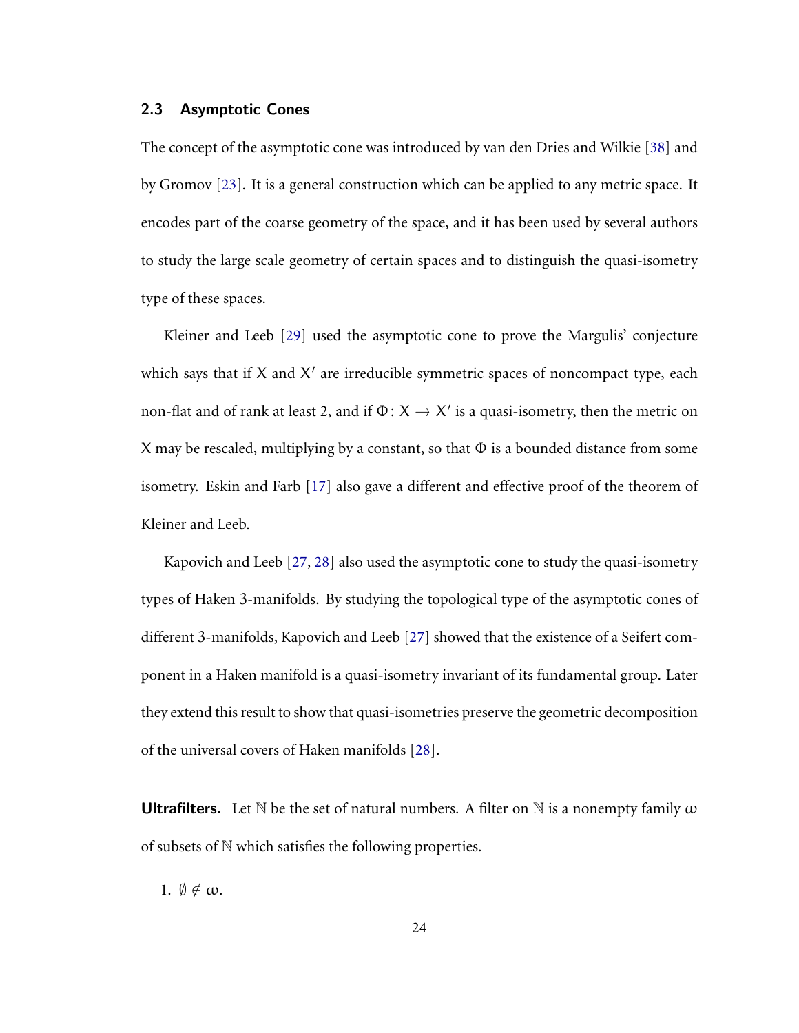### 2.3 Asymptotic Cones

The concept of the asymptotic cone was introduced by van den Dries and Wilkie [38] and by Gromov [23]. It is a general construction which can be applied to any metric space. It encodes part of the coarse geometry of the space, and it has been used by several authors to study the large scale geometry of certain spaces and to distinguish the quasi-isometry type of these spaces.

Kleiner and Leeb [29] used the asymptotic cone to prove the Margulis' conjecture which says that if $X$ and $X'$ are irreducible symmetric spaces of noncompact type, each non-flat and of rank at least 2, and if $\Phi\colon X \to X'$ is a quasi-isometry, then the metric on $X$ may be rescaled, multiplying by a constant, so that $\Phi$ is a bounded distance from some isometry. Eskin and Farb [17] also gave a different and effective proof of the theorem of Kleiner and Leeb.

Kapovich and Leeb [27, 28] also used the asymptotic cone to study the quasi-isometry types of Haken 3-manifolds. By studying the topological type of the asymptotic cones of different 3-manifolds, Kapovich and Leeb [27] showed that the existence of a Seifert component in a Haken manifold is a quasi-isometry invariant of its fundamental group. Later they extend this result to show that quasi-isometries preserve the geometric decomposition of the universal covers of Haken manifolds [28].

**Ultrafilters.** Let $\mathbb{N}$ be the set of natural numbers. A filter on $\mathbb{N}$ is a nonempty family $\omega$ of subsets of $\mathbb{N}$ which satisfies the following properties.

1. $\emptyset \notin \omega$.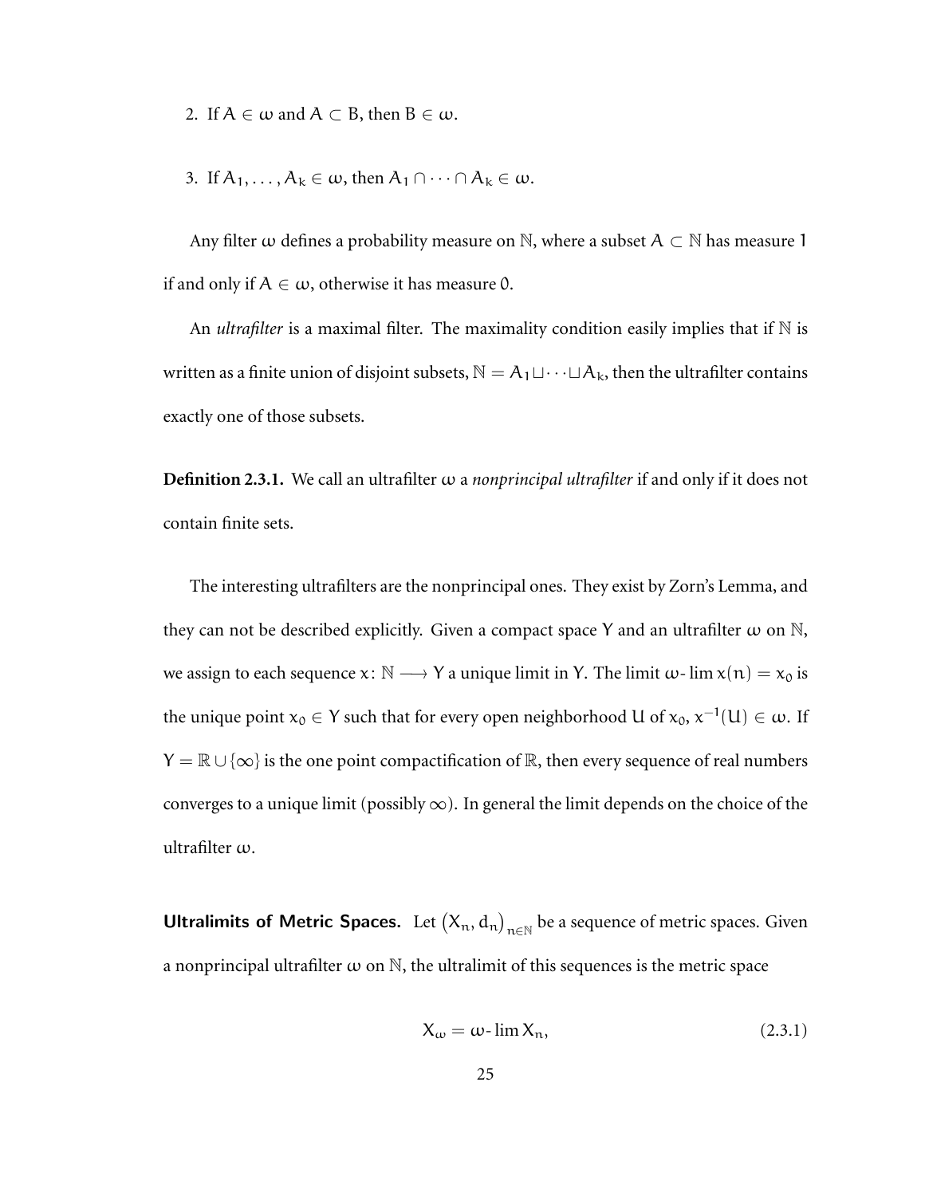2. If $A \in \omega$ and $A \subset B$, then $B \in \omega$.

3. If $A_1, \ldots, A_k \in \omega$, then $A_1 \cap \cdots \cap A_k \in \omega$.

Any filter $\omega$ defines a probability measure on $\mathbb{N}$, where a subset $A \subset \mathbb{N}$ has measure 1 if and only if $A \in \omega$, otherwise it has measure 0.

An *ultrafilter* is a maximal filter. The maximality condition easily implies that if $\mathbb{N}$ is written as a finite union of disjoint subsets, $\mathbb{N} = A_1 \sqcup \cdots \sqcup A_k$, then the ultrafilter contains exactly one of those subsets.

**Definition 2.3.1.** We call an ultrafilter $\omega$ a *nonprincipal ultrafilter* if and only if it does not contain finite sets.

The interesting ultrafilters are the nonprincipal ones. They exist by Zorn's Lemma, and they can not be described explicitly. Given a compact space $Y$ and an ultrafilter $\omega$ on $\mathbb{N}$, we assign to each sequence $x\colon \mathbb{N} \longrightarrow Y$ a unique limit in $Y$. The limit $\omega\text{-}\lim x(n) = x_0$ is the unique point $x_0 \in Y$ such that for every open neighborhood $U$ of $x_0$, $x^{-1}(U) \in \omega$. If $Y = \mathbb{R} \cup \{\infty\}$ is the one point compactification of $\mathbb{R}$, then every sequence of real numbers converges to a unique limit (possibly $\infty$). In general the limit depends on the choice of the ultrafilter $\omega$.

**Ultralimits of Metric Spaces.** Let $(X_n, d_n)_{n\in\mathbb{N}}$ be a sequence of metric spaces. Given a nonprincipal ultrafilter $\omega$ on $\mathbb{N}$, the ultralimit of this sequences is the metric space

$$X_\omega = \omega\text{-}\lim X_n, \tag{2.3.1}$$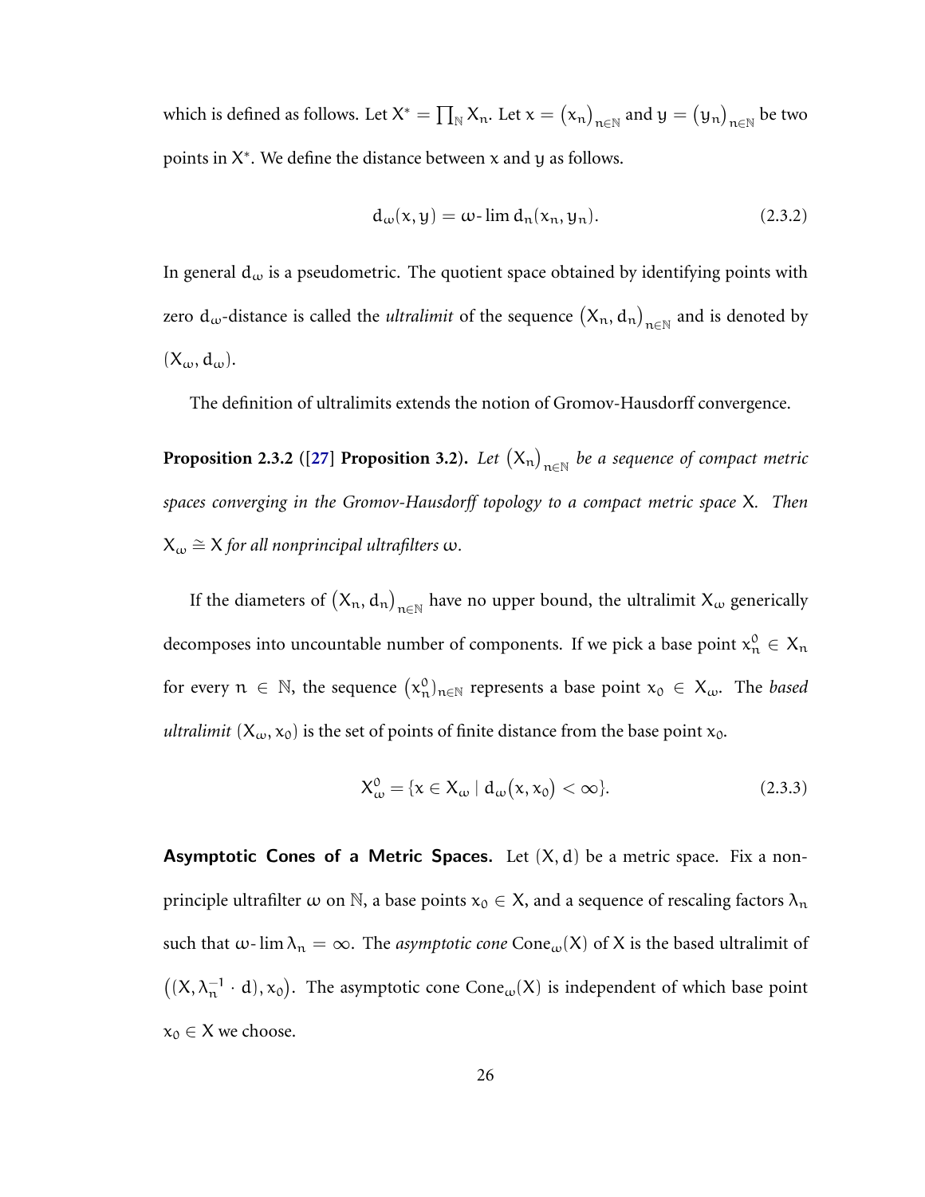which is defined as follows. Let $X^* = \prod_{\mathbb{N}} X_n$. Let $x = (x_n)_{n \in \mathbb{N}}$ and $y = (y_n)_{n \in \mathbb{N}}$ be two points in $X^*$. We define the distance between $x$ and $y$ as follows.

$$d_\omega(x, y) = \omega\text{-}\lim d_n(x_n, y_n). \tag{2.3.2}$$

In general $d_\omega$ is a pseudometric. The quotient space obtained by identifying points with zero $d_\omega$-distance is called the *ultralimit* of the sequence $(X_n, d_n)_{n \in \mathbb{N}}$ and is denoted by $(X_\omega, d_\omega)$.

The definition of ultralimits extends the notion of Gromov-Hausdorff convergence.

**Proposition 2.3.2** ([27] **Proposition 3.2).** *Let $(X_n)_{n \in \mathbb{N}}$ be a sequence of compact metric spaces converging in the Gromov-Hausdorff topology to a compact metric space $X$. Then $X_\omega \cong X$ for all nonprincipal ultrafilters $\omega$.*

If the diameters of $(X_n, d_n)_{n \in \mathbb{N}}$ have no upper bound, the ultralimit $X_\omega$ generically decomposes into uncountable number of components. If we pick a base point $x_n^0 \in X_n$ for every $n \in \mathbb{N}$, the sequence $(x_n^0)_{n \in \mathbb{N}}$ represents a base point $x_0 \in X_\omega$. The *based ultralimit* $(X_\omega, x_0)$ is the set of points of finite distance from the base point $x_0$.

$$X_\omega^0 = \{x \in X_\omega \mid d_\omega(x, x_0) < \infty\}. \tag{2.3.3}$$

**Asymptotic Cones of a Metric Spaces.** Let $(X, d)$ be a metric space. Fix a non-principle ultrafilter $\omega$ on $\mathbb{N}$, a base points $x_0 \in X$, and a sequence of rescaling factors $\lambda_n$ such that $\omega\text{-}\lim \lambda_n = \infty$. The *asymptotic cone* $\mathrm{Cone}_\omega(X)$ of $X$ is the based ultralimit of $((X, \lambda_n^{-1} \cdot d), x_0)$. The asymptotic cone $\mathrm{Cone}_\omega(X)$ is independent of which base point $x_0 \in X$ we choose.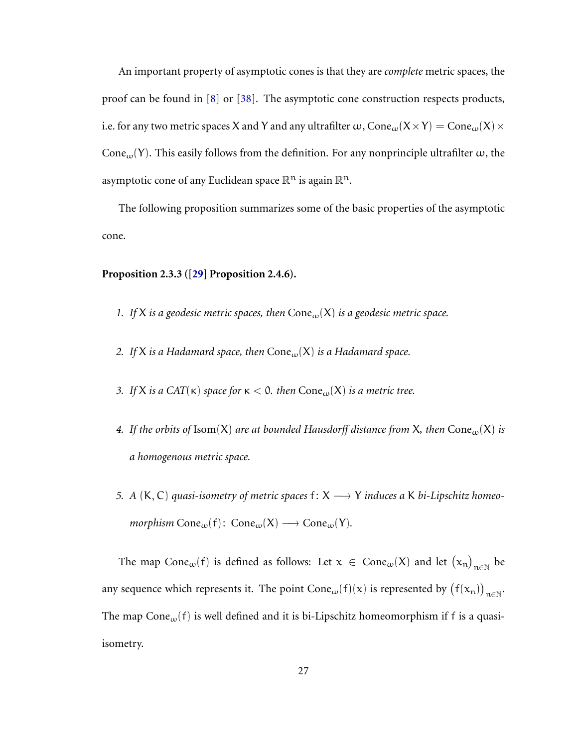An important property of asymptotic cones is that they are *complete* metric spaces, the proof can be found in [8] or [38]. The asymptotic cone construction respects products, i.e. for any two metric spaces $X$ and $Y$ and any ultrafilter $\omega$, $\mathrm{Cone}_\omega(X \times Y) = \mathrm{Cone}_\omega(X) \times \mathrm{Cone}_\omega(Y)$. This easily follows from the definition. For any nonprinciple ultrafilter $\omega$, the asymptotic cone of any Euclidean space $\mathbb{R}^n$ is again $\mathbb{R}^n$.

The following proposition summarizes some of the basic properties of the asymptotic cone.

**Proposition 2.3.3 ([29] Proposition 2.4.6).**

1. *If $X$ is a geodesic metric spaces, then $\mathrm{Cone}_\omega(X)$ is a geodesic metric space.*
2. *If $X$ is a Hadamard space, then $\mathrm{Cone}_\omega(X)$ is a Hadamard space.*
3. *If $X$ is a CAT($\kappa$) space for $\kappa < 0$. then $\mathrm{Cone}_\omega(X)$ is a metric tree.*
4. *If the orbits of $\mathrm{Isom}(X)$ are at bounded Hausdorff distance from $X$, then $\mathrm{Cone}_\omega(X)$ is a homogenous metric space.*
5. *A $(K, C)$ quasi-isometry of metric spaces $f \colon X \longrightarrow Y$ induces a $K$ bi-Lipschitz homeomorphism $\mathrm{Cone}_\omega(f) \colon \mathrm{Cone}_\omega(X) \longrightarrow \mathrm{Cone}_\omega(Y)$.*

The map $\mathrm{Cone}_\omega(f)$ is defined as follows: Let $x \in \mathrm{Cone}_\omega(X)$ and let $(x_n)_{n \in \mathbb{N}}$ be any sequence which represents it. The point $\mathrm{Cone}_\omega(f)(x)$ is represented by $(f(x_n))_{n \in \mathbb{N}}$. The map $\mathrm{Cone}_\omega(f)$ is well defined and it is bi-Lipschitz homeomorphism if $f$ is a quasi-isometry.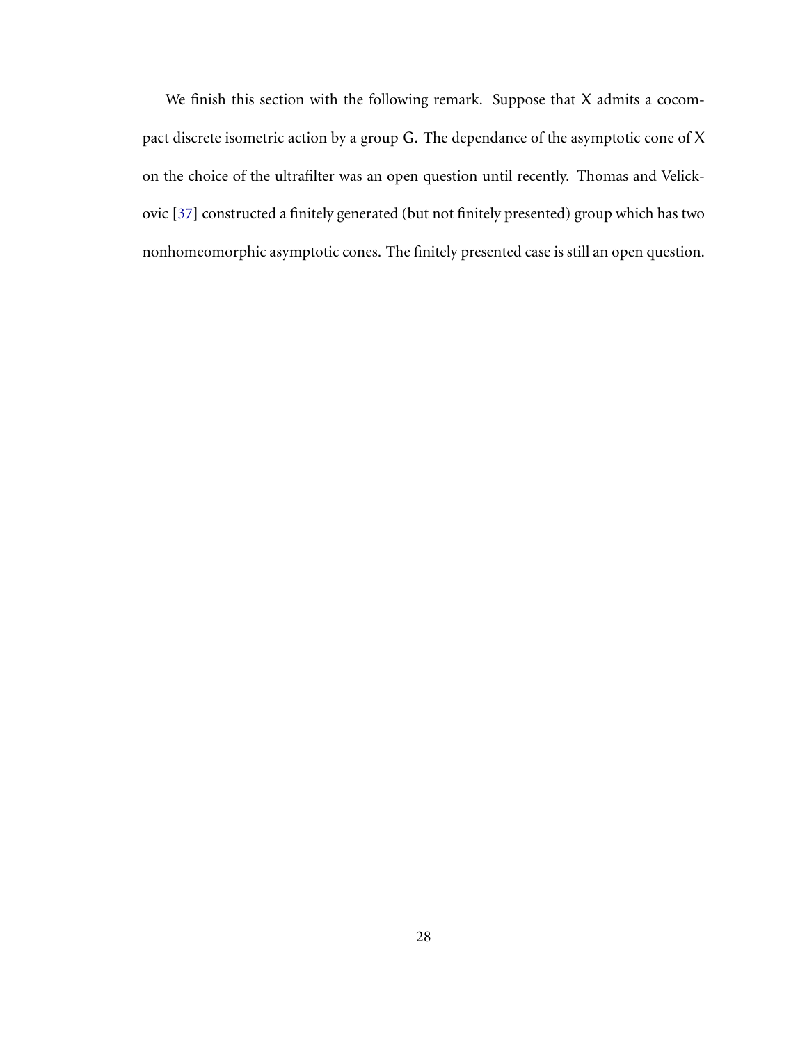We finish this section with the following remark. Suppose that $X$ admits a cocompact discrete isometric action by a group $G$. The dependance of the asymptotic cone of $X$ on the choice of the ultrafilter was an open question until recently. Thomas and Velickovic [37] constructed a finitely generated (but not finitely presented) group which has two nonhomeomorphic asymptotic cones. The finitely presented case is still an open question.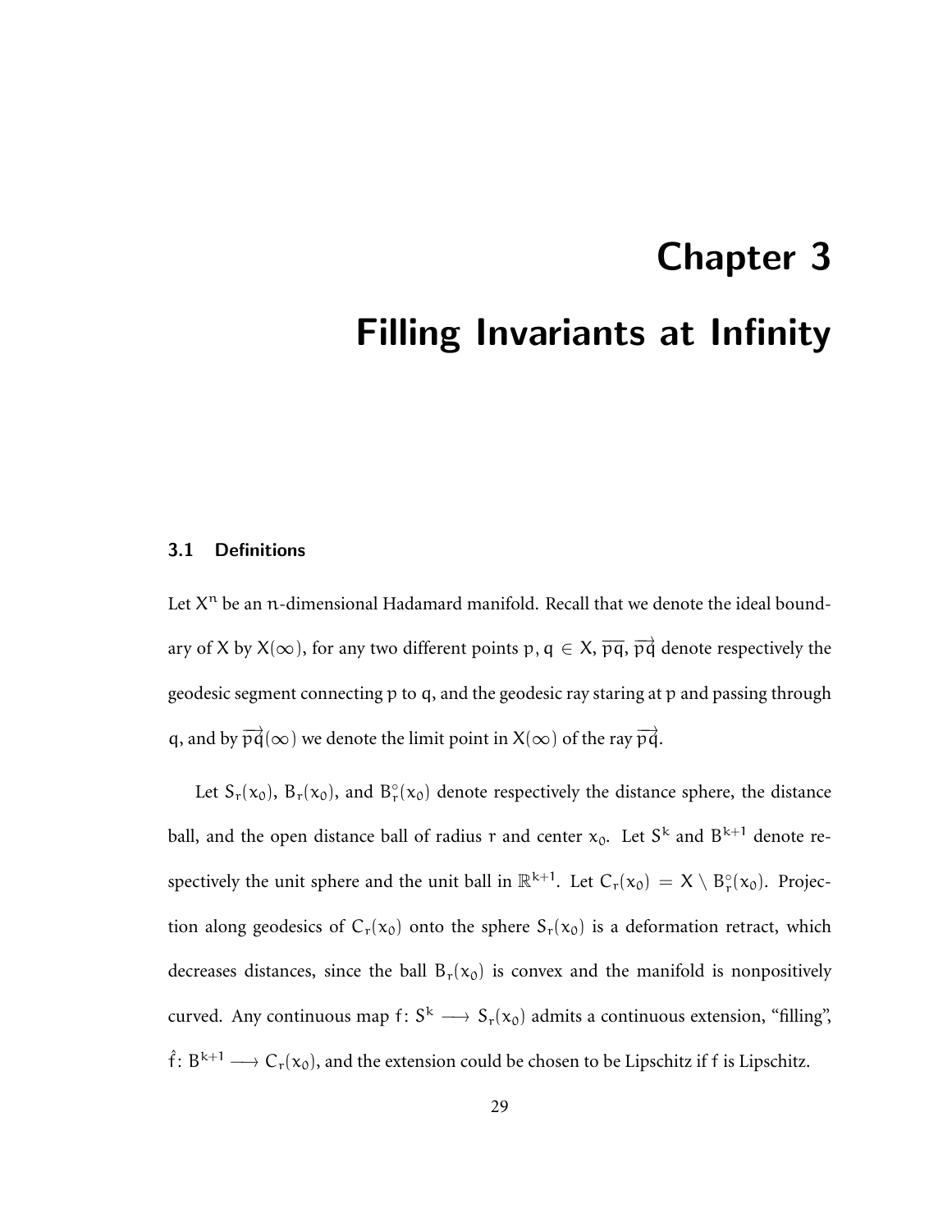# Chapter 3

# Filling Invariants at Infinity

## 3.1 Definitions

Let $X^n$ be an $n$-dimensional Hadamard manifold. Recall that we denote the ideal boundary of $X$ by $X(\infty)$, for any two different points $p, q \in X$, $\overline{pq}$, $\overrightarrow{pq}$ denote respectively the geodesic segment connecting $p$ to $q$, and the geodesic ray staring at $p$ and passing through $q$, and by $\overrightarrow{pq}(\infty)$ we denote the limit point in $X(\infty)$ of the ray $\overrightarrow{pq}$.

Let $S_r(x_0)$, $B_r(x_0)$, and $B_r^\circ(x_0)$ denote respectively the distance sphere, the distance ball, and the open distance ball of radius $r$ and center $x_0$. Let $S^k$ and $B^{k+1}$ denote respectively the unit sphere and the unit ball in $\mathbb{R}^{k+1}$. Let $C_r(x_0) = X \setminus B_r^\circ(x_0)$. Projection along geodesics of $C_r(x_0)$ onto the sphere $S_r(x_0)$ is a deformation retract, which decreases distances, since the ball $B_r(x_0)$ is convex and the manifold is nonpositively curved. Any continuous map $f \colon S^k \longrightarrow S_r(x_0)$ admits a continuous extension, "filling", $\hat{f} \colon B^{k+1} \longrightarrow C_r(x_0)$, and the extension could be chosen to be Lipschitz if $f$ is Lipschitz.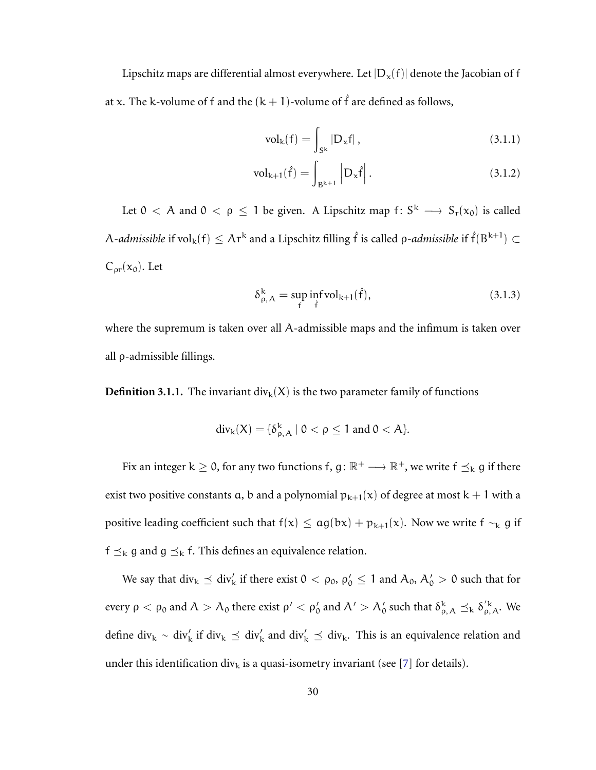Lipschitz maps are differential almost everywhere. Let $|D_x(f)|$ denote the Jacobian of f at x. The k-volume of f and the $(k+1)$-volume of $\hat{f}$ are defined as follows,

$$\mathrm{vol}_k(f) = \int_{S^k} |D_x f| \,, \tag{3.1.1}$$

$$\mathrm{vol}_{k+1}(\hat{f}) = \int_{B^{k+1}} \left| D_x \hat{f} \right| . \tag{3.1.2}$$

Let $0 < A$ and $0 < \rho \leq 1$ be given. A Lipschitz map $f \colon S^k \longrightarrow S_r(x_0)$ is called A-*admissible* if $\mathrm{vol}_k(f) \leq Ar^k$ and a Lipschitz filling $\hat{f}$ is called $\rho$-*admissible* if $\hat{f}(B^{k+1}) \subset C_{\rho r}(x_0)$. Let

$$\delta^k_{\rho, A} = \sup_{f} \inf_{\hat{f}} \mathrm{vol}_{k+1}(\hat{f}), \tag{3.1.3}$$

where the supremum is taken over all A-admissible maps and the infimum is taken over all $\rho$-admissible fillings.

**Definition 3.1.1.** The invariant $\mathrm{div}_k(X)$ is the two parameter family of functions

$$\mathrm{div}_k(X) = \{\delta^k_{\rho, A} \mid 0 < \rho \leq 1 \text{ and } 0 < A\}.$$

Fix an integer $k \geq 0$, for any two functions $f, g \colon \mathbb{R}^+ \longrightarrow \mathbb{R}^+$, we write $f \preceq_k g$ if there exist two positive constants a, b and a polynomial $p_{k+1}(x)$ of degree at most $k+1$ with a positive leading coefficient such that $f(x) \leq a g(bx) + p_{k+1}(x)$. Now we write $f \sim_k g$ if $f \preceq_k g$ and $g \preceq_k f$. This defines an equivalence relation.

We say that $\mathrm{div}_k \preceq \mathrm{div}'_k$ if there exist $0 < \rho_0, \rho'_0 \leq 1$ and $A_0, A'_0 > 0$ such that for every $\rho < \rho_0$ and $A > A_0$ there exist $\rho' < \rho'_0$ and $A' > A'_0$ such that $\delta^k_{\rho, A} \preceq_k \delta'^k_{\rho, A}$. We define $\mathrm{div}_k \sim \mathrm{div}'_k$ if $\mathrm{div}_k \preceq \mathrm{div}'_k$ and $\mathrm{div}'_k \preceq \mathrm{div}_k$. This is an equivalence relation and under this identification $\mathrm{div}_k$ is a quasi-isometry invariant (see [7] for details).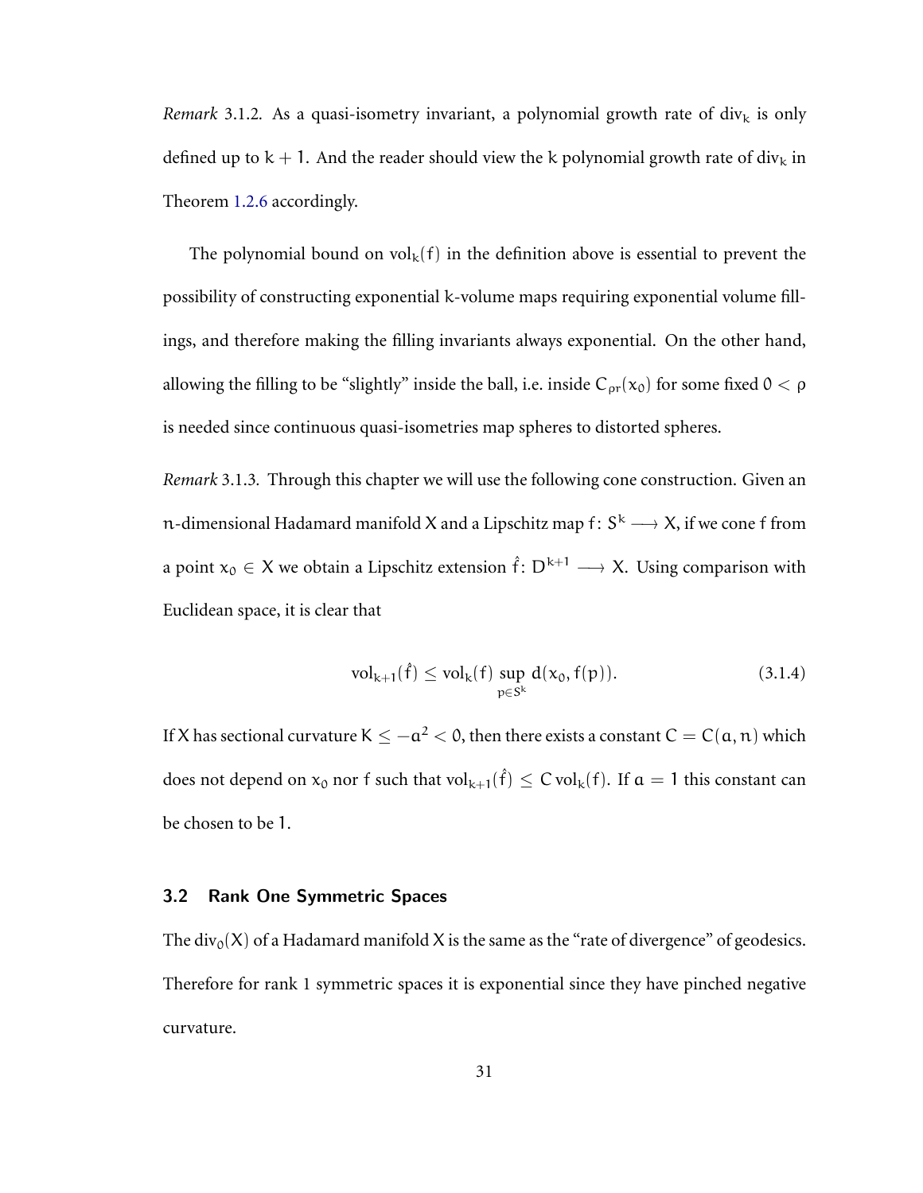*Remark* 3.1.2. As a quasi-isometry invariant, a polynomial growth rate of $\text{div}_k$ is only defined up to $k+1$. And the reader should view the $k$ polynomial growth rate of $\text{div}_k$ in Theorem 1.2.6 accordingly.

The polynomial bound on $\text{vol}_k(f)$ in the definition above is essential to prevent the possibility of constructing exponential $k$-volume maps requiring exponential volume fillings, and therefore making the filling invariants always exponential. On the other hand, allowing the filling to be "slightly" inside the ball, i.e. inside $C_{\rho r}(x_0)$ for some fixed $0 < \rho$ is needed since continuous quasi-isometries map spheres to distorted spheres.

*Remark* 3.1.3. Through this chapter we will use the following cone construction. Given an $n$-dimensional Hadamard manifold $X$ and a Lipschitz map $f\colon S^k \longrightarrow X$, if we cone $f$ from a point $x_0 \in X$ we obtain a Lipschitz extension $\hat{f}\colon D^{k+1} \longrightarrow X$. Using comparison with Euclidean space, it is clear that

$$\text{vol}_{k+1}(\hat{f}) \leq \text{vol}_k(f) \sup_{p \in S^k} d(x_0, f(p)). \tag{3.1.4}$$

If $X$ has sectional curvature $K \leq -a^2 < 0$, then there exists a constant $C = C(a, n)$ which does not depend on $x_0$ nor $f$ such that $\text{vol}_{k+1}(\hat{f}) \leq C \,\text{vol}_k(f)$. If $a = 1$ this constant can be chosen to be $1$.

## 3.2 Rank One Symmetric Spaces

The $\text{div}_0(X)$ of a Hadamard manifold $X$ is the same as the "rate of divergence" of geodesics. Therefore for rank 1 symmetric spaces it is exponential since they have pinched negative curvature.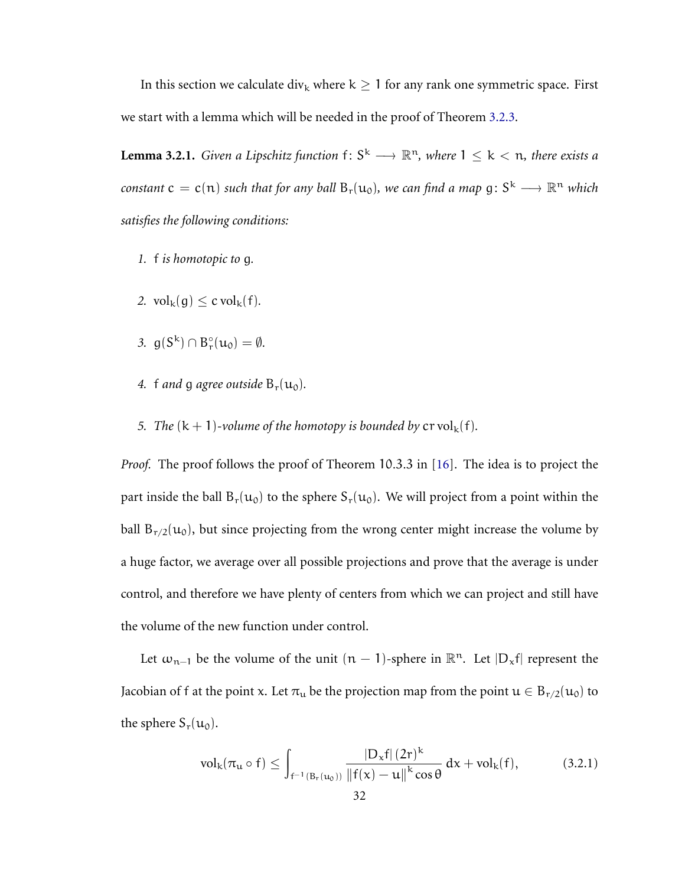In this section we calculate $\mathrm{div}_k$ where $k \geq 1$ for any rank one symmetric space. First we start with a lemma which will be needed in the proof of Theorem 3.2.3.

**Lemma 3.2.1.** *Given a Lipschitz function $f \colon S^k \longrightarrow \mathbb{R}^n$, where $1 \leq k < n$, there exists a constant $c = c(n)$ such that for any ball $B_r(u_0)$, we can find a map $g \colon S^k \longrightarrow \mathbb{R}^n$ which satisfies the following conditions:*

1. *$f$ is homotopic to $g$.*
2. *$\mathrm{vol}_k(g) \leq c\, \mathrm{vol}_k(f)$.*
3. *$g(S^k) \cap B_r^\circ(u_0) = \emptyset$.*
4. *$f$ and $g$ agree outside $B_r(u_0)$.*
5. *The $(k+1)$-volume of the homotopy is bounded by $cr\, \mathrm{vol}_k(f)$.*

*Proof.* The proof follows the proof of Theorem 10.3.3 in [16]. The idea is to project the part inside the ball $B_r(u_0)$ to the sphere $S_r(u_0)$. We will project from a point within the ball $B_{r/2}(u_0)$, but since projecting from the wrong center might increase the volume by a huge factor, we average over all possible projections and prove that the average is under control, and therefore we have plenty of centers from which we can project and still have the volume of the new function under control.

Let $\omega_{n-1}$ be the volume of the unit $(n-1)$-sphere in $\mathbb{R}^n$. Let $|D_x f|$ represent the Jacobian of $f$ at the point $x$. Let $\pi_u$ be the projection map from the point $u \in B_{r/2}(u_0)$ to the sphere $S_r(u_0)$.

$$\mathrm{vol}_k(\pi_u \circ f) \leq \int_{f^{-1}(B_r(u_0))} \frac{|D_x f|\,(2r)^k}{\|f(x) - u\|^k \cos\theta}\, dx + \mathrm{vol}_k(f), \tag{3.2.1}$$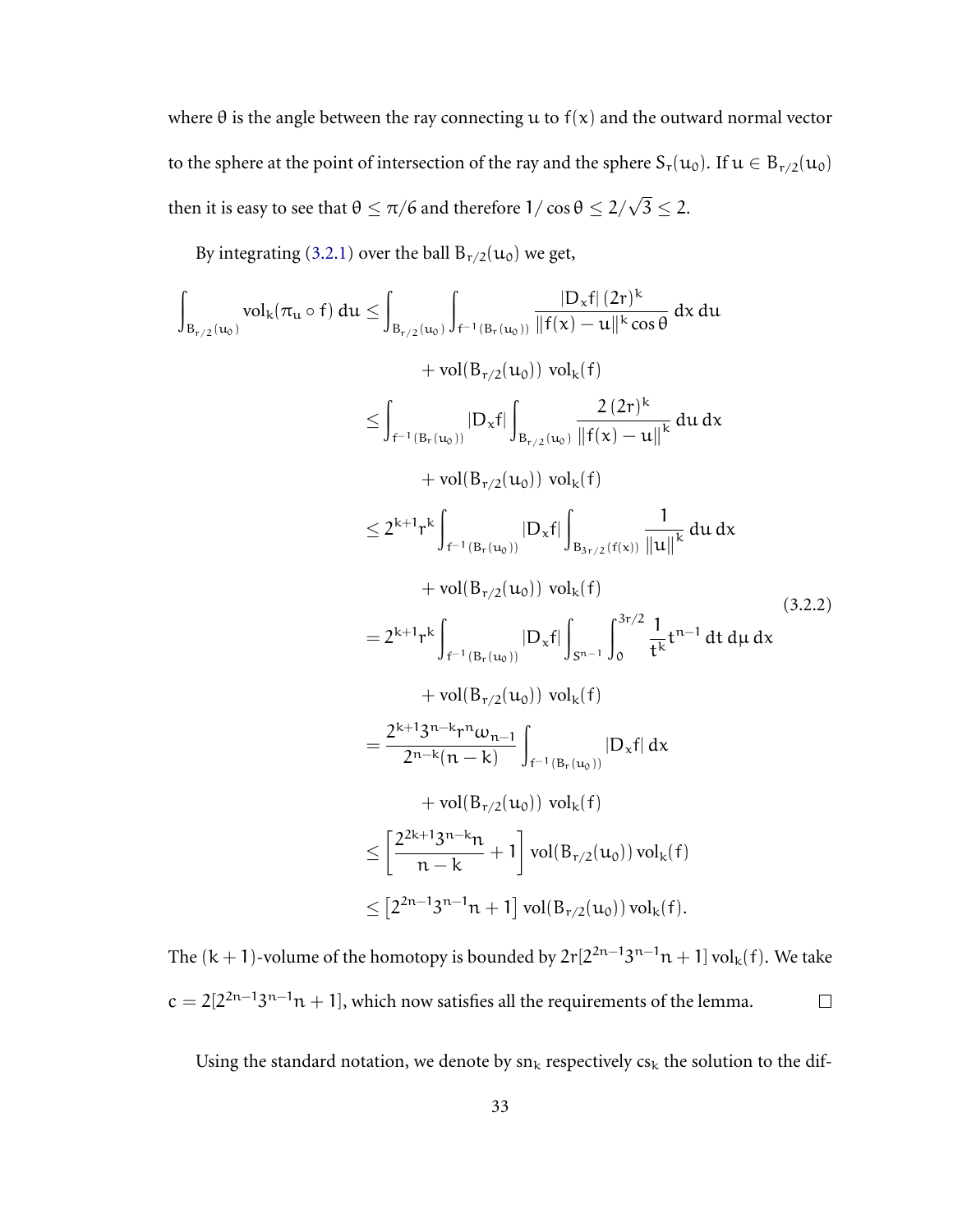where $\theta$ is the angle between the ray connecting $u$ to $f(x)$ and the outward normal vector to the sphere at the point of intersection of the ray and the sphere $S_r(u_0)$. If $u \in B_{r/2}(u_0)$ then it is easy to see that $\theta \le \pi/6$ and therefore $1/\cos\theta \le 2/\sqrt{3} \le 2$.

By integrating (3.2.1) over the ball $B_{r/2}(u_0)$ we get,

$$
\begin{aligned}
\int_{B_{r/2}(u_0)} \mathrm{vol}_k(\pi_u \circ f)\, du &\le \int_{B_{r/2}(u_0)} \int_{f^{-1}(B_r(u_0))} \frac{|D_x f|\,(2r)^k}{\|f(x)-u\|^k \cos\theta}\, dx\, du \\
&\qquad + \mathrm{vol}(B_{r/2}(u_0))\ \mathrm{vol}_k(f) \\
&\le \int_{f^{-1}(B_r(u_0))} |D_x f| \int_{B_{r/2}(u_0)} \frac{2\,(2r)^k}{\|f(x)-u\|^k}\, du\, dx \\
&\qquad + \mathrm{vol}(B_{r/2}(u_0))\ \mathrm{vol}_k(f) \\
&\le 2^{k+1} r^k \int_{f^{-1}(B_r(u_0))} |D_x f| \int_{B_{3r/2}(f(x))} \frac{1}{\|u\|^k}\, du\, dx \\
&\qquad + \mathrm{vol}(B_{r/2}(u_0))\ \mathrm{vol}_k(f) \\
&= 2^{k+1} r^k \int_{f^{-1}(B_r(u_0))} |D_x f| \int_{S^{n-1}} \int_0^{3r/2} \frac{1}{t^k} t^{n-1}\, dt\, d\mu\, dx \\
&\qquad + \mathrm{vol}(B_{r/2}(u_0))\ \mathrm{vol}_k(f) \\
&= \frac{2^{k+1} 3^{n-k} r^n \omega_{n-1}}{2^{n-k}(n-k)} \int_{f^{-1}(B_r(u_0))} |D_x f|\, dx \\
&\qquad + \mathrm{vol}(B_{r/2}(u_0))\ \mathrm{vol}_k(f) \\
&\le \left[ \frac{2^{2k+1} 3^{n-k} n}{n-k} + 1 \right] \mathrm{vol}(B_{r/2}(u_0))\, \mathrm{vol}_k(f) \\
&\le \left[ 2^{2n-1} 3^{n-1} n + 1 \right] \mathrm{vol}(B_{r/2}(u_0))\, \mathrm{vol}_k(f).
\end{aligned}
\tag{3.2.2}
$$

The $(k+1)$-volume of the homotopy is bounded by $2r[2^{2n-1}3^{n-1}n + 1]\,\mathrm{vol}_k(f)$. We take $c = 2[2^{2n-1}3^{n-1}n + 1]$, which now satisfies all the requirements of the lemma. □

Using the standard notation, we denote by $\mathrm{sn}_k$ respectively $\mathrm{cs}_k$ the solution to the dif-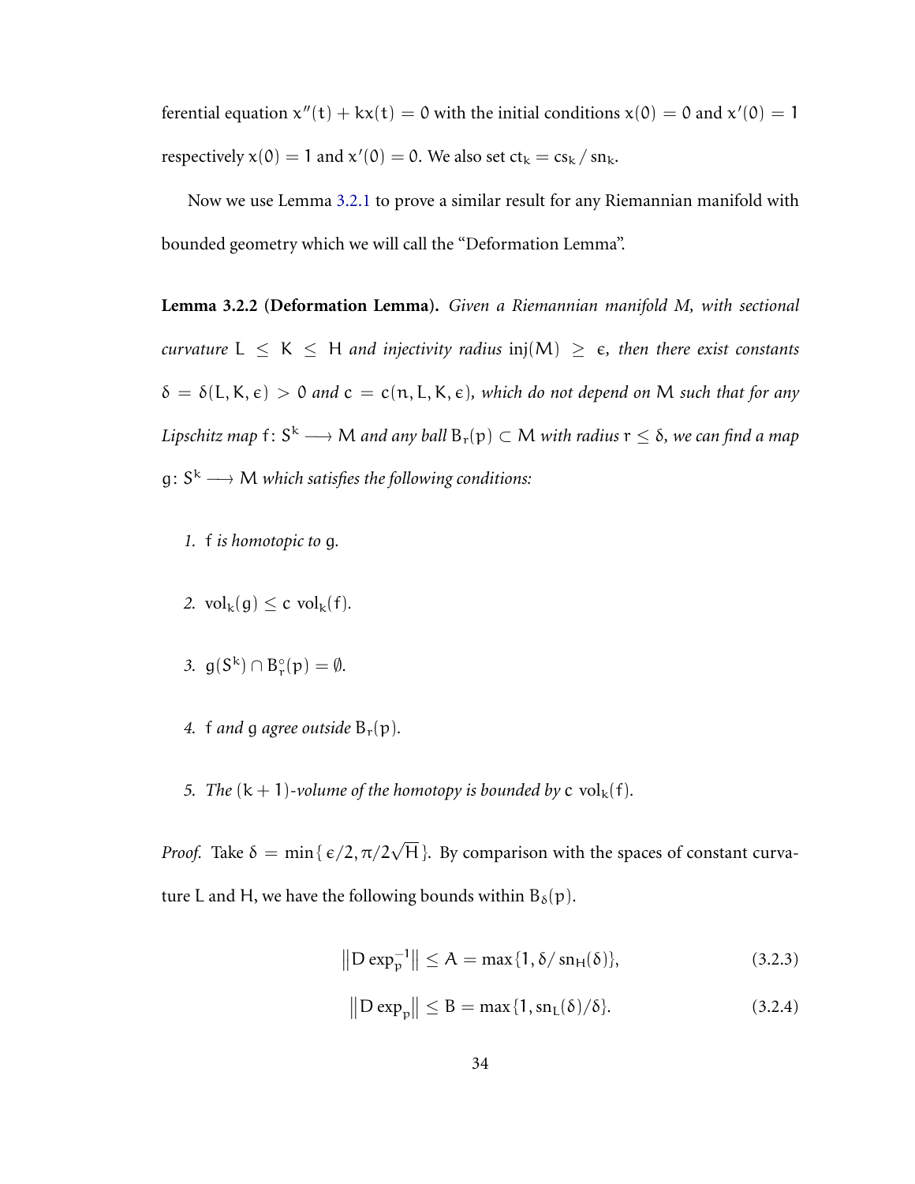ferential equation $x''(t) + kx(t) = 0$ with the initial conditions $x(0) = 0$ and $x'(0) = 1$ respectively $x(0) = 1$ and $x'(0) = 0$. We also set $\mathrm{ct}_k = \mathrm{cs}_k / \mathrm{sn}_k$.

Now we use Lemma 3.2.1 to prove a similar result for any Riemannian manifold with bounded geometry which we will call the "Deformation Lemma".

**Lemma 3.2.2 (Deformation Lemma).** *Given a Riemannian manifold M, with sectional curvature $L \leq K \leq H$ and injectivity radius $\mathrm{inj}(M) \geq \epsilon$, then there exist constants $\delta = \delta(L, K, \epsilon) > 0$ and $c = c(n, L, K, \epsilon)$, which do not depend on $M$ such that for any Lipschitz map $f\colon S^k \longrightarrow M$ and any ball $B_r(p) \subset M$ with radius $r \leq \delta$, we can find a map $g\colon S^k \longrightarrow M$ which satisfies the following conditions:*

1. *$f$ is homotopic to $g$.*
2. *$\mathrm{vol}_k(g) \leq c\ \mathrm{vol}_k(f)$.*
3. *$g(S^k) \cap B_r^\circ(p) = \emptyset$.*
4. *$f$ and $g$ agree outside $B_r(p)$.*
5. *The $(k+1)$-volume of the homotopy is bounded by $c\ \mathrm{vol}_k(f)$.*

*Proof.* Take $\delta = \min\{\epsilon/2, \pi/2\sqrt{H}\}$. By comparison with the spaces of constant curvature L and H, we have the following bounds within $B_\delta(p)$.

$$\left\|D \exp_p^{-1}\right\| \leq A = \max\{1, \delta/\mathrm{sn}_H(\delta)\}, \tag{3.2.3}$$

$$\left\|D \exp_p\right\| \leq B = \max\{1, \mathrm{sn}_L(\delta)/\delta\}. \tag{3.2.4}$$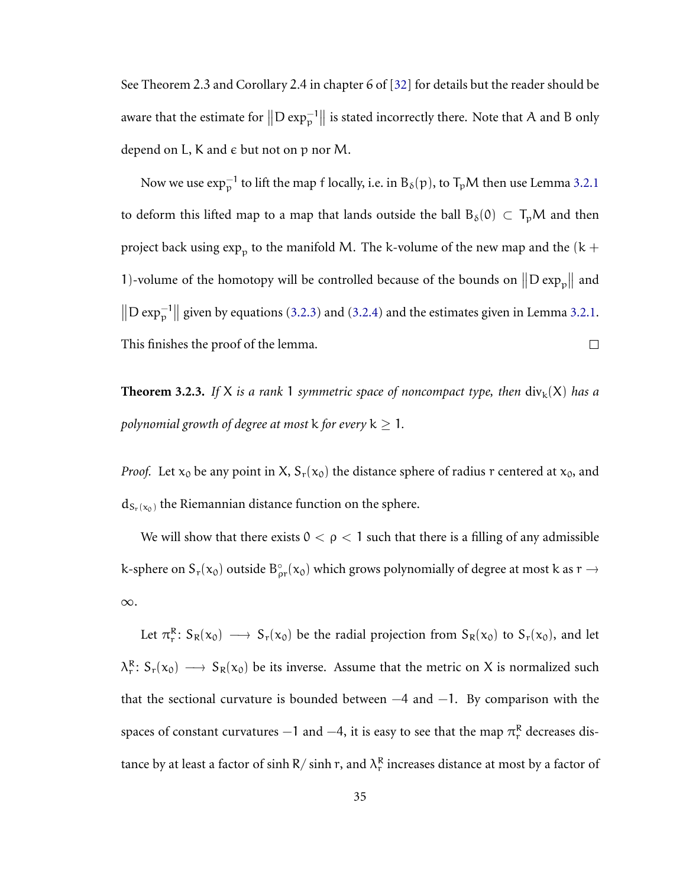See Theorem 2.3 and Corollary 2.4 in chapter 6 of [32] for details but the reader should be aware that the estimate for $\|D\exp_p^{-1}\|$ is stated incorrectly there. Note that $A$ and $B$ only depend on $L$, $K$ and $\epsilon$ but not on $p$ nor $M$.

Now we use $\exp_p^{-1}$ to lift the map $f$ locally, i.e. in $B_\delta(p)$, to $T_pM$ then use Lemma 3.2.1 to deform this lifted map to a map that lands outside the ball $B_\delta(0) \subset T_pM$ and then project back using $\exp_p$ to the manifold $M$. The $k$-volume of the new map and the $(k+1)$-volume of the homotopy will be controlled because of the bounds on $\|D\exp_p\|$ and $\|D\exp_p^{-1}\|$ given by equations (3.2.3) and (3.2.4) and the estimates given in Lemma 3.2.1. This finishes the proof of the lemma. □

**Theorem 3.2.3.** *If $X$ is a rank 1 symmetric space of noncompact type, then $\operatorname{div}_k(X)$ has a polynomial growth of degree at most $k$ for every $k \geq 1$.*

*Proof.* Let $x_0$ be any point in $X$, $S_r(x_0)$ the distance sphere of radius $r$ centered at $x_0$, and $d_{S_r(x_0)}$ the Riemannian distance function on the sphere.

We will show that there exists $0 < \rho < 1$ such that there is a filling of any admissible $k$-sphere on $S_r(x_0)$ outside $B^\circ_{\rho r}(x_0)$ which grows polynomially of degree at most $k$ as $r \to \infty$.

Let $\pi_r^R\colon S_R(x_0) \longrightarrow S_r(x_0)$ be the radial projection from $S_R(x_0)$ to $S_r(x_0)$, and let $\lambda_r^R\colon S_r(x_0) \longrightarrow S_R(x_0)$ be its inverse. Assume that the metric on $X$ is normalized such that the sectional curvature is bounded between $-4$ and $-1$. By comparison with the spaces of constant curvatures $-1$ and $-4$, it is easy to see that the map $\pi_r^R$ decreases distance by at least a factor of $\sinh R/\sinh r$, and $\lambda_r^R$ increases distance at most by a factor of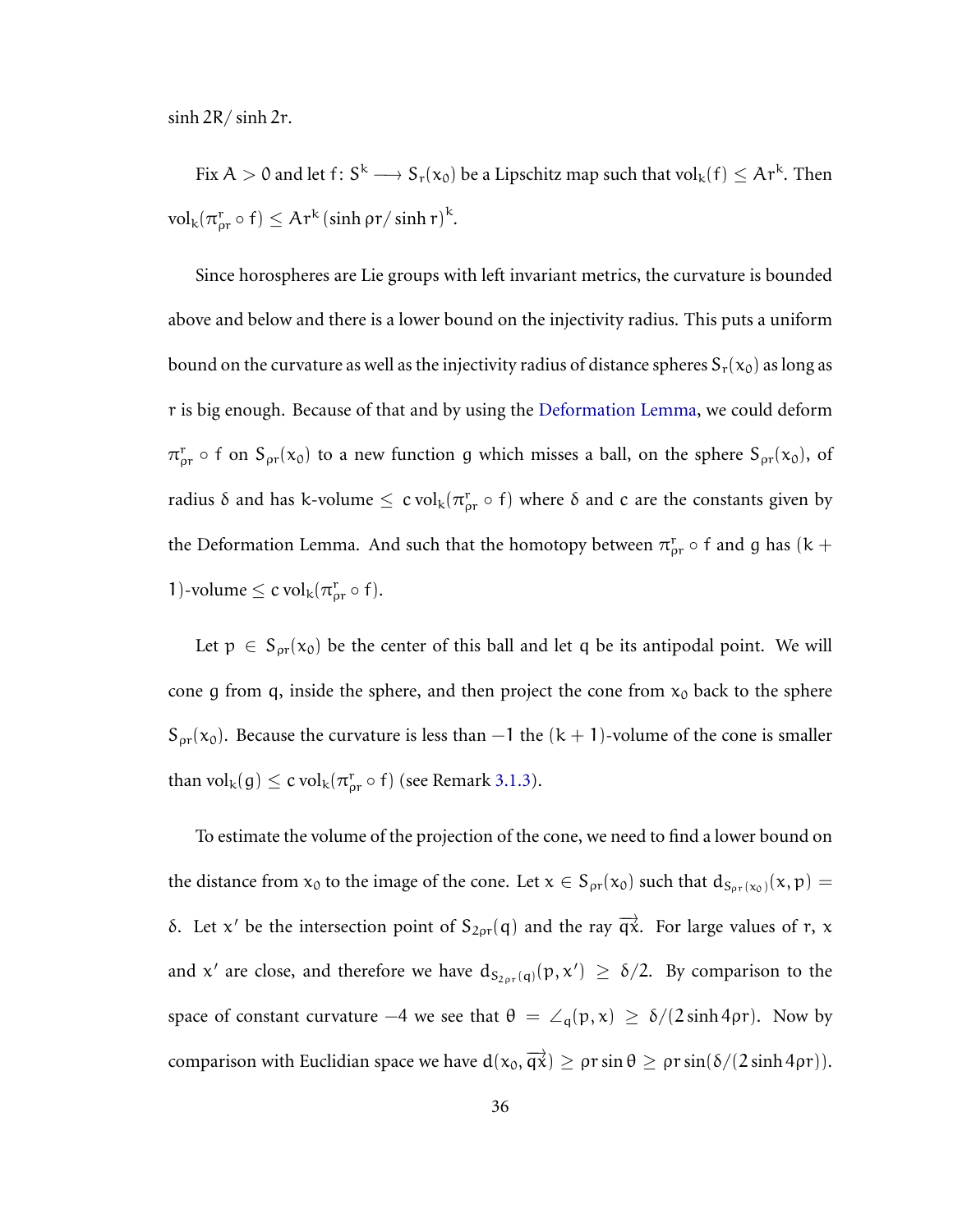$\sinh 2R/\sinh 2r$.

Fix $A > 0$ and let $f\colon S^k \longrightarrow S_r(x_0)$ be a Lipschitz map such that $\mathrm{vol}_k(f) \le Ar^k$. Then $\mathrm{vol}_k(\pi^r_{\rho r} \circ f) \le Ar^k \left(\sinh \rho r/\sinh r\right)^k$.

Since horospheres are Lie groups with left invariant metrics, the curvature is bounded above and below and there is a lower bound on the injectivity radius. This puts a uniform bound on the curvature as well as the injectivity radius of distance spheres $S_r(x_0)$ as long as $r$ is big enough. Because of that and by using the Deformation Lemma, we could deform $\pi^r_{\rho r} \circ f$ on $S_{\rho r}(x_0)$ to a new function $g$ which misses a ball, on the sphere $S_{\rho r}(x_0)$, of radius $\delta$ and has $k$-volume $\le c\,\mathrm{vol}_k(\pi^r_{\rho r} \circ f)$ where $\delta$ and $c$ are the constants given by the Deformation Lemma. And such that the homotopy between $\pi^r_{\rho r} \circ f$ and $g$ has $(k+1)$-volume $\le c\,\mathrm{vol}_k(\pi^r_{\rho r} \circ f)$.

Let $p \in S_{\rho r}(x_0)$ be the center of this ball and let $q$ be its antipodal point. We will cone $g$ from $q$, inside the sphere, and then project the cone from $x_0$ back to the sphere $S_{\rho r}(x_0)$. Because the curvature is less than $-1$ the $(k+1)$-volume of the cone is smaller than $\mathrm{vol}_k(g) \le c\,\mathrm{vol}_k(\pi^r_{\rho r} \circ f)$ (see Remark 3.1.3).

To estimate the volume of the projection of the cone, we need to find a lower bound on the distance from $x_0$ to the image of the cone. Let $x \in S_{\rho r}(x_0)$ such that $d_{S_{\rho r}(x_0)}(x, p) = \delta$. Let $x'$ be the intersection point of $S_{2\rho r}(q)$ and the ray $\overrightarrow{qx}$. For large values of $r$, $x$ and $x'$ are close, and therefore we have $d_{S_{2\rho r}(q)}(p, x') \ge \delta/2$. By comparison to the space of constant curvature $-4$ we see that $\theta = \angle_q(p, x) \ge \delta/(2\sinh 4\rho r)$. Now by comparison with Euclidian space we have $d(x_0, \overrightarrow{qx}) \ge \rho r \sin\theta \ge \rho r \sin(\delta/(2\sinh 4\rho r))$.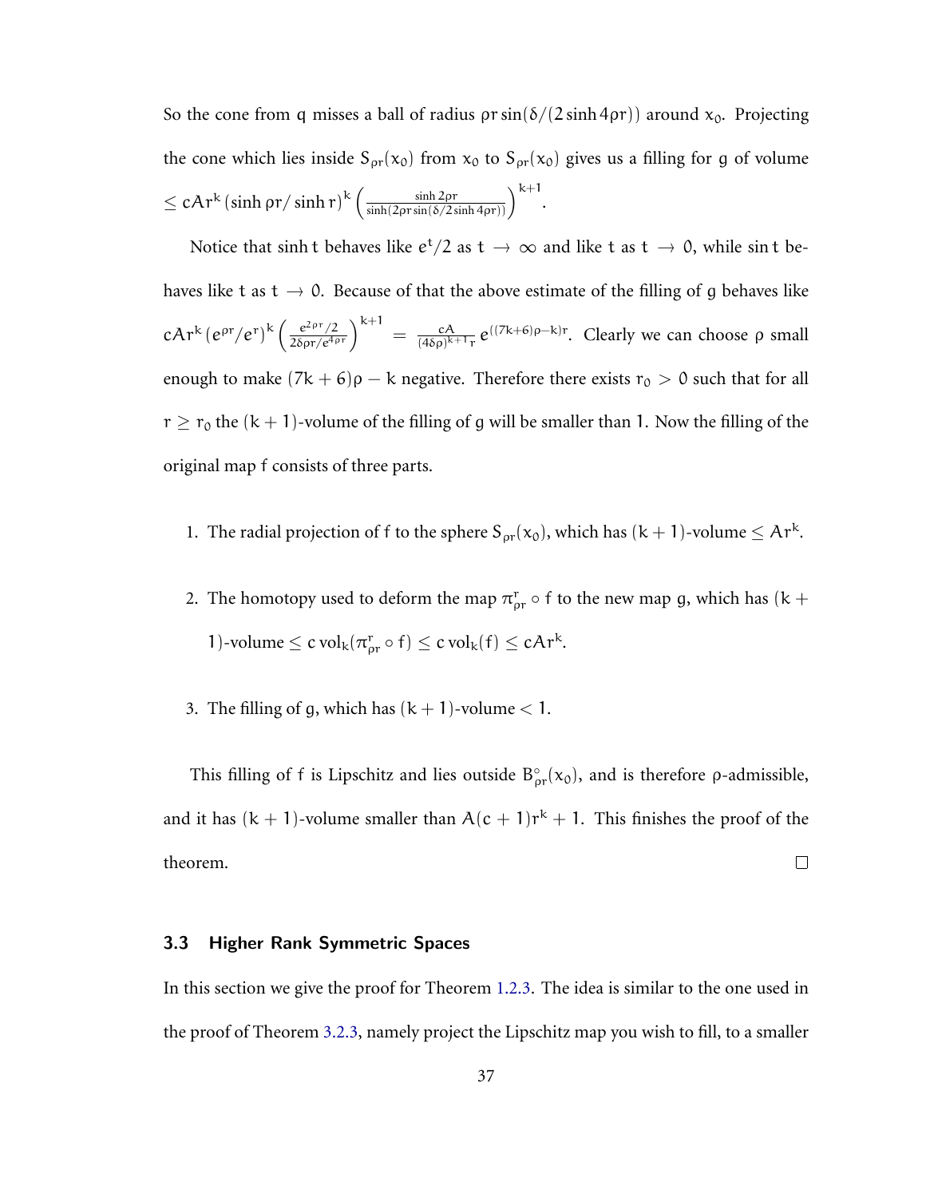So the cone from $q$ misses a ball of radius $\rho r \sin(\delta/(2\sinh 4\rho r))$ around $x_0$. Projecting the cone which lies inside $S_{\rho r}(x_0)$ from $x_0$ to $S_{\rho r}(x_0)$ gives us a filling for $g$ of volume $\leq cAr^k (\sinh \rho r/\sinh r)^k \left(\frac{\sinh 2\rho r}{\sinh(2\rho r \sin(\delta/2\sinh 4\rho r))}\right)^{k+1}$.

Notice that $\sinh t$ behaves like $e^t/2$ as $t \to \infty$ and like $t$ as $t \to 0$, while $\sin t$ behaves like $t$ as $t \to 0$. Because of that the above estimate of the filling of $g$ behaves like $cAr^k (e^{\rho r}/e^r)^k \left(\frac{e^{2\rho r}/2}{2\delta\rho r/e^{4\rho r}}\right)^{k+1} = \frac{cA}{(4\delta\rho)^{k+1} r} e^{((7k+6)\rho - k)r}$. Clearly we can choose $\rho$ small enough to make $(7k+6)\rho - k$ negative. Therefore there exists $r_0 > 0$ such that for all $r \geq r_0$ the $(k+1)$-volume of the filling of $g$ will be smaller than $1$. Now the filling of the original map $f$ consists of three parts.

1. The radial projection of $f$ to the sphere $S_{\rho r}(x_0)$, which has $(k+1)$-volume $\leq Ar^k$.

2. The homotopy used to deform the map $\pi^r_{\rho r} \circ f$ to the new map $g$, which has $(k+1)$-volume $\leq c \operatorname{vol}_k(\pi^r_{\rho r} \circ f) \leq c \operatorname{vol}_k(f) \leq cAr^k$.

3. The filling of $g$, which has $(k+1)$-volume $< 1$.

This filling of $f$ is Lipschitz and lies outside $B^\circ_{\rho r}(x_0)$, and is therefore $\rho$-admissible, and it has $(k+1)$-volume smaller than $A(c+1)r^k + 1$. This finishes the proof of the theorem. $\square$

### 3.3 Higher Rank Symmetric Spaces

In this section we give the proof for Theorem 1.2.3. The idea is similar to the one used in the proof of Theorem 3.2.3, namely project the Lipschitz map you wish to fill, to a smaller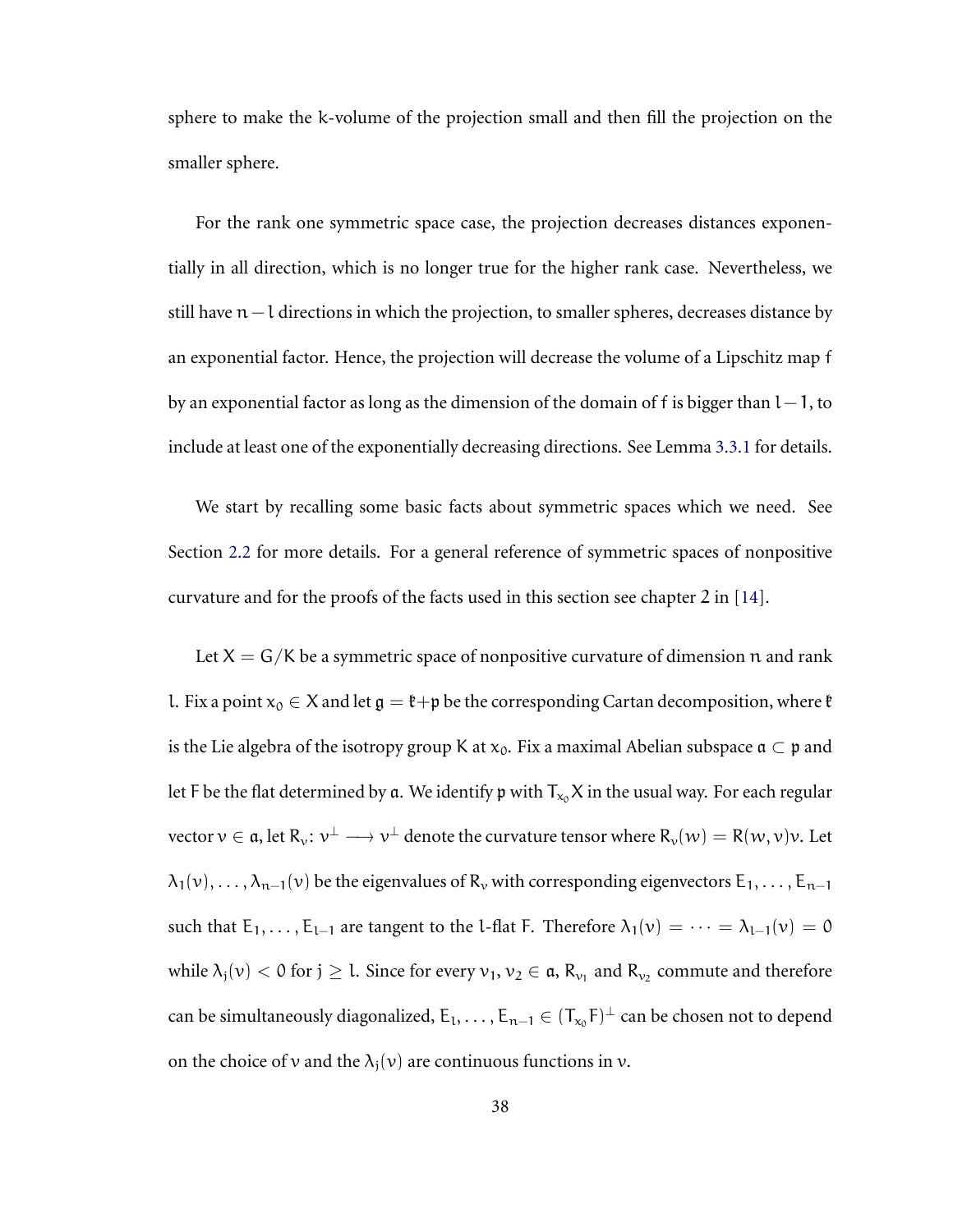sphere to make the $k$-volume of the projection small and then fill the projection on the smaller sphere.

For the rank one symmetric space case, the projection decreases distances exponentially in all direction, which is no longer true for the higher rank case. Nevertheless, we still have $n - l$ directions in which the projection, to smaller spheres, decreases distance by an exponential factor. Hence, the projection will decrease the volume of a Lipschitz map $f$ by an exponential factor as long as the dimension of the domain of $f$ is bigger than $l - 1$, to include at least one of the exponentially decreasing directions. See Lemma 3.3.1 for details.

We start by recalling some basic facts about symmetric spaces which we need. See Section 2.2 for more details. For a general reference of symmetric spaces of nonpositive curvature and for the proofs of the facts used in this section see chapter 2 in [14].

Let $X = G/K$ be a symmetric space of nonpositive curvature of dimension $n$ and rank $l$. Fix a point $x_0 \in X$ and let $\mathfrak{g} = \mathfrak{k} + \mathfrak{p}$ be the corresponding Cartan decomposition, where $\mathfrak{k}$ is the Lie algebra of the isotropy group $K$ at $x_0$. Fix a maximal Abelian subspace $\mathfrak{a} \subset \mathfrak{p}$ and let $F$ be the flat determined by $\mathfrak{a}$. We identify $\mathfrak{p}$ with $T_{x_0}X$ in the usual way. For each regular vector $v \in \mathfrak{a}$, let $R_v \colon v^\perp \longrightarrow v^\perp$ denote the curvature tensor where $R_v(w) = R(w, v)v$. Let $\lambda_1(v), \ldots, \lambda_{n-1}(v)$ be the eigenvalues of $R_v$ with corresponding eigenvectors $E_1, \ldots, E_{n-1}$ such that $E_1, \ldots, E_{l-1}$ are tangent to the $l$-flat $F$. Therefore $\lambda_1(v) = \cdots = \lambda_{l-1}(v) = 0$ while $\lambda_j(v) < 0$ for $j \geq l$. Since for every $v_1, v_2 \in \mathfrak{a}$, $R_{v_1}$ and $R_{v_2}$ commute and therefore can be simultaneously diagonalized, $E_l, \ldots, E_{n-1} \in (T_{x_0}F)^\perp$ can be chosen not to depend on the choice of $v$ and the $\lambda_j(v)$ are continuous functions in $v$.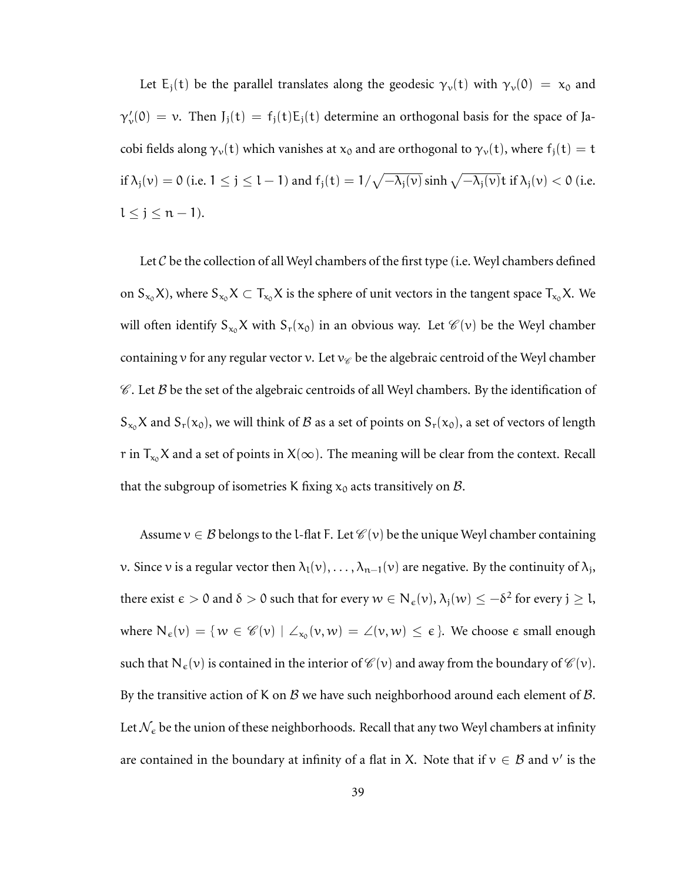Let $E_j(t)$ be the parallel translates along the geodesic $\gamma_v(t)$ with $\gamma_v(0) = x_0$ and $\gamma_v'(0) = v$. Then $J_j(t) = f_j(t)E_j(t)$ determine an orthogonal basis for the space of Jacobi fields along $\gamma_v(t)$ which vanishes at $x_0$ and are orthogonal to $\gamma_v(t)$, where $f_j(t) = t$ if $\lambda_j(v) = 0$ (i.e. $1 \leq j \leq l-1$) and $f_j(t) = 1/\sqrt{-\lambda_j(v)} \sinh \sqrt{-\lambda_j(v)}t$ if $\lambda_j(v) < 0$ (i.e. $l \leq j \leq n-1$).

Let $\mathcal{C}$ be the collection of all Weyl chambers of the first type (i.e. Weyl chambers defined on $S_{x_0}X$), where $S_{x_0}X \subset T_{x_0}X$ is the sphere of unit vectors in the tangent space $T_{x_0}X$. We will often identify $S_{x_0}X$ with $S_r(x_0)$ in an obvious way. Let $\mathscr{C}(v)$ be the Weyl chamber containing $v$ for any regular vector $v$. Let $v_{\mathscr{C}}$ be the algebraic centroid of the Weyl chamber $\mathscr{C}$. Let $\mathcal{B}$ be the set of the algebraic centroids of all Weyl chambers. By the identification of $S_{x_0}X$ and $S_r(x_0)$, we will think of $\mathcal{B}$ as a set of points on $S_r(x_0)$, a set of vectors of length $r$ in $T_{x_0}X$ and a set of points in $X(\infty)$. The meaning will be clear from the context. Recall that the subgroup of isometries $K$ fixing $x_0$ acts transitively on $\mathcal{B}$.

Assume $v \in \mathcal{B}$ belongs to the $l$-flat $F$. Let $\mathscr{C}(v)$ be the unique Weyl chamber containing $v$. Since $v$ is a regular vector then $\lambda_l(v), \ldots, \lambda_{n-1}(v)$ are negative. By the continuity of $\lambda_j$, there exist $\epsilon > 0$ and $\delta > 0$ such that for every $w \in N_\epsilon(v)$, $\lambda_j(w) \leq -\delta^2$ for every $j \geq l$, where $N_\epsilon(v) = \{w \in \mathscr{C}(v) \mid \angle_{x_0}(v, w) = \angle(v, w) \leq \epsilon\}$. We choose $\epsilon$ small enough such that $N_\epsilon(v)$ is contained in the interior of $\mathscr{C}(v)$ and away from the boundary of $\mathscr{C}(v)$. By the transitive action of $K$ on $\mathcal{B}$ we have such neighborhood around each element of $\mathcal{B}$. Let $\mathcal{N}_\epsilon$ be the union of these neighborhoods. Recall that any two Weyl chambers at infinity are contained in the boundary at infinity of a flat in $X$. Note that if $v \in \mathcal{B}$ and $v'$ is the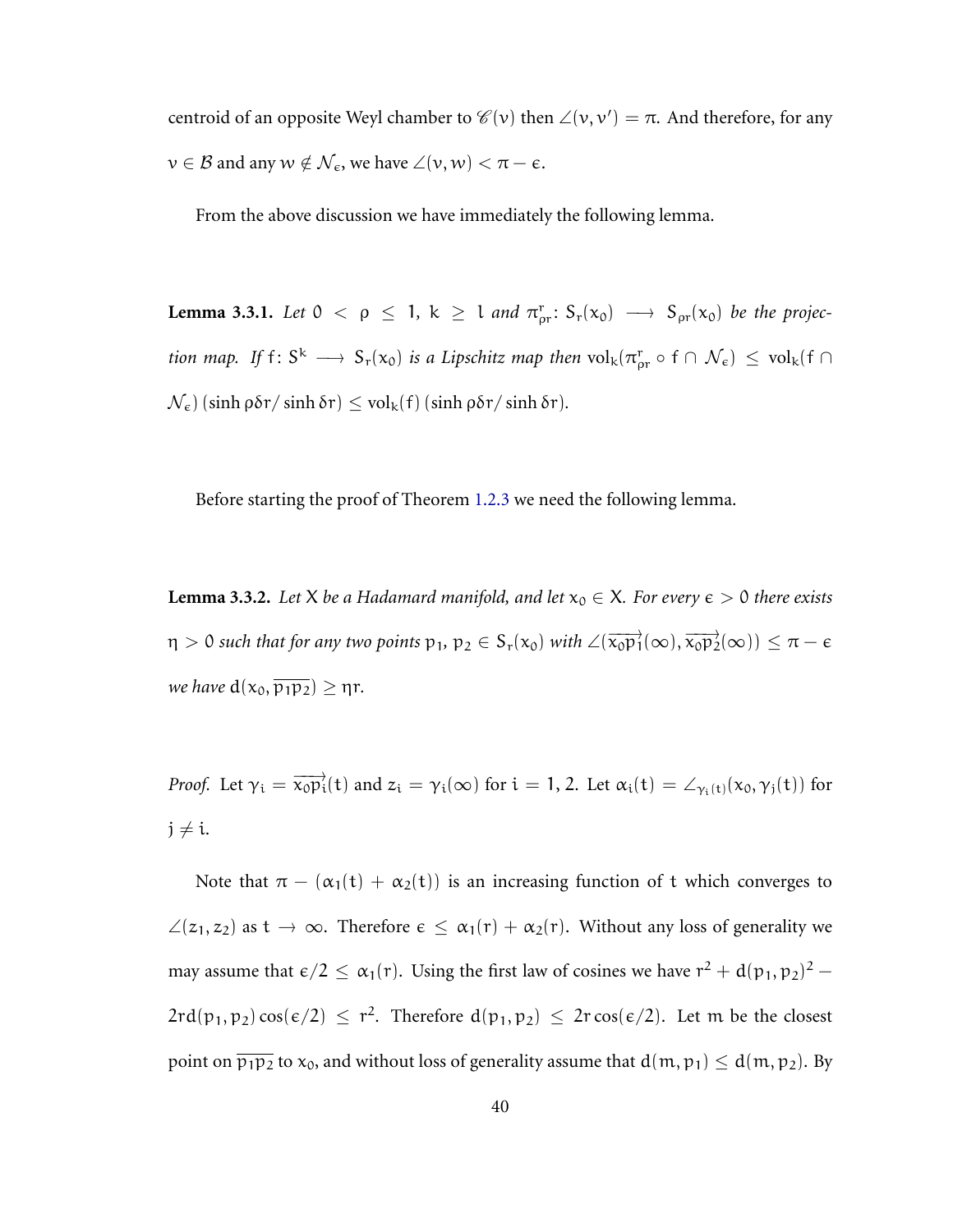centroid of an opposite Weyl chamber to $\mathscr{C}(v)$ then $\angle(v, v') = \pi$. And therefore, for any $v \in \mathcal{B}$ and any $w \notin \mathcal{N}_\epsilon$, we have $\angle(v, w) < \pi - \epsilon$.

From the above discussion we have immediately the following lemma.

**Lemma 3.3.1.** *Let $0 < \rho \leq 1$, $k \geq 1$ and $\pi^r_{\rho r}\colon S_r(x_0) \longrightarrow S_{\rho r}(x_0)$ be the projection map. If $f\colon S^k \longrightarrow S_r(x_0)$ is a Lipschitz map then $\mathrm{vol}_k(\pi^r_{\rho r} \circ f \cap \mathcal{N}_\epsilon) \leq \mathrm{vol}_k(f \cap \mathcal{N}_\epsilon)\,(\sinh \rho\delta r / \sinh \delta r) \leq \mathrm{vol}_k(f)\,(\sinh \rho\delta r / \sinh \delta r)$.*

Before starting the proof of Theorem 1.2.3 we need the following lemma.

**Lemma 3.3.2.** *Let $X$ be a Hadamard manifold, and let $x_0 \in X$. For every $\epsilon > 0$ there exists $\eta > 0$ such that for any two points $p_1, p_2 \in S_r(x_0)$ with $\angle(\overrightarrow{x_0p_1}(\infty), \overrightarrow{x_0p_2}(\infty)) \leq \pi - \epsilon$ we have $d(x_0, \overline{p_1p_2}) \geq \eta r$.*

*Proof.* Let $\gamma_i = \overrightarrow{x_0p_i}(t)$ and $z_i = \gamma_i(\infty)$ for $i = 1, 2$. Let $\alpha_i(t) = \angle_{\gamma_i(t)}(x_0, \gamma_j(t))$ for $j \neq i$.

Note that $\pi - (\alpha_1(t) + \alpha_2(t))$ is an increasing function of $t$ which converges to $\angle(z_1, z_2)$ as $t \to \infty$. Therefore $\epsilon \leq \alpha_1(r) + \alpha_2(r)$. Without any loss of generality we may assume that $\epsilon/2 \leq \alpha_1(r)$. Using the first law of cosines we have $r^2 + d(p_1, p_2)^2 - 2rd(p_1, p_2)\cos(\epsilon/2) \leq r^2$. Therefore $d(p_1, p_2) \leq 2r\cos(\epsilon/2)$. Let $m$ be the closest point on $\overline{p_1p_2}$ to $x_0$, and without loss of generality assume that $d(m, p_1) \leq d(m, p_2)$. By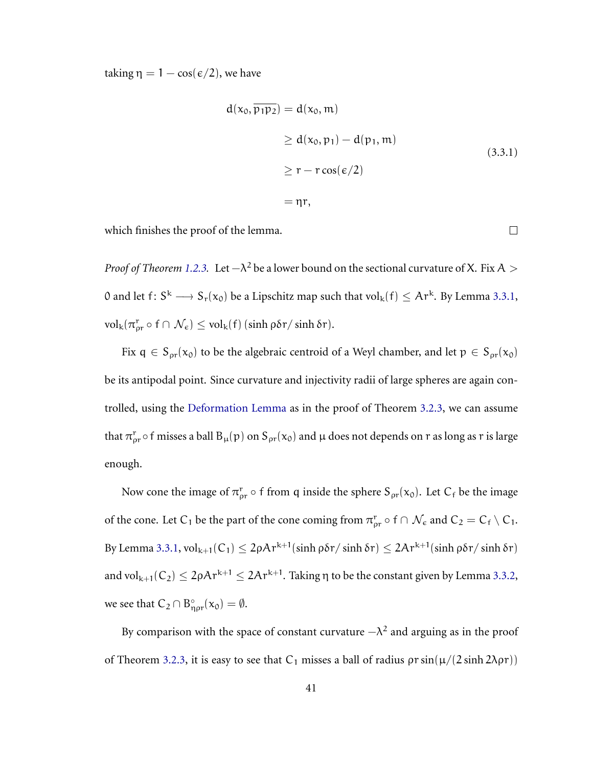taking $\eta = 1 - \cos(\epsilon/2)$, we have

$$
\begin{aligned}
d(x_0, \overline{p_1 p_2}) &= d(x_0, m) \\
&\geq d(x_0, p_1) - d(p_1, m) \\
&\geq r - r\cos(\epsilon/2) \\
&= \eta r,
\end{aligned}
\tag{3.3.1}
$$

which finishes the proof of the lemma. □

*Proof of Theorem 1.2.3.* Let $-\lambda^2$ be a lower bound on the sectional curvature of $X$. Fix $A > 0$ and let $f \colon S^k \longrightarrow S_r(x_0)$ be a Lipschitz map such that $\mathrm{vol}_k(f) \leq Ar^k$. By Lemma 3.3.1, $\mathrm{vol}_k(\pi^r_{\rho r} \circ f \cap \mathcal{N}_\epsilon) \leq \mathrm{vol}_k(f)\,(\sinh \rho\delta r / \sinh \delta r)$.

Fix $q \in S_{\rho r}(x_0)$ to be the algebraic centroid of a Weyl chamber, and let $p \in S_{\rho r}(x_0)$ be its antipodal point. Since curvature and injectivity radii of large spheres are again controlled, using the Deformation Lemma as in the proof of Theorem 3.2.3, we can assume that $\pi^r_{\rho r} \circ f$ misses a ball $B_\mu(p)$ on $S_{\rho r}(x_0)$ and $\mu$ does not depends on $r$ as long as $r$ is large enough.

Now cone the image of $\pi^r_{\rho r} \circ f$ from $q$ inside the sphere $S_{\rho r}(x_0)$. Let $C_f$ be the image of the cone. Let $C_1$ be the part of the cone coming from $\pi^r_{\rho r} \circ f \cap \mathcal{N}_\epsilon$ and $C_2 = C_f \setminus C_1$. By Lemma 3.3.1, $\mathrm{vol}_{k+1}(C_1) \leq 2\rho A r^{k+1}(\sinh \rho\delta r / \sinh \delta r) \leq 2Ar^{k+1}(\sinh \rho\delta r / \sinh \delta r)$ and $\mathrm{vol}_{k+1}(C_2) \leq 2\rho A r^{k+1} \leq 2Ar^{k+1}$. Taking $\eta$ to be the constant given by Lemma 3.3.2, we see that $C_2 \cap B^\circ_{\eta\rho r}(x_0) = \emptyset$.

By comparison with the space of constant curvature $-\lambda^2$ and arguing as in the proof of Theorem 3.2.3, it is easy to see that $C_1$ misses a ball of radius $\rho r \sin(\mu/(2\sinh 2\lambda\rho r))$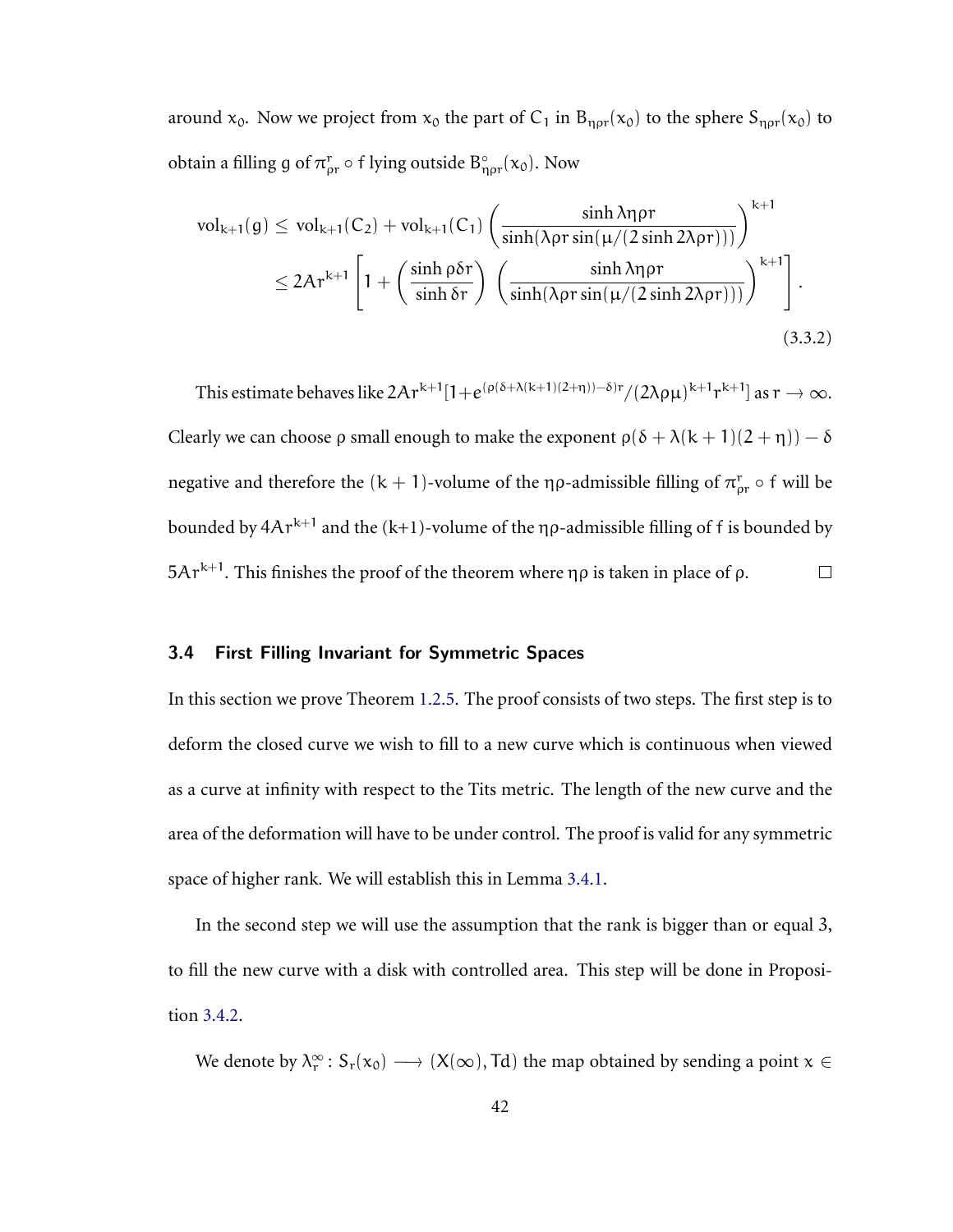around $x_0$. Now we project from $x_0$ the part of $C_1$ in $B_{\eta\rho r}(x_0)$ to the sphere $S_{\eta\rho r}(x_0)$ to obtain a filling $g$ of $\pi^r_{\rho r} \circ f$ lying outside $B^\circ_{\eta\rho r}(x_0)$. Now

$$
\begin{aligned}
\mathrm{vol}_{k+1}(g) &\leq \mathrm{vol}_{k+1}(C_2) + \mathrm{vol}_{k+1}(C_1)\left(\frac{\sinh \lambda\eta\rho r}{\sinh(\lambda\rho r \sin(\mu/(2\sinh 2\lambda\rho r)))}\right)^{k+1} \\
&\leq 2Ar^{k+1}\left[1 + \left(\frac{\sinh \rho\delta r}{\sinh \delta r}\right)\left(\frac{\sinh \lambda\eta\rho r}{\sinh(\lambda\rho r \sin(\mu/(2\sinh 2\lambda\rho r)))}\right)^{k+1}\right].
\end{aligned}
\tag{3.3.2}
$$

This estimate behaves like $2Ar^{k+1}[1+e^{(\rho(\delta+\lambda(k+1)(2+\eta))-\delta)r}/(2\lambda\rho\mu)^{k+1}r^{k+1}]$ as $r \to \infty$. Clearly we can choose $\rho$ small enough to make the exponent $\rho(\delta + \lambda(k+1)(2+\eta)) - \delta$ negative and therefore the $(k+1)$-volume of the $\eta\rho$-admissible filling of $\pi^r_{\rho r} \circ f$ will be bounded by $4Ar^{k+1}$ and the (k+1)-volume of the $\eta\rho$-admissible filling of $f$ is bounded by $5Ar^{k+1}$. This finishes the proof of the theorem where $\eta\rho$ is taken in place of $\rho$. □

## 3.4 First Filling Invariant for Symmetric Spaces

In this section we prove Theorem 1.2.5. The proof consists of two steps. The first step is to deform the closed curve we wish to fill to a new curve which is continuous when viewed as a curve at infinity with respect to the Tits metric. The length of the new curve and the area of the deformation will have to be under control. The proof is valid for any symmetric space of higher rank. We will establish this in Lemma 3.4.1.

In the second step we will use the assumption that the rank is bigger than or equal 3, to fill the new curve with a disk with controlled area. This step will be done in Proposition 3.4.2.

We denote by $\lambda^\infty_r : S_r(x_0) \longrightarrow (X(\infty), \mathrm{Td})$ the map obtained by sending a point $x \in$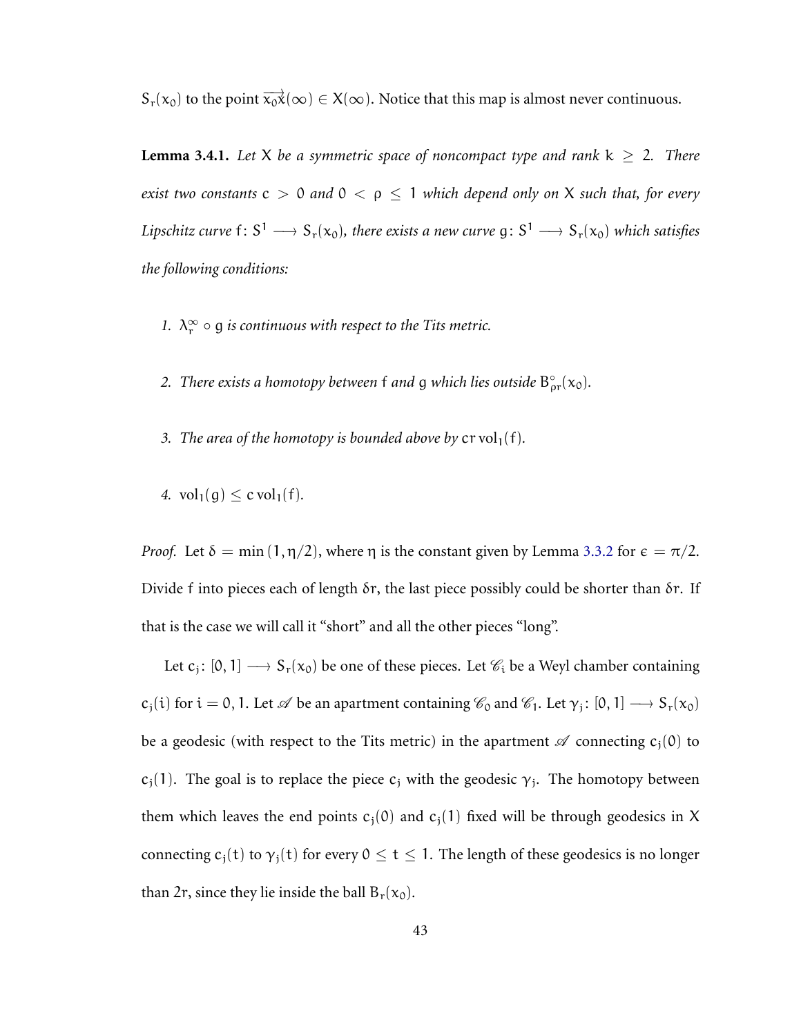$S_r(x_0)$ to the point $\overrightarrow{x_0x}(\infty) \in X(\infty)$. Notice that this map is almost never continuous.

**Lemma 3.4.1.** *Let $X$ be a symmetric space of noncompact type and rank $k \geq 2$. There exist two constants $c > 0$ and $0 < \rho \leq 1$ which depend only on $X$ such that, for every Lipschitz curve $f \colon S^1 \longrightarrow S_r(x_0)$, there exists a new curve $g \colon S^1 \longrightarrow S_r(x_0)$ which satisfies the following conditions:*

1. *$\lambda_r^\infty \circ g$ is continuous with respect to the Tits metric.*
2. *There exists a homotopy between $f$ and $g$ which lies outside $B^\circ_{\rho r}(x_0)$.*
3. *The area of the homotopy is bounded above by $cr\,\mathrm{vol}_1(f)$.*
4. *$\mathrm{vol}_1(g) \leq c\,\mathrm{vol}_1(f)$.*

*Proof.* Let $\delta = \min(1, \eta/2)$, where $\eta$ is the constant given by Lemma 3.3.2 for $\epsilon = \pi/2$. Divide $f$ into pieces each of length $\delta r$, the last piece possibly could be shorter than $\delta r$. If that is the case we will call it "short" and all the other pieces "long".

Let $c_j \colon [0,1] \longrightarrow S_r(x_0)$ be one of these pieces. Let $\mathscr{C}_i$ be a Weyl chamber containing $c_j(i)$ for $i = 0, 1$. Let $\mathscr{A}$ be an apartment containing $\mathscr{C}_0$ and $\mathscr{C}_1$. Let $\gamma_j \colon [0,1] \longrightarrow S_r(x_0)$ be a geodesic (with respect to the Tits metric) in the apartment $\mathscr{A}$ connecting $c_j(0)$ to $c_j(1)$. The goal is to replace the piece $c_j$ with the geodesic $\gamma_j$. The homotopy between them which leaves the end points $c_j(0)$ and $c_j(1)$ fixed will be through geodesics in $X$ connecting $c_j(t)$ to $\gamma_j(t)$ for every $0 \leq t \leq 1$. The length of these geodesics is no longer than $2r$, since they lie inside the ball $B_r(x_0)$.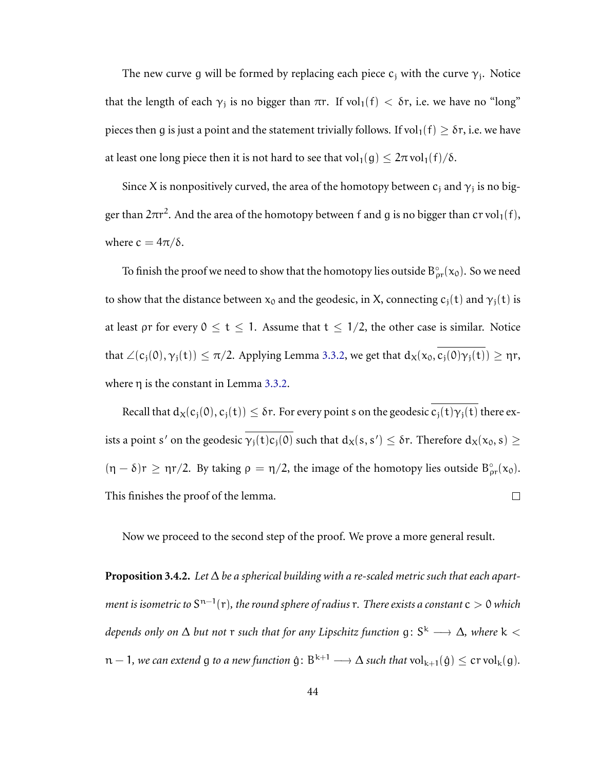The new curve $g$ will be formed by replacing each piece $c_j$ with the curve $\gamma_j$. Notice that the length of each $\gamma_j$ is no bigger than $\pi r$. If $\text{vol}_1(f) < \delta r$, i.e. we have no "long" pieces then $g$ is just a point and the statement trivially follows. If $\text{vol}_1(f) \geq \delta r$, i.e. we have at least one long piece then it is not hard to see that $\text{vol}_1(g) \leq 2\pi \, \text{vol}_1(f)/\delta$.

Since $X$ is nonpositively curved, the area of the homotopy between $c_j$ and $\gamma_j$ is no bigger than $2\pi r^2$. And the area of the homotopy between $f$ and $g$ is no bigger than $cr \, \text{vol}_1(f)$, where $c = 4\pi/\delta$.

To finish the proof we need to show that the homotopy lies outside $B^\circ_{\rho r}(x_0)$. So we need to show that the distance between $x_0$ and the geodesic, in $X$, connecting $c_j(t)$ and $\gamma_j(t)$ is at least $\rho r$ for every $0 \leq t \leq 1$. Assume that $t \leq 1/2$, the other case is similar. Notice that $\angle(c_j(0), \gamma_j(t)) \leq \pi/2$. Applying Lemma 3.3.2, we get that $d_X(x_0, \overline{c_j(0)\gamma_j(t)}) \geq \eta r$, where $\eta$ is the constant in Lemma 3.3.2.

Recall that $d_X(c_j(0), c_j(t)) \leq \delta r$. For every point $s$ on the geodesic $\overline{c_j(t)\gamma_j(t)}$ there exists a point $s'$ on the geodesic $\overline{\gamma_j(t)c_j(0)}$ such that $d_X(s, s') \leq \delta r$. Therefore $d_X(x_0, s) \geq (\eta - \delta)r \geq \eta r/2$. By taking $\rho = \eta/2$, the image of the homotopy lies outside $B^\circ_{\rho r}(x_0)$. This finishes the proof of the lemma. $\square$

Now we proceed to the second step of the proof. We prove a more general result.

**Proposition 3.4.2.** *Let $\Delta$ be a spherical building with a re-scaled metric such that each apartment is isometric to $S^{n-1}(r)$, the round sphere of radius $r$. There exists a constant $c > 0$ which depends only on $\Delta$ but not $r$ such that for any Lipschitz function $g \colon S^k \longrightarrow \Delta$, where $k < n - 1$, we can extend $g$ to a new function $\hat{g} \colon B^{k+1} \longrightarrow \Delta$ such that $\text{vol}_{k+1}(\hat{g}) \leq cr \, \text{vol}_k(g)$.*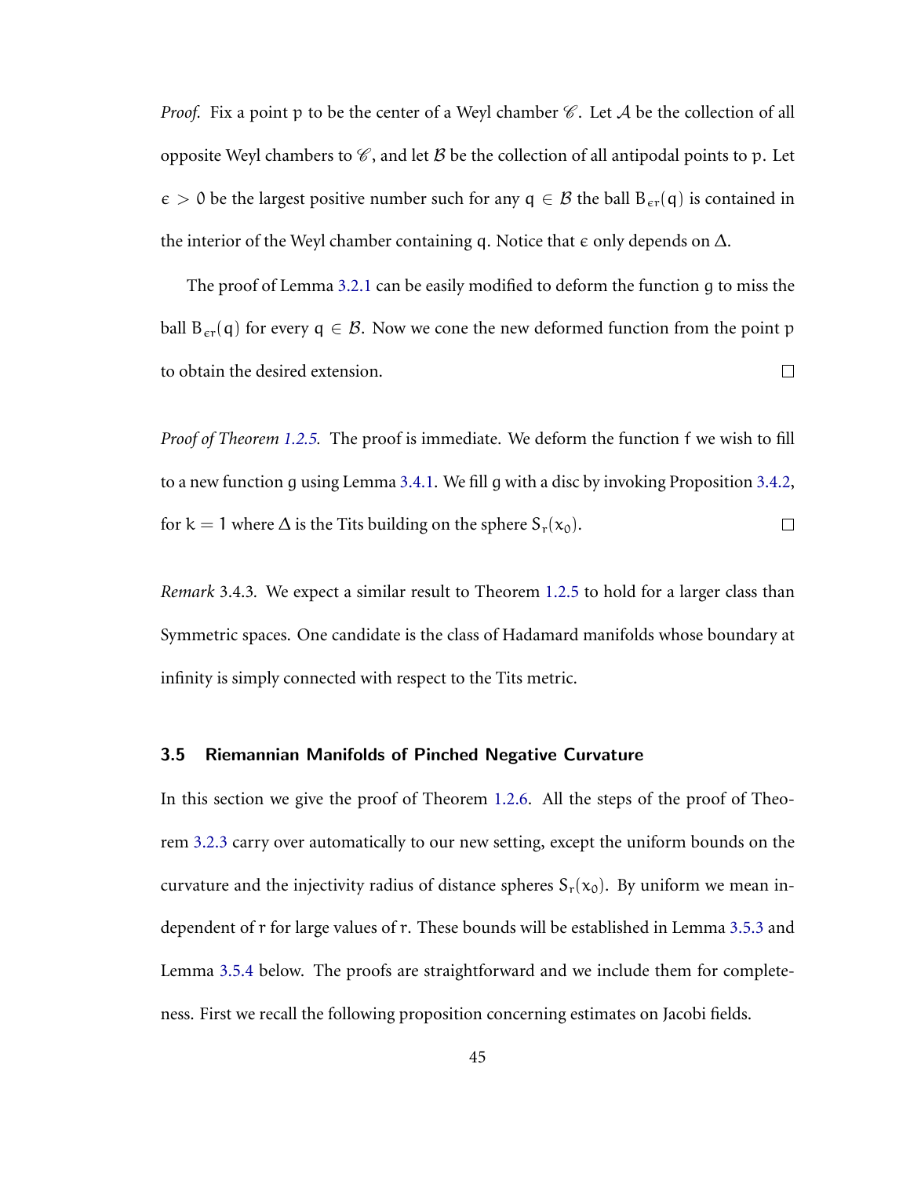*Proof.* Fix a point $p$ to be the center of a Weyl chamber $\mathscr{C}$. Let $\mathcal{A}$ be the collection of all opposite Weyl chambers to $\mathscr{C}$, and let $\mathcal{B}$ be the collection of all antipodal points to $p$. Let $\epsilon > 0$ be the largest positive number such for any $q \in \mathcal{B}$ the ball $B_{\epsilon r}(q)$ is contained in the interior of the Weyl chamber containing $q$. Notice that $\epsilon$ only depends on $\Delta$.

The proof of Lemma 3.2.1 can be easily modified to deform the function $g$ to miss the ball $B_{\epsilon r}(q)$ for every $q \in \mathcal{B}$. Now we cone the new deformed function from the point $p$ to obtain the desired extension. □

*Proof of Theorem 1.2.5.* The proof is immediate. We deform the function $f$ we wish to fill to a new function $g$ using Lemma 3.4.1. We fill $g$ with a disc by invoking Proposition 3.4.2, for $k = 1$ where $\Delta$ is the Tits building on the sphere $S_r(x_0)$. □

*Remark* 3.4.3. We expect a similar result to Theorem 1.2.5 to hold for a larger class than Symmetric spaces. One candidate is the class of Hadamard manifolds whose boundary at infinity is simply connected with respect to the Tits metric.

### 3.5 Riemannian Manifolds of Pinched Negative Curvature

In this section we give the proof of Theorem 1.2.6. All the steps of the proof of Theorem 3.2.3 carry over automatically to our new setting, except the uniform bounds on the curvature and the injectivity radius of distance spheres $S_r(x_0)$. By uniform we mean independent of $r$ for large values of $r$. These bounds will be established in Lemma 3.5.3 and Lemma 3.5.4 below. The proofs are straightforward and we include them for completeness. First we recall the following proposition concerning estimates on Jacobi fields.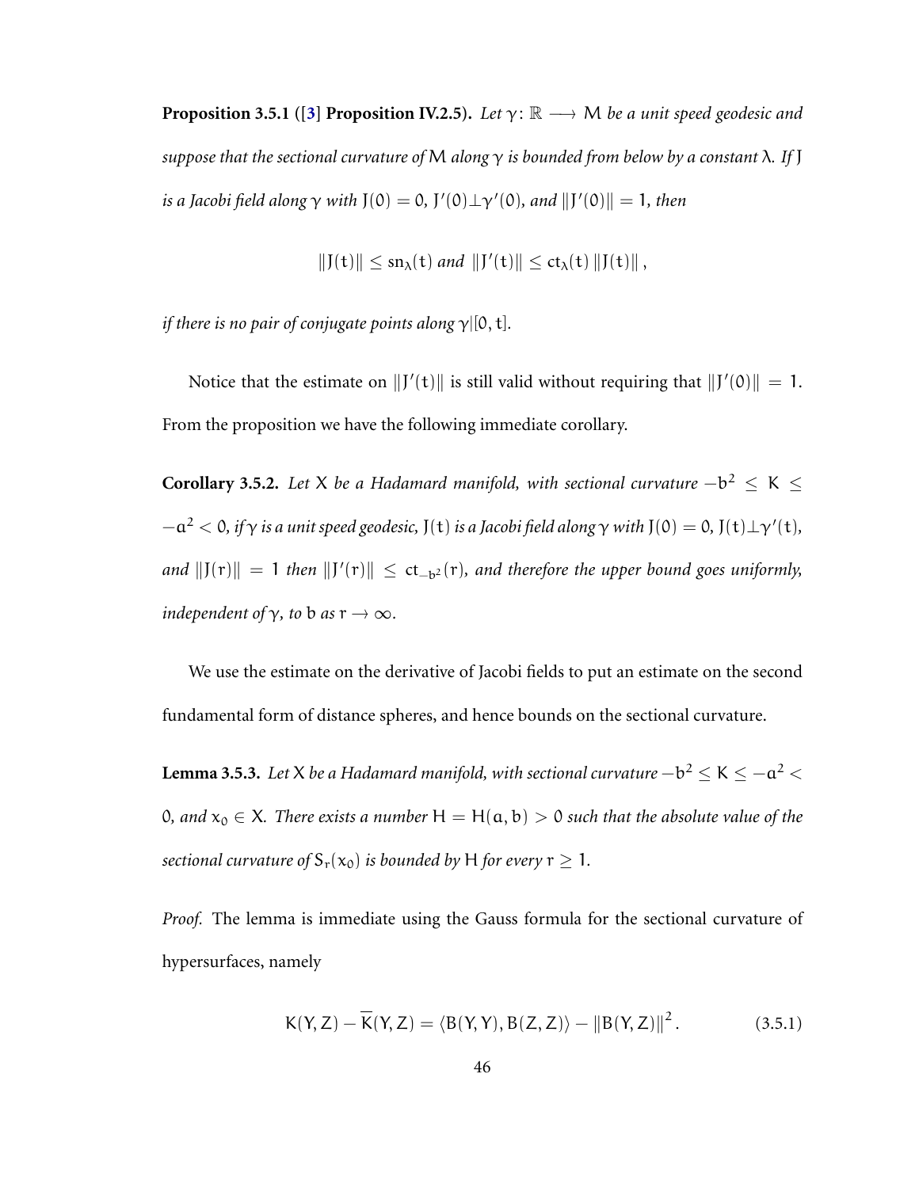**Proposition 3.5.1** (**[3] Proposition IV.2.5**)**.** *Let $\gamma\colon \mathbb{R} \longrightarrow M$ be a unit speed geodesic and suppose that the sectional curvature of $M$ along $\gamma$ is bounded from below by a constant $\lambda$. If $J$ is a Jacobi field along $\gamma$ with $J(0) = 0$, $J'(0) \perp \gamma'(0)$, and $\|J'(0)\| = 1$, then*

$$\|J(t)\| \leq \mathrm{sn}_\lambda(t) \text{ and } \|J'(t)\| \leq \mathrm{ct}_\lambda(t)\,\|J(t)\|\,,$$

*if there is no pair of conjugate points along $\gamma|[0,t]$.*

Notice that the estimate on $\|J'(t)\|$ is still valid without requiring that $\|J'(0)\| = 1$. From the proposition we have the following immediate corollary.

**Corollary 3.5.2.** *Let $X$ be a Hadamard manifold, with sectional curvature $-b^2 \leq K \leq -a^2 < 0$, if $\gamma$ is a unit speed geodesic, $J(t)$ is a Jacobi field along $\gamma$ with $J(0) = 0$, $J(t) \perp \gamma'(t)$, and $\|J(r)\| = 1$ then $\|J'(r)\| \leq \mathrm{ct}_{-b^2}(r)$, and therefore the upper bound goes uniformly, independent of $\gamma$, to $b$ as $r \to \infty$.*

We use the estimate on the derivative of Jacobi fields to put an estimate on the second fundamental form of distance spheres, and hence bounds on the sectional curvature.

**Lemma 3.5.3.** *Let $X$ be a Hadamard manifold, with sectional curvature $-b^2 \leq K \leq -a^2 < 0$, and $x_0 \in X$. There exists a number $H = H(a,b) > 0$ such that the absolute value of the sectional curvature of $S_r(x_0)$ is bounded by $H$ for every $r \geq 1$.*

*Proof.* The lemma is immediate using the Gauss formula for the sectional curvature of hypersurfaces, namely

$$K(Y,Z) - \overline{K}(Y,Z) = \langle B(Y,Y), B(Z,Z)\rangle - \|B(Y,Z)\|^2. \tag{3.5.1}$$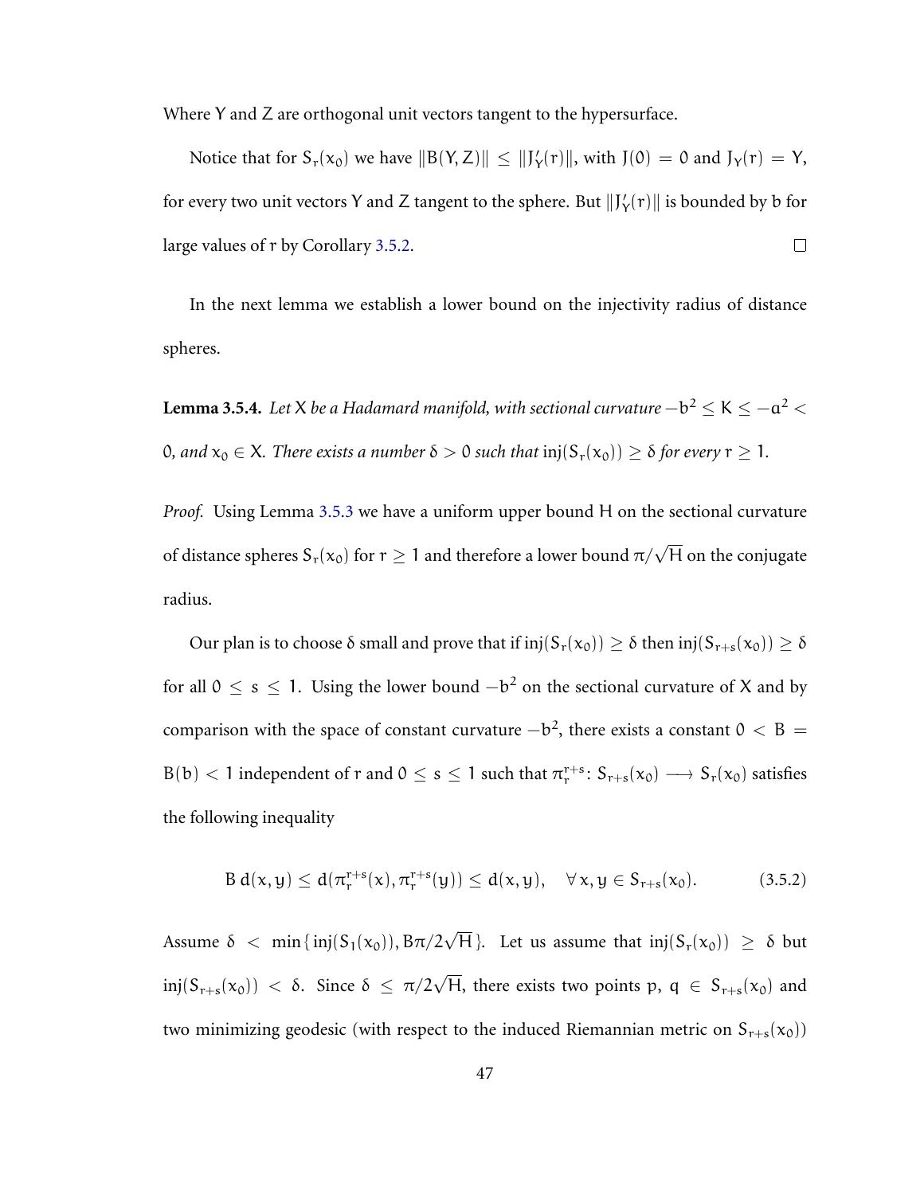Where $Y$ and $Z$ are orthogonal unit vectors tangent to the hypersurface.

Notice that for $S_r(x_0)$ we have $\|B(Y, Z)\| \leq \|J'_Y(r)\|$, with $J(0) = 0$ and $J_Y(r) = Y$, for every two unit vectors $Y$ and $Z$ tangent to the sphere. But $\|J'_Y(r)\|$ is bounded by $b$ for large values of $r$ by Corollary 3.5.2. $\square$

In the next lemma we establish a lower bound on the injectivity radius of distance spheres.

**Lemma 3.5.4.** *Let $X$ be a Hadamard manifold, with sectional curvature $-b^2 \leq K \leq -a^2 < 0$, and $x_0 \in X$. There exists a number $\delta > 0$ such that $\text{inj}(S_r(x_0)) \geq \delta$ for every $r \geq 1$.*

*Proof.* Using Lemma 3.5.3 we have a uniform upper bound $H$ on the sectional curvature of distance spheres $S_r(x_0)$ for $r \geq 1$ and therefore a lower bound $\pi/\sqrt{H}$ on the conjugate radius.

Our plan is to choose $\delta$ small and prove that if $\text{inj}(S_r(x_0)) \geq \delta$ then $\text{inj}(S_{r+s}(x_0)) \geq \delta$ for all $0 \leq s \leq 1$. Using the lower bound $-b^2$ on the sectional curvature of $X$ and by comparison with the space of constant curvature $-b^2$, there exists a constant $0 < B = B(b) < 1$ independent of $r$ and $0 \leq s \leq 1$ such that $\pi_r^{r+s} \colon S_{r+s}(x_0) \longrightarrow S_r(x_0)$ satisfies the following inequality

$$B\, d(x, y) \leq d(\pi_r^{r+s}(x), \pi_r^{r+s}(y)) \leq d(x, y), \quad \forall\, x, y \in S_{r+s}(x_0). \tag{3.5.2}$$

Assume $\delta < \min\{\text{inj}(S_1(x_0)), B\pi/2\sqrt{H}\}$. Let us assume that $\text{inj}(S_r(x_0)) \geq \delta$ but $\text{inj}(S_{r+s}(x_0)) < \delta$. Since $\delta \leq \pi/2\sqrt{H}$, there exists two points $p,\ q \in S_{r+s}(x_0)$ and two minimizing geodesic (with respect to the induced Riemannian metric on $S_{r+s}(x_0)$)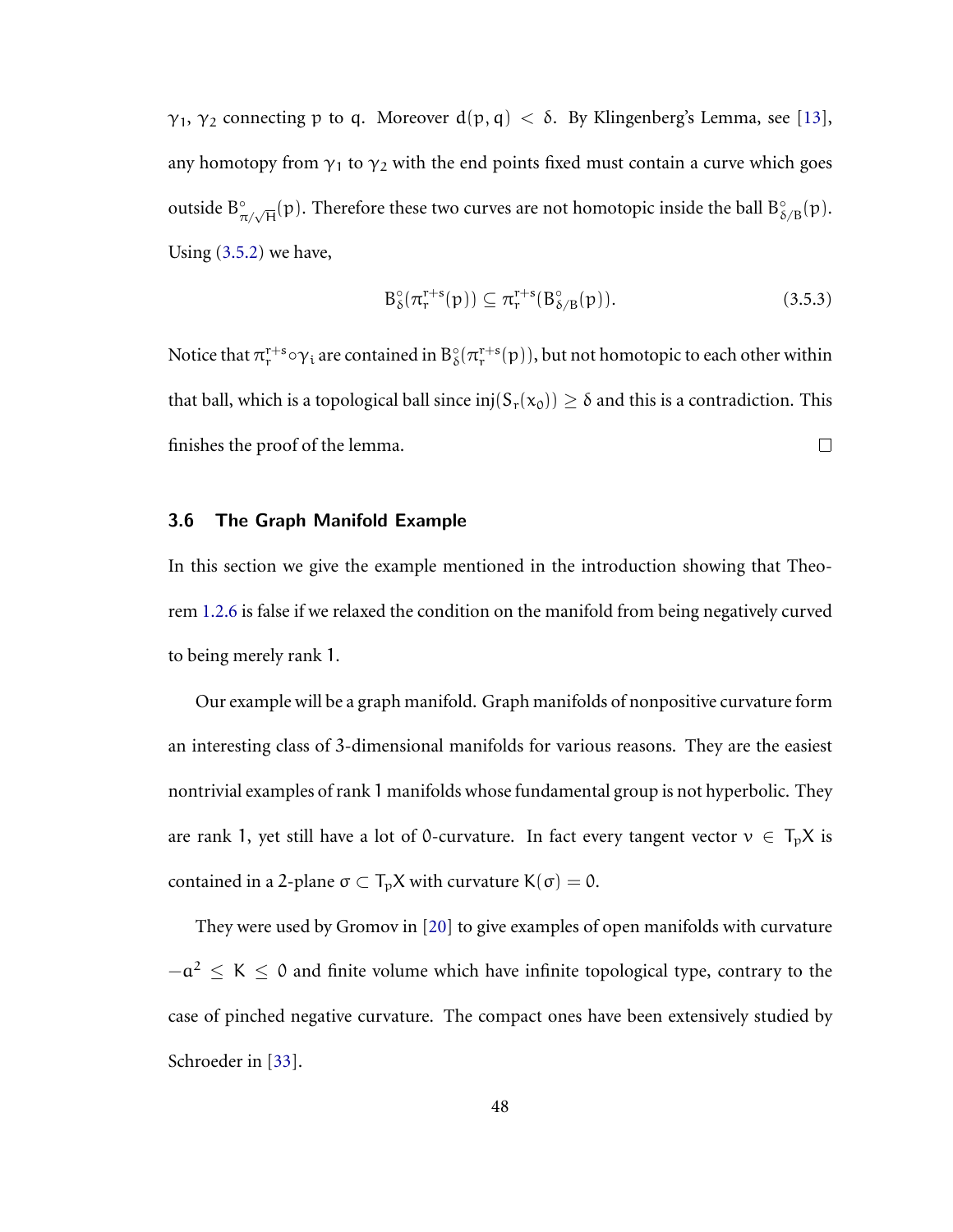$\gamma_1$, $\gamma_2$ connecting $p$ to $q$. Moreover $d(p,q) < \delta$. By Klingenberg's Lemma, see [13], any homotopy from $\gamma_1$ to $\gamma_2$ with the end points fixed must contain a curve which goes outside $B^\circ_{\pi/\sqrt{H}}(p)$. Therefore these two curves are not homotopic inside the ball $B^\circ_{\delta/B}(p)$. Using (3.5.2) we have,

$$B^\circ_\delta(\pi_r^{r+s}(p)) \subseteq \pi_r^{r+s}(B^\circ_{\delta/B}(p)). \tag{3.5.3}$$

Notice that $\pi_r^{r+s} \circ \gamma_i$ are contained in $B^\circ_\delta(\pi_r^{r+s}(p))$, but not homotopic to each other within that ball, which is a topological ball since $\text{inj}(S_r(x_0)) \geq \delta$ and this is a contradiction. This finishes the proof of the lemma. □

### 3.6 The Graph Manifold Example

In this section we give the example mentioned in the introduction showing that Theorem 1.2.6 is false if we relaxed the condition on the manifold from being negatively curved to being merely rank 1.

Our example will be a graph manifold. Graph manifolds of nonpositive curvature form an interesting class of 3-dimensional manifolds for various reasons. They are the easiest nontrivial examples of rank 1 manifolds whose fundamental group is not hyperbolic. They are rank 1, yet still have a lot of 0-curvature. In fact every tangent vector $v \in T_pX$ is contained in a 2-plane $\sigma \subset T_pX$ with curvature $K(\sigma) = 0$.

They were used by Gromov in [20] to give examples of open manifolds with curvature $-a^2 \leq K \leq 0$ and finite volume which have infinite topological type, contrary to the case of pinched negative curvature. The compact ones have been extensively studied by Schroeder in [33].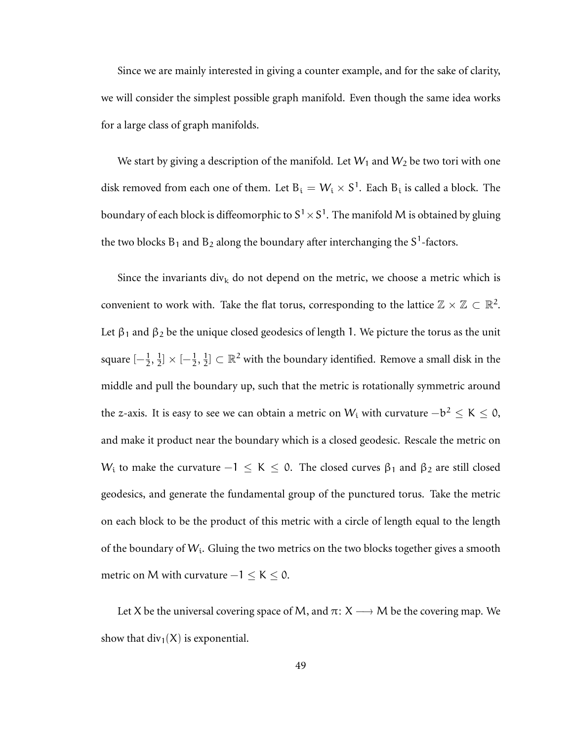Since we are mainly interested in giving a counter example, and for the sake of clarity, we will consider the simplest possible graph manifold. Even though the same idea works for a large class of graph manifolds.

We start by giving a description of the manifold. Let $W_1$ and $W_2$ be two tori with one disk removed from each one of them. Let $B_i = W_i \times S^1$. Each $B_i$ is called a block. The boundary of each block is diffeomorphic to $S^1 \times S^1$. The manifold $M$ is obtained by gluing the two blocks $B_1$ and $B_2$ along the boundary after interchanging the $S^1$-factors.

Since the invariants $\text{div}_k$ do not depend on the metric, we choose a metric which is convenient to work with. Take the flat torus, corresponding to the lattice $\mathbb{Z} \times \mathbb{Z} \subset \mathbb{R}^2$. Let $\beta_1$ and $\beta_2$ be the unique closed geodesics of length 1. We picture the torus as the unit square $[-\frac{1}{2}, \frac{1}{2}] \times [-\frac{1}{2}, \frac{1}{2}] \subset \mathbb{R}^2$ with the boundary identified. Remove a small disk in the middle and pull the boundary up, such that the metric is rotationally symmetric around the $z$-axis. It is easy to see we can obtain a metric on $W_i$ with curvature $-b^2 \leq K \leq 0$, and make it product near the boundary which is a closed geodesic. Rescale the metric on $W_i$ to make the curvature $-1 \leq K \leq 0$. The closed curves $\beta_1$ and $\beta_2$ are still closed geodesics, and generate the fundamental group of the punctured torus. Take the metric on each block to be the product of this metric with a circle of length equal to the length of the boundary of $W_i$. Gluing the two metrics on the two blocks together gives a smooth metric on $M$ with curvature $-1 \leq K \leq 0$.

Let $X$ be the universal covering space of $M$, and $\pi \colon X \longrightarrow M$ be the covering map. We show that $\text{div}_1(X)$ is exponential.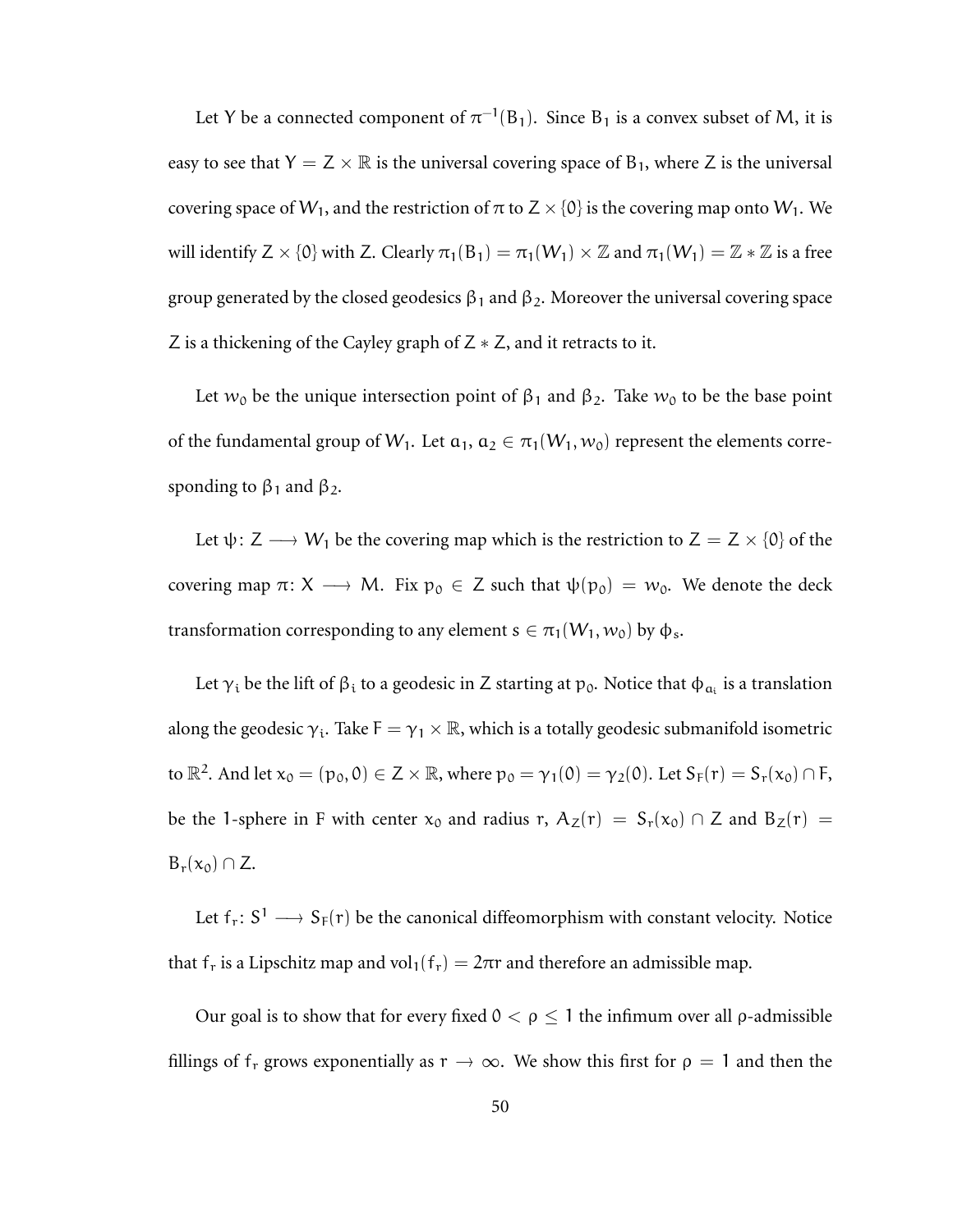Let $Y$ be a connected component of $\pi^{-1}(B_1)$. Since $B_1$ is a convex subset of $M$, it is easy to see that $Y = Z \times \mathbb{R}$ is the universal covering space of $B_1$, where $Z$ is the universal covering space of $W_1$, and the restriction of $\pi$ to $Z \times \{0\}$ is the covering map onto $W_1$. We will identify $Z \times \{0\}$ with $Z$. Clearly $\pi_1(B_1) = \pi_1(W_1) \times \mathbb{Z}$ and $\pi_1(W_1) = \mathbb{Z} * \mathbb{Z}$ is a free group generated by the closed geodesics $\beta_1$ and $\beta_2$. Moreover the universal covering space $Z$ is a thickening of the Cayley graph of $Z * Z$, and it retracts to it.

Let $w_0$ be the unique intersection point of $\beta_1$ and $\beta_2$. Take $w_0$ to be the base point of the fundamental group of $W_1$. Let $a_1, a_2 \in \pi_1(W_1, w_0)$ represent the elements corresponding to $\beta_1$ and $\beta_2$.

Let $\psi\colon Z \longrightarrow W_1$ be the covering map which is the restriction to $Z = Z \times \{0\}$ of the covering map $\pi\colon X \longrightarrow M$. Fix $p_0 \in Z$ such that $\psi(p_0) = w_0$. We denote the deck transformation corresponding to any element $s \in \pi_1(W_1, w_0)$ by $\phi_s$.

Let $\gamma_i$ be the lift of $\beta_i$ to a geodesic in $Z$ starting at $p_0$. Notice that $\phi_{a_i}$ is a translation along the geodesic $\gamma_i$. Take $F = \gamma_1 \times \mathbb{R}$, which is a totally geodesic submanifold isometric to $\mathbb{R}^2$. And let $x_0 = (p_0, 0) \in Z \times \mathbb{R}$, where $p_0 = \gamma_1(0) = \gamma_2(0)$. Let $S_F(r) = S_r(x_0) \cap F$, be the 1-sphere in $F$ with center $x_0$ and radius $r$, $A_Z(r) = S_r(x_0) \cap Z$ and $B_Z(r) = B_r(x_0) \cap Z$.

Let $f_r\colon S^1 \longrightarrow S_F(r)$ be the canonical diffeomorphism with constant velocity. Notice that $f_r$ is a Lipschitz map and $\mathrm{vol}_1(f_r) = 2\pi r$ and therefore an admissible map.

Our goal is to show that for every fixed $0 < \rho \leq 1$ the infimum over all $\rho$-admissible fillings of $f_r$ grows exponentially as $r \to \infty$. We show this first for $\rho = 1$ and then the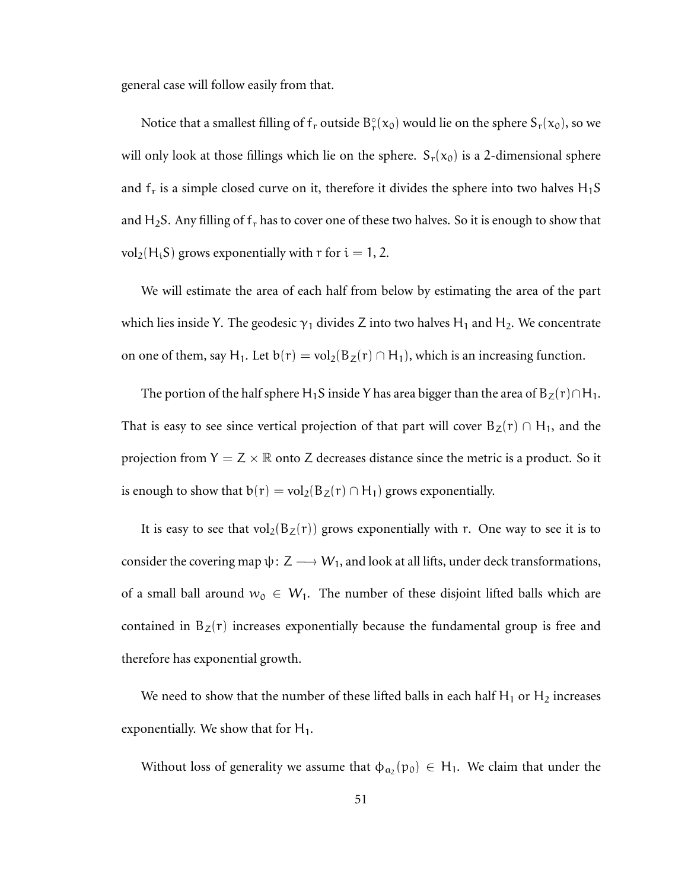general case will follow easily from that.

Notice that a smallest filling of $f_r$ outside $B^\circ_r(x_0)$ would lie on the sphere $S_r(x_0)$, so we will only look at those fillings which lie on the sphere. $S_r(x_0)$ is a 2-dimensional sphere and $f_r$ is a simple closed curve on it, therefore it divides the sphere into two halves $H_1S$ and $H_2S$. Any filling of $f_r$ has to cover one of these two halves. So it is enough to show that $\mathrm{vol}_2(H_iS)$ grows exponentially with $r$ for $i = 1, 2$.

We will estimate the area of each half from below by estimating the area of the part which lies inside Y. The geodesic $\gamma_1$ divides Z into two halves $H_1$ and $H_2$. We concentrate on one of them, say $H_1$. Let $b(r) = \mathrm{vol}_2(B_Z(r) \cap H_1)$, which is an increasing function.

The portion of the half sphere $H_1S$ inside Y has area bigger than the area of $B_Z(r) \cap H_1$. That is easy to see since vertical projection of that part will cover $B_Z(r) \cap H_1$, and the projection from $Y = Z \times \mathbb{R}$ onto Z decreases distance since the metric is a product. So it is enough to show that $b(r) = \mathrm{vol}_2(B_Z(r) \cap H_1)$ grows exponentially.

It is easy to see that $\mathrm{vol}_2(B_Z(r))$ grows exponentially with $r$. One way to see it is to consider the covering map $\psi \colon Z \longrightarrow W_1$, and look at all lifts, under deck transformations, of a small ball around $w_0 \in W_1$. The number of these disjoint lifted balls which are contained in $B_Z(r)$ increases exponentially because the fundamental group is free and therefore has exponential growth.

We need to show that the number of these lifted balls in each half $H_1$ or $H_2$ increases exponentially. We show that for $H_1$.

Without loss of generality we assume that $\phi_{a_2}(p_0) \in H_1$. We claim that under the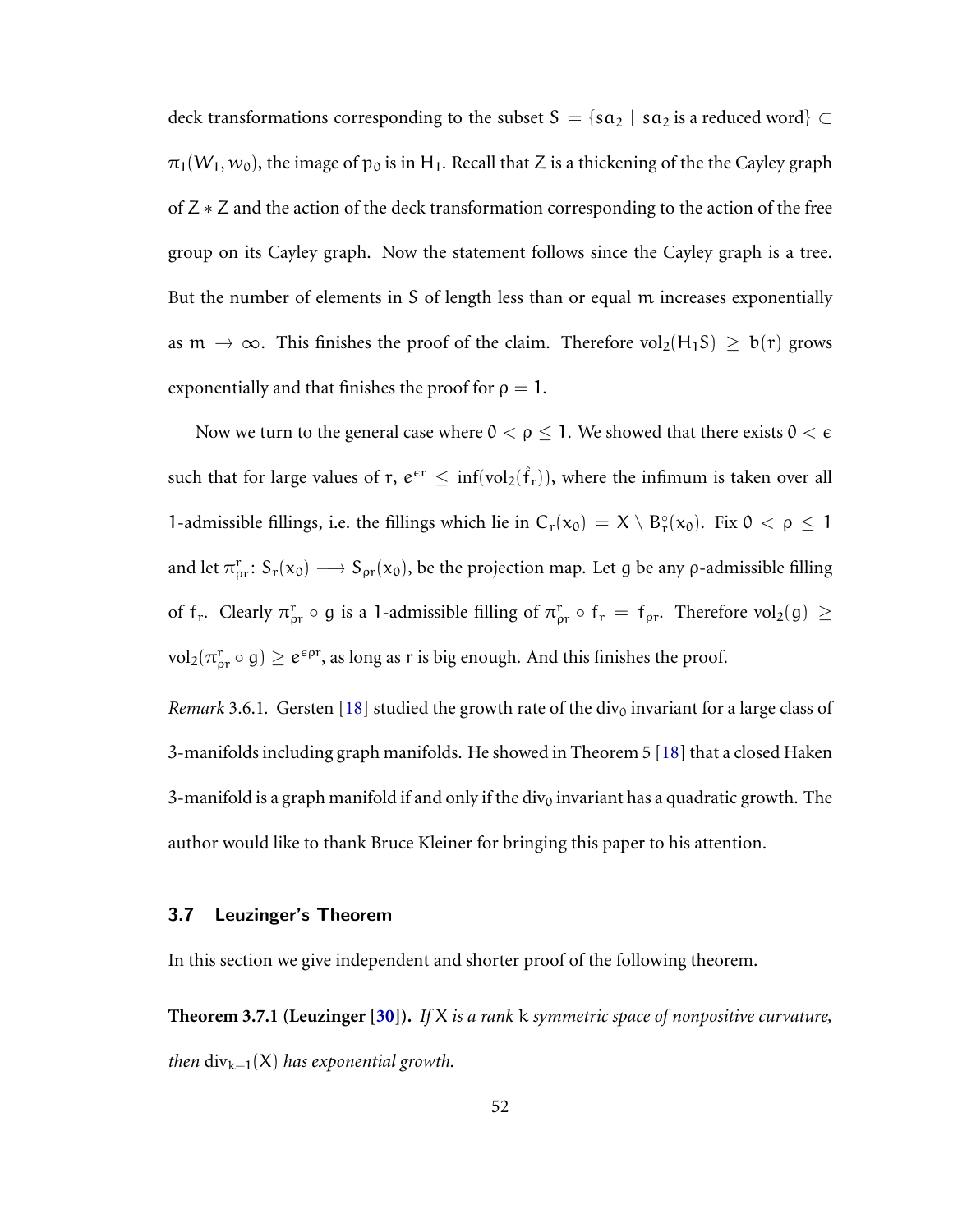deck transformations corresponding to the subset $S = \{sa_2 \mid sa_2 \text{ is a reduced word}\} \subset \pi_1(W_1, w_0)$, the image of $p_0$ is in $H_1$. Recall that $Z$ is a thickening of the the Cayley graph of $Z * Z$ and the action of the deck transformation corresponding to the action of the free group on its Cayley graph. Now the statement follows since the Cayley graph is a tree. But the number of elements in $S$ of length less than or equal $m$ increases exponentially as $m \to \infty$. This finishes the proof of the claim. Therefore $\mathrm{vol}_2(H_1 S) \geq b(r)$ grows exponentially and that finishes the proof for $\rho = 1$.

Now we turn to the general case where $0 < \rho \leq 1$. We showed that there exists $0 < \epsilon$ such that for large values of $r$, $e^{\epsilon r} \leq \inf(\mathrm{vol}_2(\hat{f}_r))$, where the infimum is taken over all 1-admissible fillings, i.e. the fillings which lie in $C_r(x_0) = X \setminus B^\circ_r(x_0)$. Fix $0 < \rho \leq 1$ and let $\pi^r_{\rho r} \colon S_r(x_0) \longrightarrow S_{\rho r}(x_0)$, be the projection map. Let $g$ be any $\rho$-admissible filling of $f_r$. Clearly $\pi^r_{\rho r} \circ g$ is a 1-admissible filling of $\pi^r_{\rho r} \circ f_r = f_{\rho r}$. Therefore $\mathrm{vol}_2(g) \geq \mathrm{vol}_2(\pi^r_{\rho r} \circ g) \geq e^{\epsilon \rho r}$, as long as $r$ is big enough. And this finishes the proof.

*Remark* 3.6.1. Gersten [18] studied the growth rate of the $\mathrm{div}_0$ invariant for a large class of 3-manifolds including graph manifolds. He showed in Theorem 5 [18] that a closed Haken 3-manifold is a graph manifold if and only if the $\mathrm{div}_0$ invariant has a quadratic growth. The author would like to thank Bruce Kleiner for bringing this paper to his attention.

### 3.7 Leuzinger's Theorem

In this section we give independent and shorter proof of the following theorem.

**Theorem 3.7.1 (Leuzinger [30]).** *If $X$ is a rank $k$ symmetric space of nonpositive curvature, then $\mathrm{div}_{k-1}(X)$ has exponential growth.*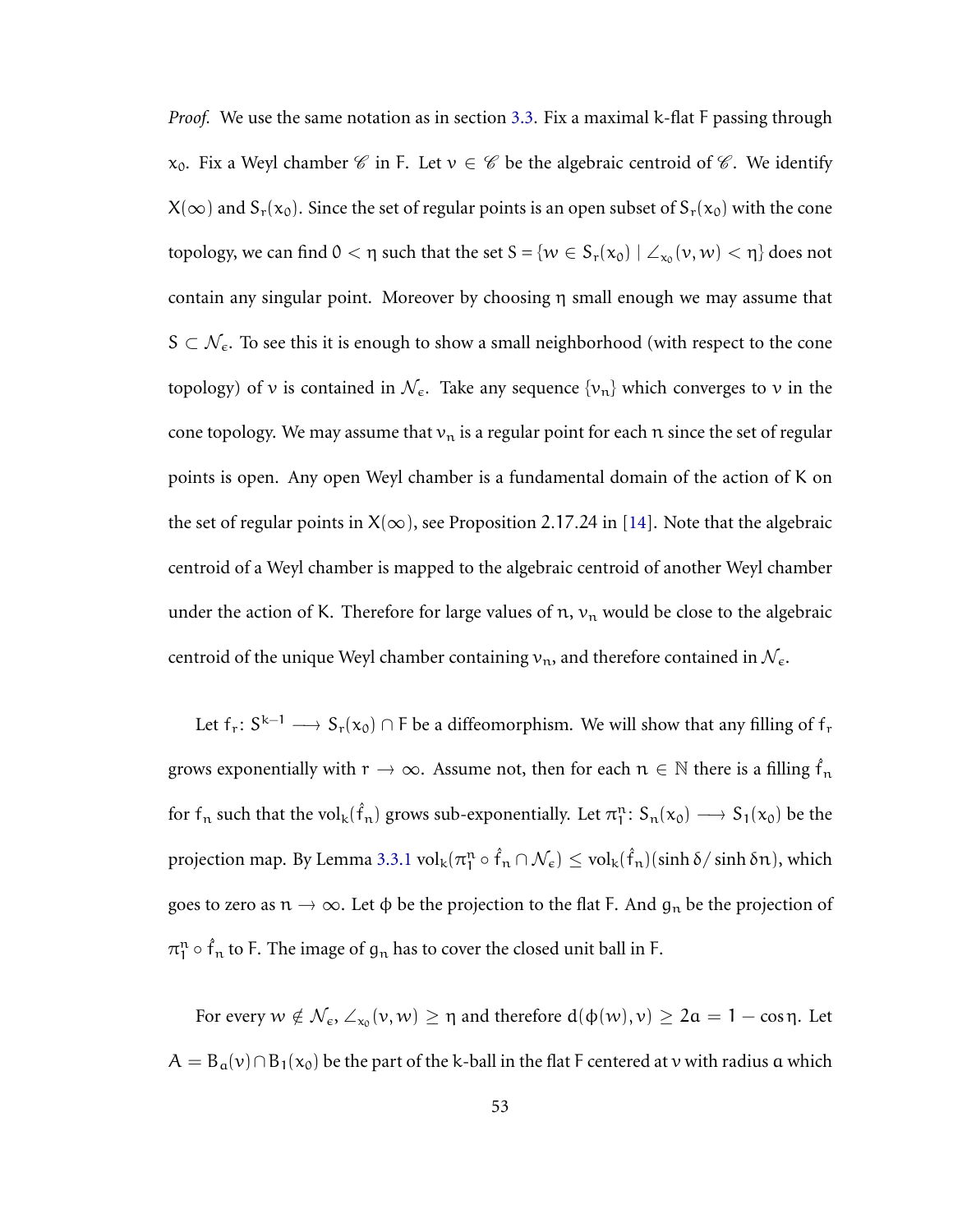*Proof.* We use the same notation as in section 3.3. Fix a maximal $k$-flat $F$ passing through $x_0$. Fix a Weyl chamber $\mathscr{C}$ in $F$. Let $v \in \mathscr{C}$ be the algebraic centroid of $\mathscr{C}$. We identify $X(\infty)$ and $S_r(x_0)$. Since the set of regular points is an open subset of $S_r(x_0)$ with the cone topology, we can find $0 < \eta$ such that the set $S = \{w \in S_r(x_0) \mid \angle_{x_0}(v, w) < \eta\}$ does not contain any singular point. Moreover by choosing $\eta$ small enough we may assume that $S \subset \mathcal{N}_\epsilon$. To see this it is enough to show a small neighborhood (with respect to the cone topology) of $v$ is contained in $\mathcal{N}_\epsilon$. Take any sequence $\{v_n\}$ which converges to $v$ in the cone topology. We may assume that $v_n$ is a regular point for each $n$ since the set of regular points is open. Any open Weyl chamber is a fundamental domain of the action of $K$ on the set of regular points in $X(\infty)$, see Proposition 2.17.24 in [14]. Note that the algebraic centroid of a Weyl chamber is mapped to the algebraic centroid of another Weyl chamber under the action of $K$. Therefore for large values of $n$, $v_n$ would be close to the algebraic centroid of the unique Weyl chamber containing $v_n$, and therefore contained in $\mathcal{N}_\epsilon$.

Let $f_r \colon S^{k-1} \longrightarrow S_r(x_0) \cap F$ be a diffeomorphism. We will show that any filling of $f_r$ grows exponentially with $r \to \infty$. Assume not, then for each $n \in \mathbb{N}$ there is a filling $\hat{f}_n$ for $f_n$ such that the $\mathrm{vol}_k(\hat{f}_n)$ grows sub-exponentially. Let $\pi_1^n \colon S_n(x_0) \longrightarrow S_1(x_0)$ be the projection map. By Lemma 3.3.1 $\mathrm{vol}_k(\pi_1^n \circ \hat{f}_n \cap \mathcal{N}_\epsilon) \leq \mathrm{vol}_k(\hat{f}_n)(\sinh \delta / \sinh \delta n)$, which goes to zero as $n \to \infty$. Let $\phi$ be the projection to the flat $F$. And $g_n$ be the projection of $\pi_1^n \circ \hat{f}_n$ to $F$. The image of $g_n$ has to cover the closed unit ball in $F$.

For every $w \notin \mathcal{N}_\epsilon$, $\angle_{x_0}(v, w) \geq \eta$ and therefore $d(\phi(w), v) \geq 2a = 1 - \cos \eta$. Let $A = B_a(v) \cap B_1(x_0)$ be the part of the $k$-ball in the flat $F$ centered at $v$ with radius $a$ which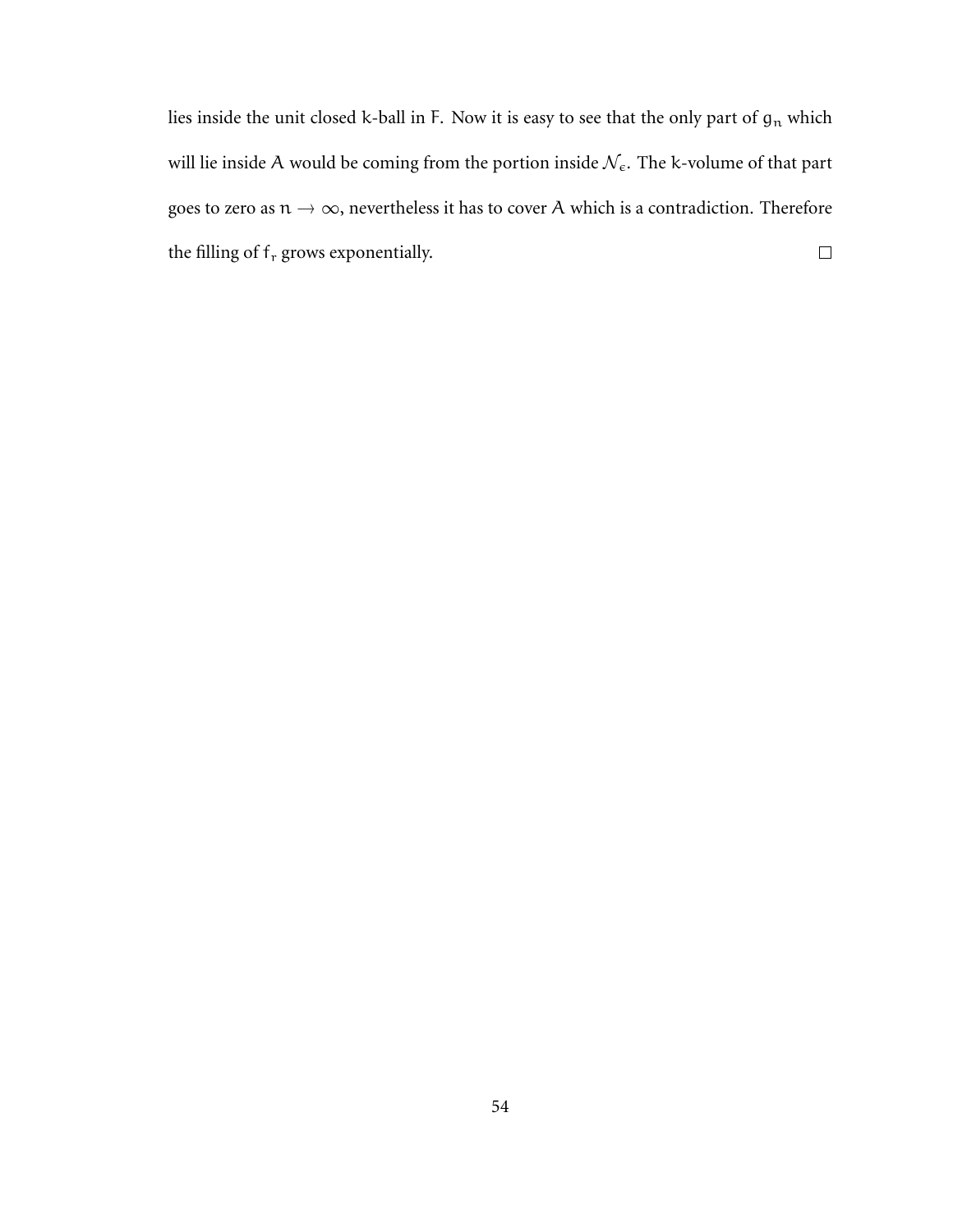lies inside the unit closed $k$-ball in $F$. Now it is easy to see that the only part of $g_n$ which will lie inside $A$ would be coming from the portion inside $\mathcal{N}_\epsilon$. The $k$-volume of that part goes to zero as $n \to \infty$, nevertheless it has to cover $A$ which is a contradiction. Therefore the filling of $f_r$ grows exponentially. $\square$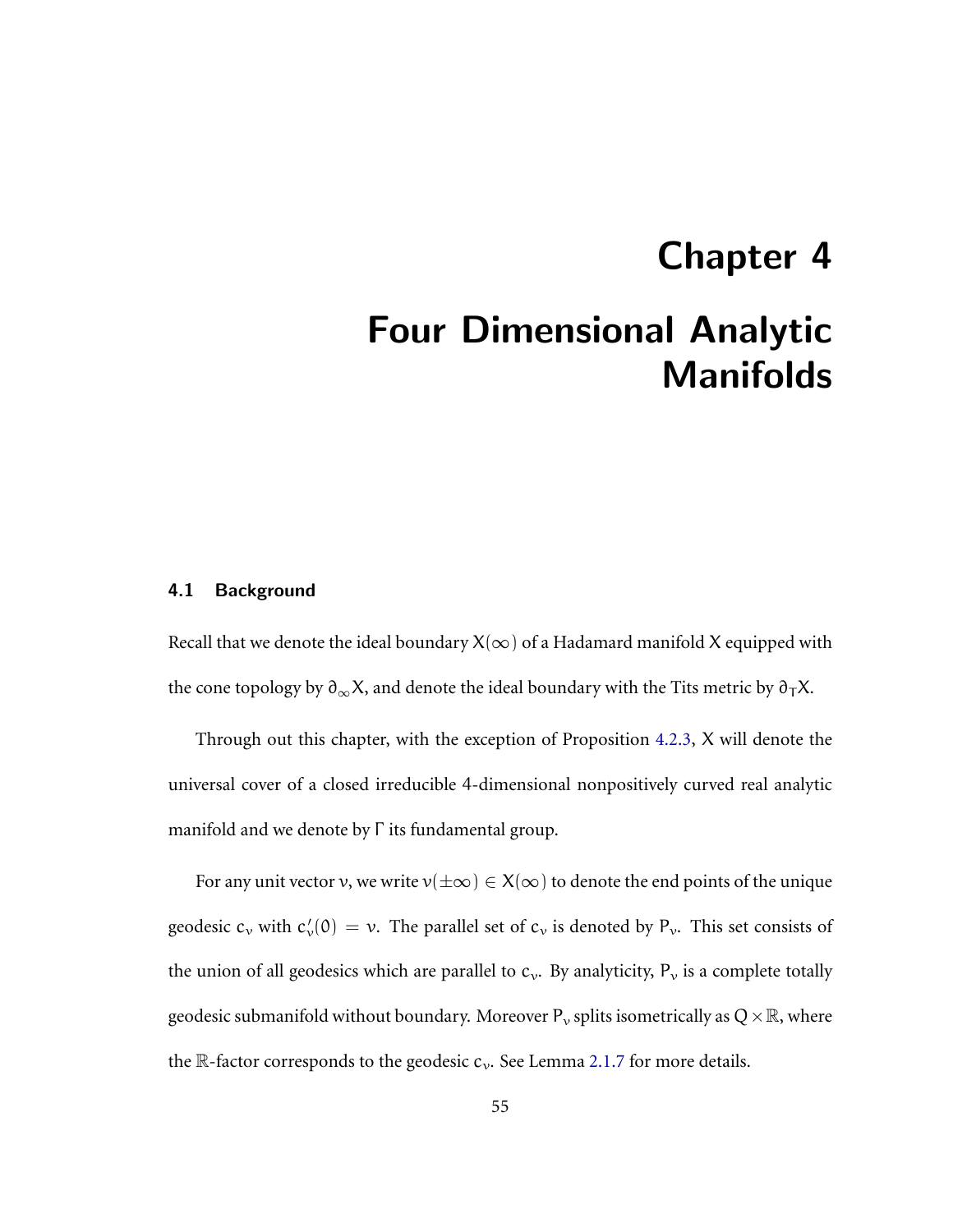# Chapter 4

# Four Dimensional Analytic Manifolds

## 4.1 Background

Recall that we denote the ideal boundary $X(\infty)$ of a Hadamard manifold $X$ equipped with the cone topology by $\partial_\infty X$, and denote the ideal boundary with the Tits metric by $\partial_T X$.

Through out this chapter, with the exception of Proposition 4.2.3, $X$ will denote the universal cover of a closed irreducible 4-dimensional nonpositively curved real analytic manifold and we denote by $\Gamma$ its fundamental group.

For any unit vector $v$, we write $v(\pm\infty) \in X(\infty)$ to denote the end points of the unique geodesic $c_v$ with $c_v'(0) = v$. The parallel set of $c_v$ is denoted by $P_v$. This set consists of the union of all geodesics which are parallel to $c_v$. By analyticity, $P_v$ is a complete totally geodesic submanifold without boundary. Moreover $P_v$ splits isometrically as $Q \times \mathbb{R}$, where the $\mathbb{R}$-factor corresponds to the geodesic $c_v$. See Lemma 2.1.7 for more details.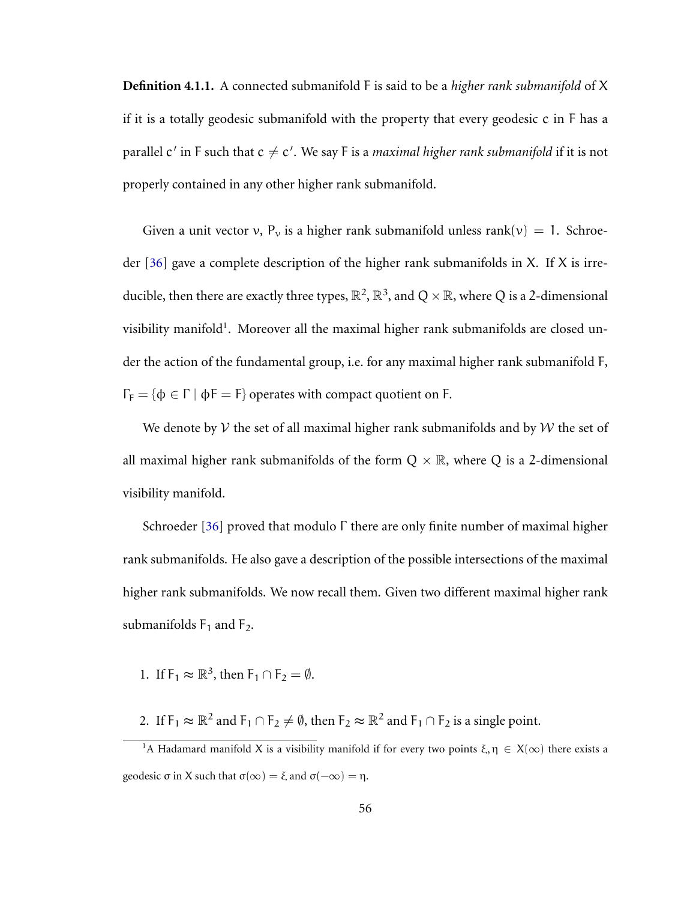**Definition 4.1.1.** A connected submanifold $F$ is said to be a *higher rank submanifold* of $X$ if it is a totally geodesic submanifold with the property that every geodesic $c$ in $F$ has a parallel $c'$ in $F$ such that $c \neq c'$. We say $F$ is a *maximal higher rank submanifold* if it is not properly contained in any other higher rank submanifold.

Given a unit vector $v$, $P_v$ is a higher rank submanifold unless $\text{rank}(v) = 1$. Schroeder [36] gave a complete description of the higher rank submanifolds in $X$. If $X$ is irreducible, then there are exactly three types, $\mathbb{R}^2$, $\mathbb{R}^3$, and $Q \times \mathbb{R}$, where $Q$ is a 2-dimensional visibility manifold[1]. Moreover all the maximal higher rank submanifolds are closed under the action of the fundamental group, i.e. for any maximal higher rank submanifold $F$, $\Gamma_F = \{\phi \in \Gamma \mid \phi F = F\}$ operates with compact quotient on $F$.

We denote by $\mathcal{V}$ the set of all maximal higher rank submanifolds and by $\mathcal{W}$ the set of all maximal higher rank submanifolds of the form $Q \times \mathbb{R}$, where $Q$ is a 2-dimensional visibility manifold.

Schroeder [36] proved that modulo $\Gamma$ there are only finite number of maximal higher rank submanifolds. He also gave a description of the possible intersections of the maximal higher rank submanifolds. We now recall them. Given two different maximal higher rank submanifolds $F_1$ and $F_2$.

1. If $F_1 \approx \mathbb{R}^3$, then $F_1 \cap F_2 = \emptyset$.

2. If $F_1 \approx \mathbb{R}^2$ and $F_1 \cap F_2 \neq \emptyset$, then $F_2 \approx \mathbb{R}^2$ and $F_1 \cap F_2$ is a single point.

[1] A Hadamard manifold $X$ is a visibility manifold if for every two points $\xi, \eta \in X(\infty)$ there exists a geodesic $\sigma$ in $X$ such that $\sigma(\infty) = \xi$ and $\sigma(-\infty) = \eta$.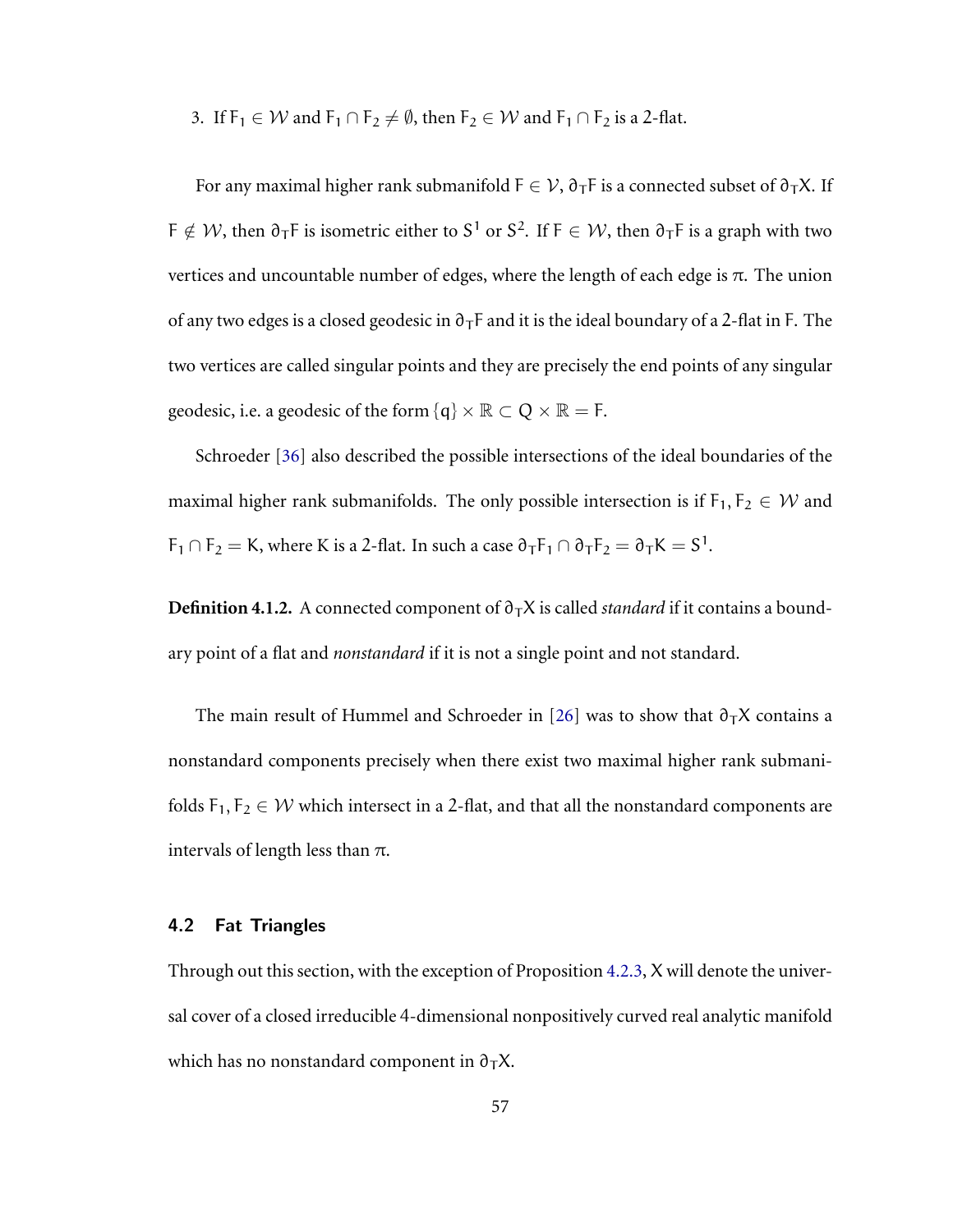3. If $F_1 \in \mathcal{W}$ and $F_1 \cap F_2 \neq \emptyset$, then $F_2 \in \mathcal{W}$ and $F_1 \cap F_2$ is a 2-flat.

For any maximal higher rank submanifold $F \in \mathcal{V}$, $\partial_T F$ is a connected subset of $\partial_T X$. If $F \notin \mathcal{W}$, then $\partial_T F$ is isometric either to $S^1$ or $S^2$. If $F \in \mathcal{W}$, then $\partial_T F$ is a graph with two vertices and uncountable number of edges, where the length of each edge is $\pi$. The union of any two edges is a closed geodesic in $\partial_T F$ and it is the ideal boundary of a 2-flat in F. The two vertices are called singular points and they are precisely the end points of any singular geodesic, i.e. a geodesic of the form $\{q\} \times \mathbb{R} \subset Q \times \mathbb{R} = F$.

Schroeder [36] also described the possible intersections of the ideal boundaries of the maximal higher rank submanifolds. The only possible intersection is if $F_1, F_2 \in \mathcal{W}$ and $F_1 \cap F_2 = K$, where K is a 2-flat. In such a case $\partial_T F_1 \cap \partial_T F_2 = \partial_T K = S^1$.

**Definition 4.1.2.** A connected component of $\partial_T X$ is called *standard* if it contains a boundary point of a flat and *nonstandard* if it is not a single point and not standard.

The main result of Hummel and Schroeder in [26] was to show that $\partial_T X$ contains a nonstandard components precisely when there exist two maximal higher rank submanifolds $F_1, F_2 \in \mathcal{W}$ which intersect in a 2-flat, and that all the nonstandard components are intervals of length less than $\pi$.

### 4.2 Fat Triangles

Through out this section, with the exception of Proposition 4.2.3, X will denote the universal cover of a closed irreducible 4-dimensional nonpositively curved real analytic manifold which has no nonstandard component in $\partial_T X$.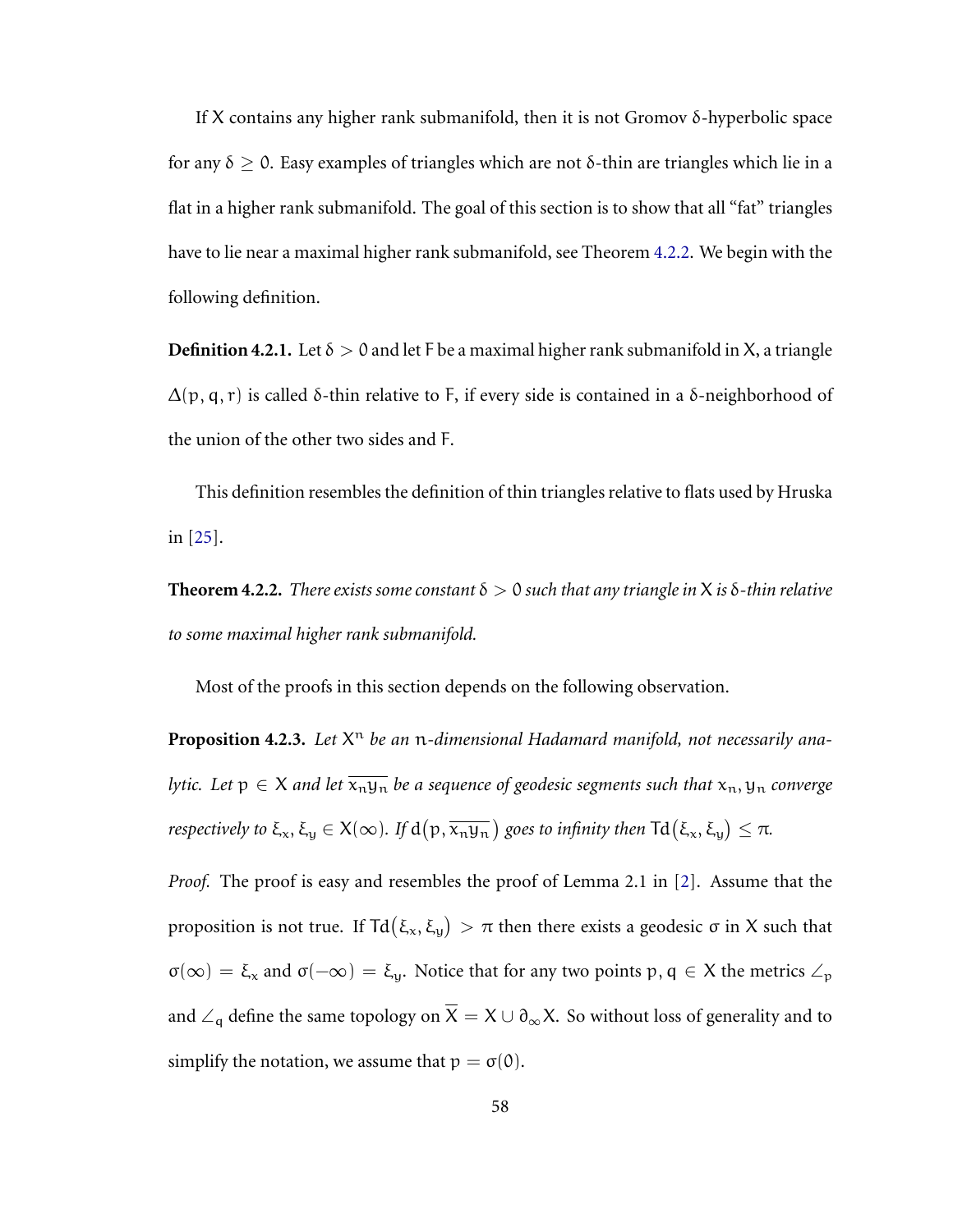If $X$ contains any higher rank submanifold, then it is not Gromov $\delta$-hyperbolic space for any $\delta \geq 0$. Easy examples of triangles which are not $\delta$-thin are triangles which lie in a flat in a higher rank submanifold. The goal of this section is to show that all "fat" triangles have to lie near a maximal higher rank submanifold, see Theorem 4.2.2. We begin with the following definition.

**Definition 4.2.1.** Let $\delta > 0$ and let $F$ be a maximal higher rank submanifold in $X$, a triangle $\Delta(p, q, r)$ is called $\delta$-thin relative to $F$, if every side is contained in a $\delta$-neighborhood of the union of the other two sides and $F$.

This definition resembles the definition of thin triangles relative to flats used by Hruska in [25].

**Theorem 4.2.2.** *There exists some constant $\delta > 0$ such that any triangle in $X$ is $\delta$-thin relative to some maximal higher rank submanifold.*

Most of the proofs in this section depends on the following observation.

**Proposition 4.2.3.** *Let $X^n$ be an $n$-dimensional Hadamard manifold, not necessarily analytic. Let $p \in X$ and let $\overline{x_n y_n}$ be a sequence of geodesic segments such that $x_n, y_n$ converge respectively to $\xi_x, \xi_y \in X(\infty)$. If $d(p, \overline{x_n y_n})$ goes to infinity then $\mathrm{Td}(\xi_x, \xi_y) \leq \pi$.*

*Proof.* The proof is easy and resembles the proof of Lemma 2.1 in [2]. Assume that the proposition is not true. If $\mathrm{Td}(\xi_x, \xi_y) > \pi$ then there exists a geodesic $\sigma$ in $X$ such that $\sigma(\infty) = \xi_x$ and $\sigma(-\infty) = \xi_y$. Notice that for any two points $p, q \in X$ the metrics $\angle_p$ and $\angle_q$ define the same topology on $\overline{X} = X \cup \partial_\infty X$. So without loss of generality and to simplify the notation, we assume that $p = \sigma(0)$.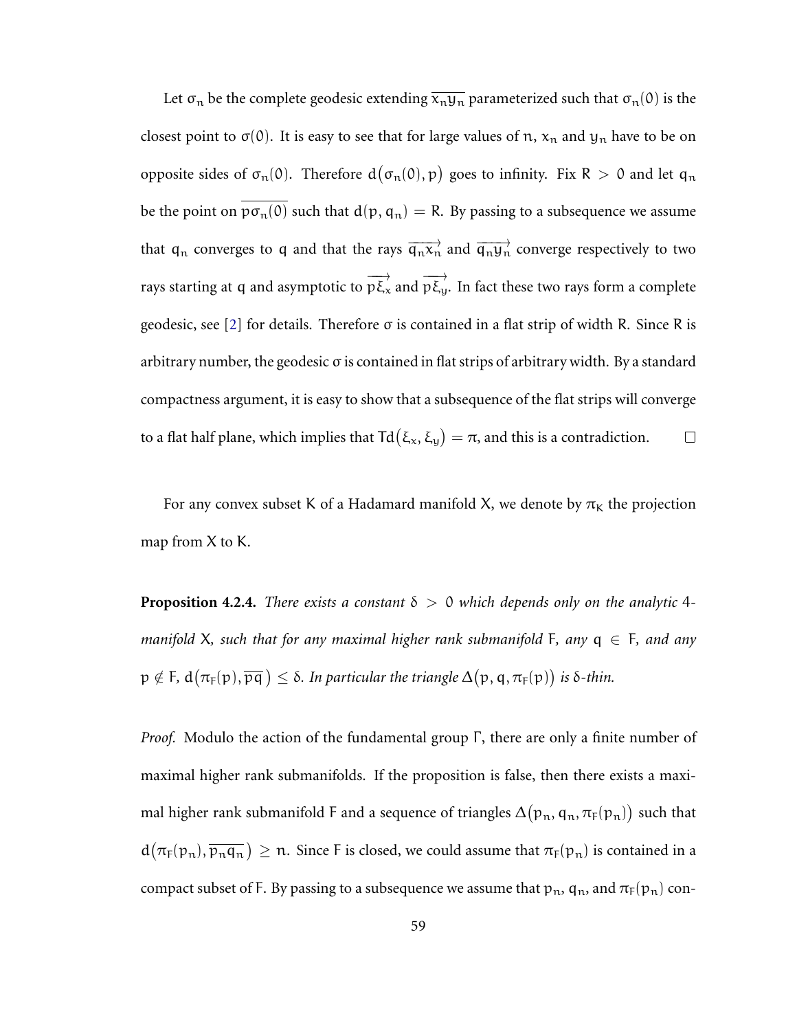Let $\sigma_n$ be the complete geodesic extending $\overline{x_n y_n}$ parameterized such that $\sigma_n(0)$ is the closest point to $\sigma(0)$. It is easy to see that for large values of $n$, $x_n$ and $y_n$ have to be on opposite sides of $\sigma_n(0)$. Therefore $d\big(\sigma_n(0), p\big)$ goes to infinity. Fix $R > 0$ and let $q_n$ be the point on $\overline{p\sigma_n(0)}$ such that $d(p, q_n) = R$. By passing to a subsequence we assume that $q_n$ converges to $q$ and that the rays $\overrightarrow{q_n x_n}$ and $\overrightarrow{q_n y_n}$ converge respectively to two rays starting at $q$ and asymptotic to $\overrightarrow{p\xi_x}$ and $\overrightarrow{p\xi_y}$. In fact these two rays form a complete geodesic, see [2] for details. Therefore $\sigma$ is contained in a flat strip of width $R$. Since $R$ is arbitrary number, the geodesic $\sigma$ is contained in flat strips of arbitrary width. By a standard compactness argument, it is easy to show that a subsequence of the flat strips will converge to a flat half plane, which implies that $Td\big(\xi_x, \xi_y\big) = \pi$, and this is a contradiction. $\square$

For any convex subset $K$ of a Hadamard manifold $X$, we denote by $\pi_K$ the projection map from $X$ to $K$.

**Proposition 4.2.4.** *There exists a constant $\delta > 0$ which depends only on the analytic 4-manifold $X$, such that for any maximal higher rank submanifold $F$, any $q \in F$, and any $p \notin F$, $d\big(\pi_F(p), \overline{pq}\big) \leq \delta$. In particular the triangle $\Delta\big(p, q, \pi_F(p)\big)$ is $\delta$-thin.*

*Proof.* Modulo the action of the fundamental group $\Gamma$, there are only a finite number of maximal higher rank submanifolds. If the proposition is false, then there exists a maximal higher rank submanifold $F$ and a sequence of triangles $\Delta\big(p_n, q_n, \pi_F(p_n)\big)$ such that $d\big(\pi_F(p_n), \overline{p_n q_n}\big) \geq n$. Since $F$ is closed, we could assume that $\pi_F(p_n)$ is contained in a compact subset of $F$. By passing to a subsequence we assume that $p_n$, $q_n$, and $\pi_F(p_n)$ con-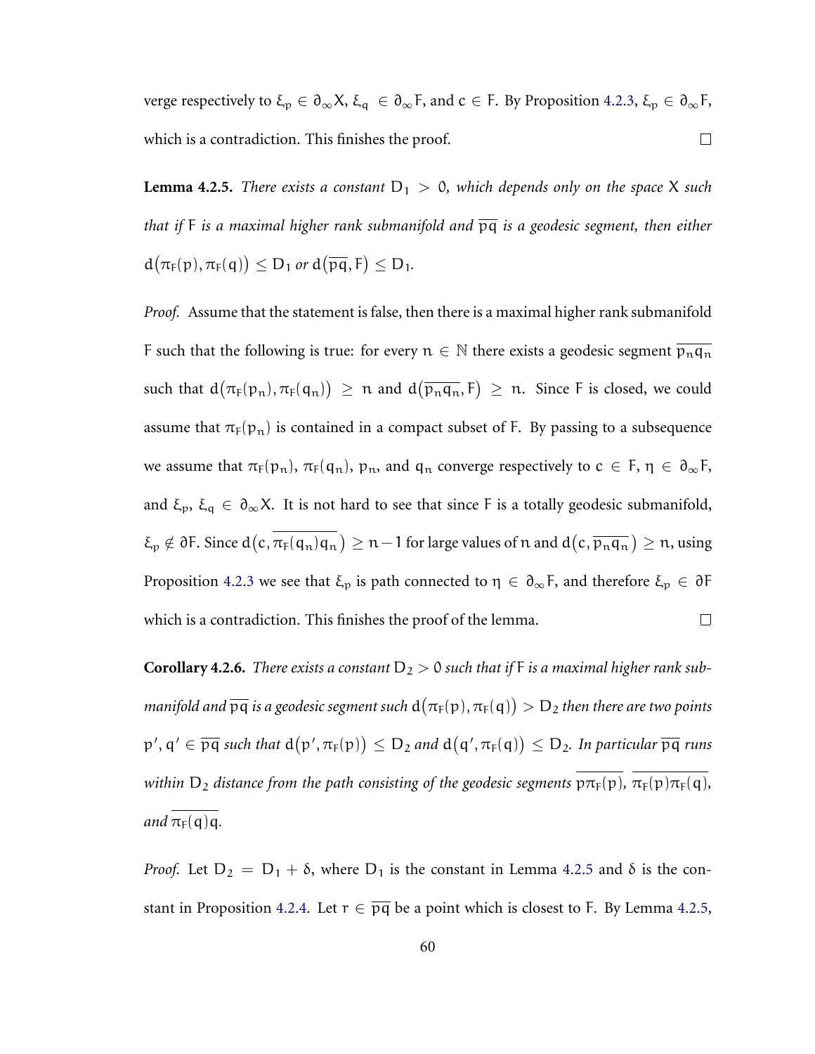verge respectively to $\xi_p \in \partial_\infty X$, $\xi_q \in \partial_\infty F$, and $c \in F$. By Proposition 4.2.3, $\xi_p \in \partial_\infty F$, which is a contradiction. This finishes the proof. $\square$

**Lemma 4.2.5.** *There exists a constant $D_1 > 0$, which depends only on the space $X$ such that if $F$ is a maximal higher rank submanifold and $\overline{pq}$ is a geodesic segment, then either $d\big(\pi_F(p), \pi_F(q)\big) \leq D_1$ or $d\big(\overline{pq}, F\big) \leq D_1$.*

*Proof.* Assume that the statement is false, then there is a maximal higher rank submanifold $F$ such that the following is true: for every $n \in \mathbb{N}$ there exists a geodesic segment $\overline{p_n q_n}$ such that $d\big(\pi_F(p_n), \pi_F(q_n)\big) \geq n$ and $d\big(\overline{p_n q_n}, F\big) \geq n$. Since $F$ is closed, we could assume that $\pi_F(p_n)$ is contained in a compact subset of $F$. By passing to a subsequence we assume that $\pi_F(p_n)$, $\pi_F(q_n)$, $p_n$, and $q_n$ converge respectively to $c \in F$, $\eta \in \partial_\infty F$, and $\xi_p$, $\xi_q \in \partial_\infty X$. It is not hard to see that since $F$ is a totally geodesic submanifold, $\xi_p \notin \partial F$. Since $d\big(c, \overline{\pi_F(q_n) q_n}\big) \geq n-1$ for large values of $n$ and $d\big(c, \overline{p_n q_n}\big) \geq n$, using Proposition 4.2.3 we see that $\xi_p$ is path connected to $\eta \in \partial_\infty F$, and therefore $\xi_p \in \partial F$ which is a contradiction. This finishes the proof of the lemma. $\square$

**Corollary 4.2.6.** *There exists a constant $D_2 > 0$ such that if $F$ is a maximal higher rank submanifold and $\overline{pq}$ is a geodesic segment such $d\big(\pi_F(p), \pi_F(q)\big) > D_2$ then there are two points $p', q' \in \overline{pq}$ such that $d\big(p', \pi_F(p)\big) \leq D_2$ and $d\big(q', \pi_F(q)\big) \leq D_2$. In particular $\overline{pq}$ runs within $D_2$ distance from the path consisting of the geodesic segments $\overline{p\pi_F(p)}$, $\overline{\pi_F(p)\pi_F(q)}$, and $\overline{\pi_F(q)q}$.*

*Proof.* Let $D_2 = D_1 + \delta$, where $D_1$ is the constant in Lemma 4.2.5 and $\delta$ is the constant in Proposition 4.2.4. Let $r \in \overline{pq}$ be a point which is closest to $F$. By Lemma 4.2.5,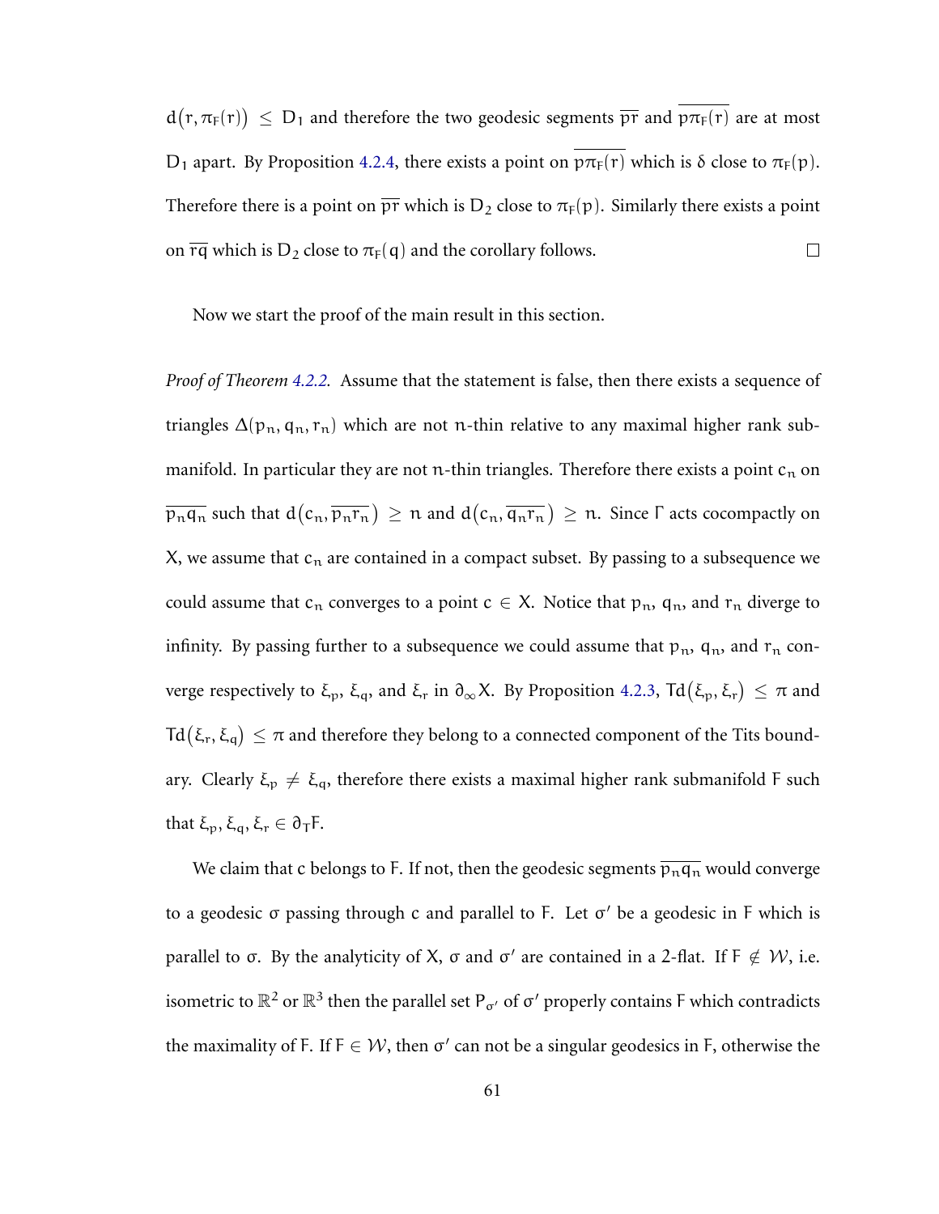$d(r, \pi_F(r)) \leq D_1$ and therefore the two geodesic segments $\overline{pr}$ and $\overline{p\pi_F(r)}$ are at most $D_1$ apart. By Proposition 4.2.4, there exists a point on $\overline{p\pi_F(r)}$ which is $\delta$ close to $\pi_F(p)$. Therefore there is a point on $\overline{pr}$ which is $D_2$ close to $\pi_F(p)$. Similarly there exists a point on $\overline{rq}$ which is $D_2$ close to $\pi_F(q)$ and the corollary follows. $\square$

Now we start the proof of the main result in this section.

*Proof of Theorem 4.2.2.* Assume that the statement is false, then there exists a sequence of triangles $\Delta(p_n, q_n, r_n)$ which are not $n$-thin relative to any maximal higher rank submanifold. In particular they are not $n$-thin triangles. Therefore there exists a point $c_n$ on $\overline{p_n q_n}$ such that $d(c_n, \overline{p_n r_n}) \geq n$ and $d(c_n, \overline{q_n r_n}) \geq n$. Since $\Gamma$ acts cocompactly on $X$, we assume that $c_n$ are contained in a compact subset. By passing to a subsequence we could assume that $c_n$ converges to a point $c \in X$. Notice that $p_n$, $q_n$, and $r_n$ diverge to infinity. By passing further to a subsequence we could assume that $p_n$, $q_n$, and $r_n$ converge respectively to $\xi_p$, $\xi_q$, and $\xi_r$ in $\partial_\infty X$. By Proposition 4.2.3, $\mathrm{Td}(\xi_p, \xi_r) \leq \pi$ and $\mathrm{Td}(\xi_r, \xi_q) \leq \pi$ and therefore they belong to a connected component of the Tits boundary. Clearly $\xi_p \neq \xi_q$, therefore there exists a maximal higher rank submanifold $F$ such that $\xi_p, \xi_q, \xi_r \in \partial_T F$.

We claim that $c$ belongs to $F$. If not, then the geodesic segments $\overline{p_n q_n}$ would converge to a geodesic $\sigma$ passing through $c$ and parallel to $F$. Let $\sigma'$ be a geodesic in $F$ which is parallel to $\sigma$. By the analyticity of $X$, $\sigma$ and $\sigma'$ are contained in a 2-flat. If $F \notin \mathcal{W}$, i.e. isometric to $\mathbb{R}^2$ or $\mathbb{R}^3$ then the parallel set $P_{\sigma'}$ of $\sigma'$ properly contains $F$ which contradicts the maximality of $F$. If $F \in \mathcal{W}$, then $\sigma'$ can not be a singular geodesics in $F$, otherwise the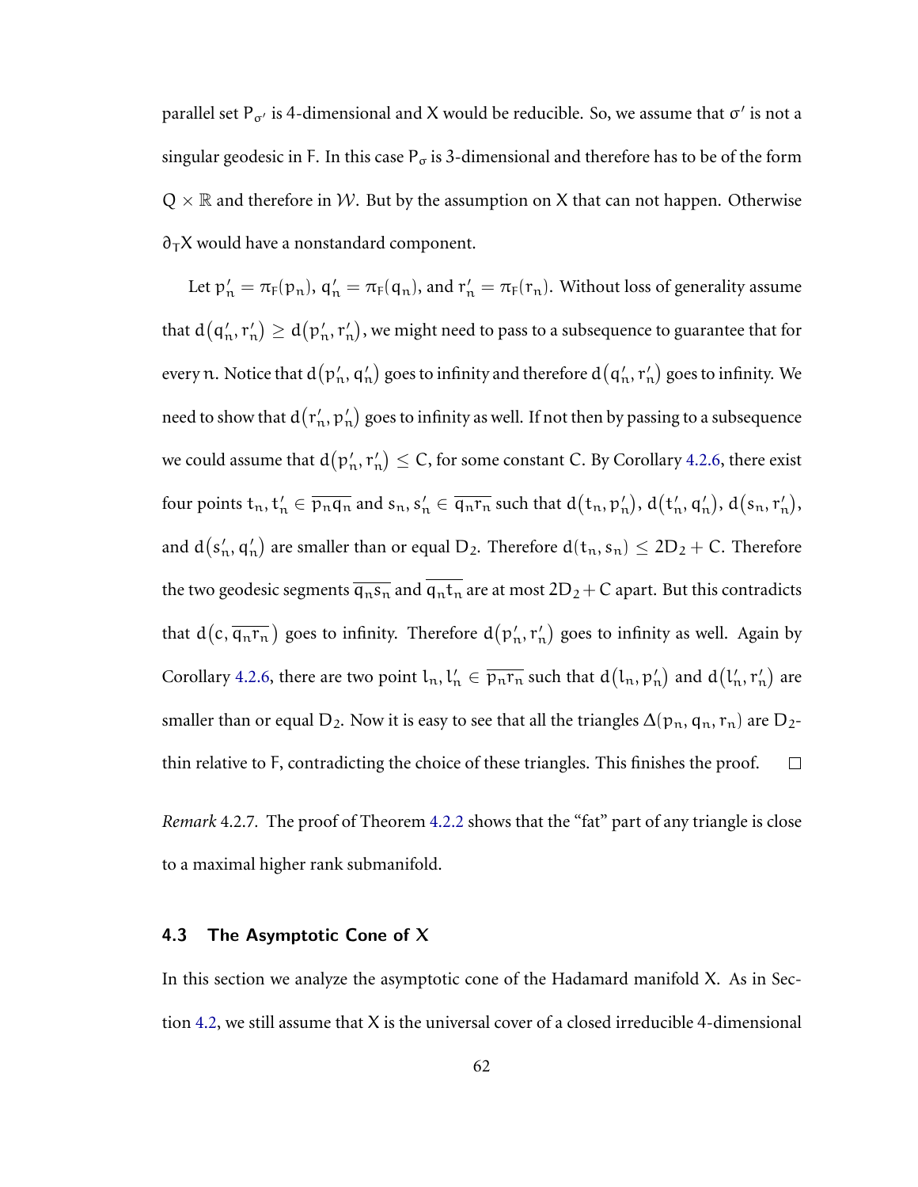parallel set $P_{\sigma'}$ is 4-dimensional and $X$ would be reducible. So, we assume that $\sigma'$ is not a singular geodesic in $F$. In this case $P_\sigma$ is 3-dimensional and therefore has to be of the form $Q \times \mathbb{R}$ and therefore in $\mathcal{W}$. But by the assumption on $X$ that can not happen. Otherwise $\partial_T X$ would have a nonstandard component.

Let $p'_n = \pi_F(p_n)$, $q'_n = \pi_F(q_n)$, and $r'_n = \pi_F(r_n)$. Without loss of generality assume that $d(q'_n, r'_n) \geq d(p'_n, r'_n)$, we might need to pass to a subsequence to guarantee that for every $n$. Notice that $d(p'_n, q'_n)$ goes to infinity and therefore $d(q'_n, r'_n)$ goes to infinity. We need to show that $d(r'_n, p'_n)$ goes to infinity as well. If not then by passing to a subsequence we could assume that $d(p'_n, r'_n) \leq C$, for some constant $C$. By Corollary 4.2.6, there exist four points $t_n, t'_n \in \overline{p_n q_n}$ and $s_n, s'_n \in \overline{q_n r_n}$ such that $d(t_n, p'_n)$, $d(t'_n, q'_n)$, $d(s_n, r'_n)$, and $d(s'_n, q'_n)$ are smaller than or equal $D_2$. Therefore $d(t_n, s_n) \leq 2D_2 + C$. Therefore the two geodesic segments $\overline{q_n s_n}$ and $\overline{q_n t_n}$ are at most $2D_2 + C$ apart. But this contradicts that $d(c, \overline{q_n r_n})$ goes to infinity. Therefore $d(p'_n, r'_n)$ goes to infinity as well. Again by Corollary 4.2.6, there are two point $l_n, l'_n \in \overline{p_n r_n}$ such that $d(l_n, p'_n)$ and $d(l'_n, r'_n)$ are smaller than or equal $D_2$. Now it is easy to see that all the triangles $\Delta(p_n, q_n, r_n)$ are $D_2$-thin relative to $F$, contradicting the choice of these triangles. This finishes the proof. $\square$

*Remark* 4.2.7. The proof of Theorem 4.2.2 shows that the "fat" part of any triangle is close to a maximal higher rank submanifold.

### 4.3 The Asymptotic Cone of X

In this section we analyze the asymptotic cone of the Hadamard manifold $X$. As in Section 4.2, we still assume that $X$ is the universal cover of a closed irreducible 4-dimensional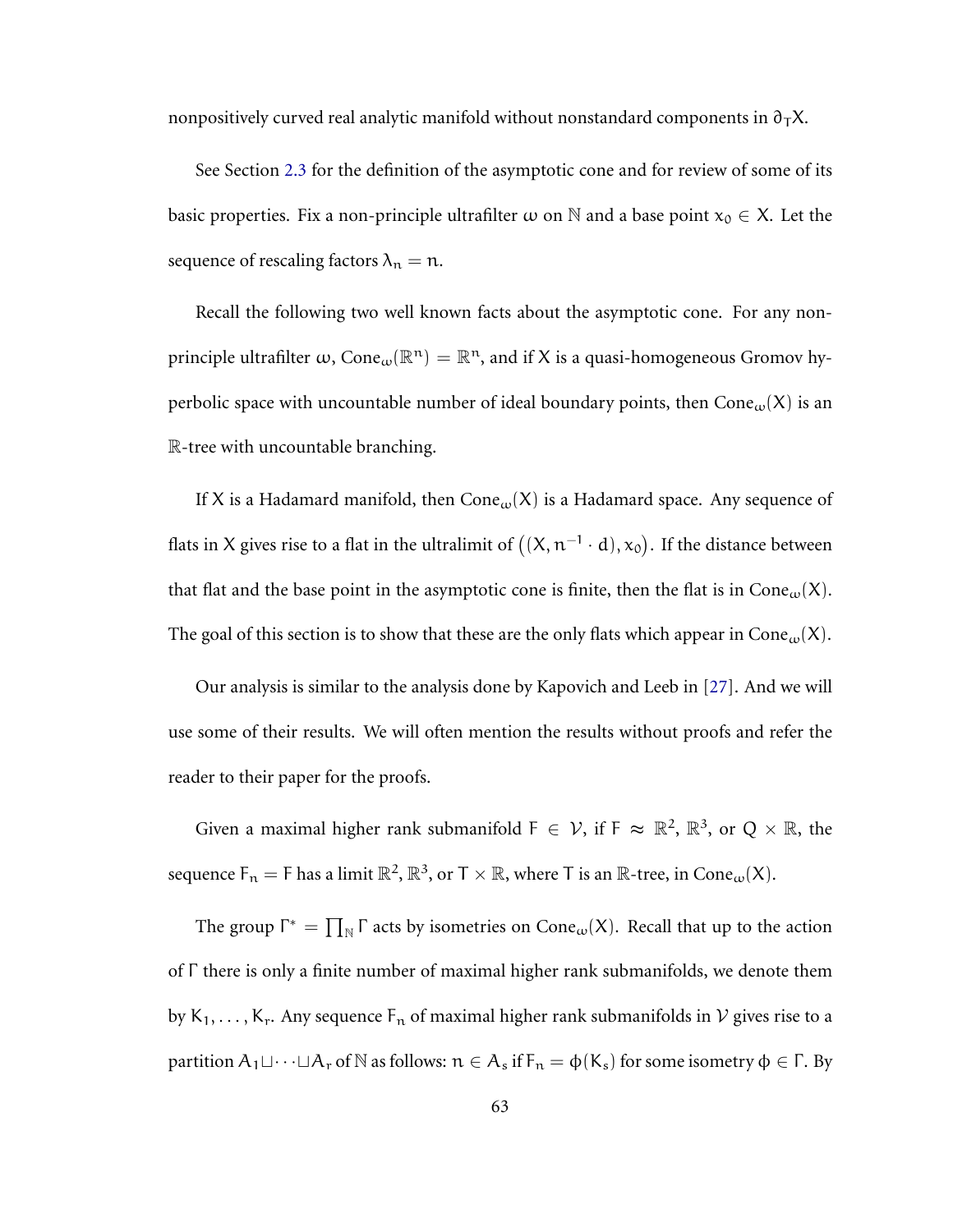nonpositively curved real analytic manifold without nonstandard components in $\partial_T X$.

See Section 2.3 for the definition of the asymptotic cone and for review of some of its basic properties. Fix a non-principle ultrafilter $\omega$ on $\mathbb{N}$ and a base point $x_0 \in X$. Let the sequence of rescaling factors $\lambda_n = n$.

Recall the following two well known facts about the asymptotic cone. For any non-principle ultrafilter $\omega$, $\mathrm{Cone}_\omega(\mathbb{R}^n) = \mathbb{R}^n$, and if $X$ is a quasi-homogeneous Gromov hyperbolic space with uncountable number of ideal boundary points, then $\mathrm{Cone}_\omega(X)$ is an $\mathbb{R}$-tree with uncountable branching.

If $X$ is a Hadamard manifold, then $\mathrm{Cone}_\omega(X)$ is a Hadamard space. Any sequence of flats in $X$ gives rise to a flat in the ultralimit of $\big((X, n^{-1} \cdot d), x_0\big)$. If the distance between that flat and the base point in the asymptotic cone is finite, then the flat is in $\mathrm{Cone}_\omega(X)$. The goal of this section is to show that these are the only flats which appear in $\mathrm{Cone}_\omega(X)$.

Our analysis is similar to the analysis done by Kapovich and Leeb in [27]. And we will use some of their results. We will often mention the results without proofs and refer the reader to their paper for the proofs.

Given a maximal higher rank submanifold $F \in \mathcal{V}$, if $F \approx \mathbb{R}^2$, $\mathbb{R}^3$, or $Q \times \mathbb{R}$, the sequence $F_n = F$ has a limit $\mathbb{R}^2$, $\mathbb{R}^3$, or $T \times \mathbb{R}$, where $T$ is an $\mathbb{R}$-tree, in $\mathrm{Cone}_\omega(X)$.

The group $\Gamma^* = \prod_{\mathbb{N}} \Gamma$ acts by isometries on $\mathrm{Cone}_\omega(X)$. Recall that up to the action of $\Gamma$ there is only a finite number of maximal higher rank submanifolds, we denote them by $K_1, \ldots, K_r$. Any sequence $F_n$ of maximal higher rank submanifolds in $\mathcal{V}$ gives rise to a partition $A_1 \sqcup \cdots \sqcup A_r$ of $\mathbb{N}$ as follows: $n \in A_s$ if $F_n = \phi(K_s)$ for some isometry $\phi \in \Gamma$. By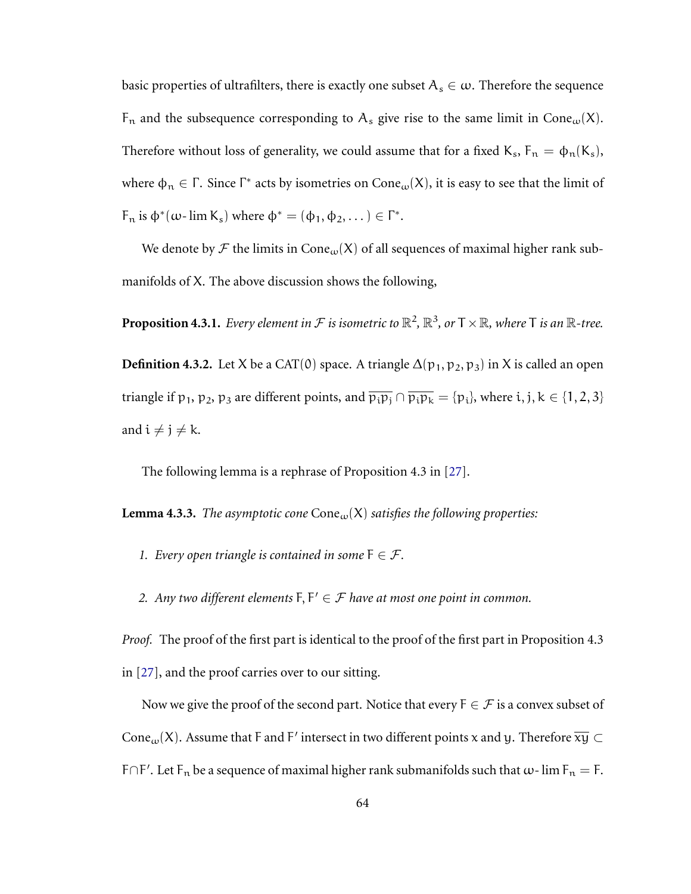basic properties of ultrafilters, there is exactly one subset $A_s \in \omega$. Therefore the sequence $F_n$ and the subsequence corresponding to $A_s$ give rise to the same limit in $\mathrm{Cone}_\omega(X)$. Therefore without loss of generality, we could assume that for a fixed $K_s$, $F_n = \phi_n(K_s)$, where $\phi_n \in \Gamma$. Since $\Gamma^*$ acts by isometries on $\mathrm{Cone}_\omega(X)$, it is easy to see that the limit of $F_n$ is $\phi^*(\omega\text{-}\lim K_s)$ where $\phi^* = (\phi_1, \phi_2, \dots) \in \Gamma^*$.

We denote by $\mathcal{F}$ the limits in $\mathrm{Cone}_\omega(X)$ of all sequences of maximal higher rank submanifolds of $X$. The above discussion shows the following,

**Proposition 4.3.1.** *Every element in $\mathcal{F}$ is isometric to $\mathbb{R}^2$, $\mathbb{R}^3$, or $T \times \mathbb{R}$, where $T$ is an $\mathbb{R}$-tree.*

**Definition 4.3.2.** Let $X$ be a CAT(0) space. A triangle $\Delta(p_1, p_2, p_3)$ in $X$ is called an open triangle if $p_1$, $p_2$, $p_3$ are different points, and $\overline{p_i p_j} \cap \overline{p_i p_k} = \{p_i\}$, where $i, j, k \in \{1, 2, 3\}$ and $i \neq j \neq k$.

The following lemma is a rephrase of Proposition 4.3 in [27].

**Lemma 4.3.3.** *The asymptotic cone $\mathrm{Cone}_\omega(X)$ satisfies the following properties:*

1. *Every open triangle is contained in some $F \in \mathcal{F}$.*
2. *Any two different elements $F, F' \in \mathcal{F}$ have at most one point in common.*

*Proof.* The proof of the first part is identical to the proof of the first part in Proposition 4.3 in [27], and the proof carries over to our sitting.

Now we give the proof of the second part. Notice that every $F \in \mathcal{F}$ is a convex subset of $\mathrm{Cone}_\omega(X)$. Assume that $F$ and $F'$ intersect in two different points $x$ and $y$. Therefore $\overline{xy} \subset F \cap F'$. Let $F_n$ be a sequence of maximal higher rank submanifolds such that $\omega\text{-}\lim F_n = F$.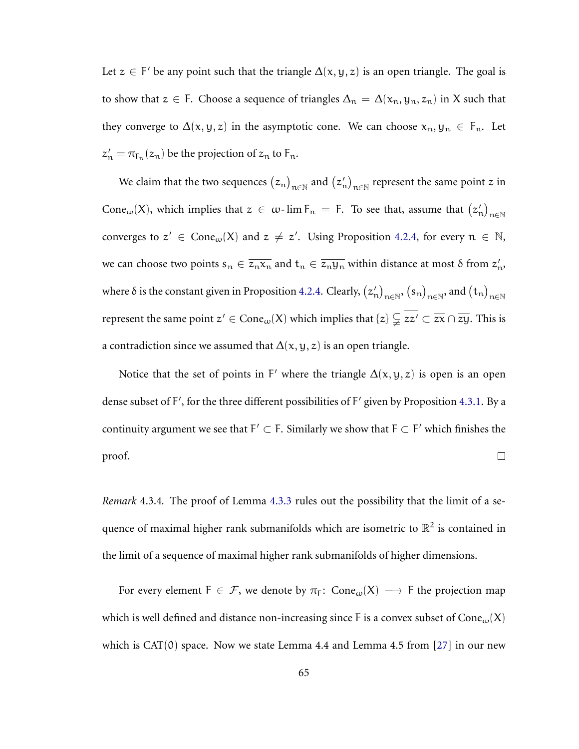Let $z \in F'$ be any point such that the triangle $\Delta(x, y, z)$ is an open triangle. The goal is to show that $z \in F$. Choose a sequence of triangles $\Delta_n = \Delta(x_n, y_n, z_n)$ in $X$ such that they converge to $\Delta(x, y, z)$ in the asymptotic cone. We can choose $x_n, y_n \in F_n$. Let $z'_n = \pi_{F_n}(z_n)$ be the projection of $z_n$ to $F_n$.

We claim that the two sequences $(z_n)_{n\in\mathbb{N}}$ and $(z'_n)_{n\in\mathbb{N}}$ represent the same point $z$ in $\mathrm{Cone}_\omega(X)$, which implies that $z \in \omega\text{-}\lim F_n = F$. To see that, assume that $(z'_n)_{n\in\mathbb{N}}$ converges to $z' \in \mathrm{Cone}_\omega(X)$ and $z \neq z'$. Using Proposition 4.2.4, for every $n \in \mathbb{N}$, we can choose two points $s_n \in \overline{z_n x_n}$ and $t_n \in \overline{z_n y_n}$ within distance at most $\delta$ from $z'_n$, where $\delta$ is the constant given in Proposition 4.2.4. Clearly, $(z'_n)_{n\in\mathbb{N}}$, $(s_n)_{n\in\mathbb{N}}$, and $(t_n)_{n\in\mathbb{N}}$ represent the same point $z' \in \mathrm{Cone}_\omega(X)$ which implies that $\{z\} \subsetneq \overline{zz'} \subset \overline{zx} \cap \overline{zy}$. This is a contradiction since we assumed that $\Delta(x, y, z)$ is an open triangle.

Notice that the set of points in $F'$ where the triangle $\Delta(x, y, z)$ is open is an open dense subset of $F'$, for the three different possibilities of $F'$ given by Proposition 4.3.1. By a continuity argument we see that $F' \subset F$. Similarly we show that $F \subset F'$ which finishes the proof. □

*Remark* 4.3.4. The proof of Lemma 4.3.3 rules out the possibility that the limit of a sequence of maximal higher rank submanifolds which are isometric to $\mathbb{R}^2$ is contained in the limit of a sequence of maximal higher rank submanifolds of higher dimensions.

For every element $F \in \mathcal{F}$, we denote by $\pi_F\colon \mathrm{Cone}_\omega(X) \longrightarrow F$ the projection map which is well defined and distance non-increasing since $F$ is a convex subset of $\mathrm{Cone}_\omega(X)$ which is CAT(0) space. Now we state Lemma 4.4 and Lemma 4.5 from [27] in our new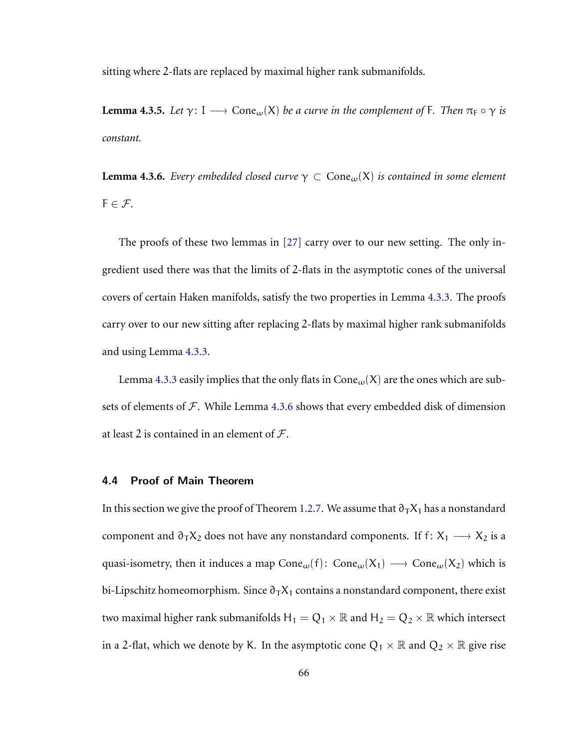sitting where 2-flats are replaced by maximal higher rank submanifolds.

**Lemma 4.3.5.** *Let $\gamma\colon I \longrightarrow \mathrm{Cone}_\omega(X)$ be a curve in the complement of* F*. Then $\pi_F \circ \gamma$ is constant.*

**Lemma 4.3.6.** *Every embedded closed curve $\gamma \subset \mathrm{Cone}_\omega(X)$ is contained in some element $F \in \mathcal{F}$.*

The proofs of these two lemmas in [27] carry over to our new setting. The only ingredient used there was that the limits of 2-flats in the asymptotic cones of the universal covers of certain Haken manifolds, satisfy the two properties in Lemma 4.3.3. The proofs carry over to our new sitting after replacing 2-flats by maximal higher rank submanifolds and using Lemma 4.3.3.

Lemma 4.3.3 easily implies that the only flats in $\mathrm{Cone}_\omega(X)$ are the ones which are subsets of elements of $\mathcal{F}$. While Lemma 4.3.6 shows that every embedded disk of dimension at least 2 is contained in an element of $\mathcal{F}$.

### 4.4 Proof of Main Theorem

In this section we give the proof of Theorem 1.2.7. We assume that $\partial_T X_1$ has a nonstandard component and $\partial_T X_2$ does not have any nonstandard components. If $f\colon X_1 \longrightarrow X_2$ is a quasi-isometry, then it induces a map $\mathrm{Cone}_\omega(f)\colon \mathrm{Cone}_\omega(X_1) \longrightarrow \mathrm{Cone}_\omega(X_2)$ which is bi-Lipschitz homeomorphism. Since $\partial_T X_1$ contains a nonstandard component, there exist two maximal higher rank submanifolds $H_1 = Q_1 \times \mathbb{R}$ and $H_2 = Q_2 \times \mathbb{R}$ which intersect in a 2-flat, which we denote by K. In the asymptotic cone $Q_1 \times \mathbb{R}$ and $Q_2 \times \mathbb{R}$ give rise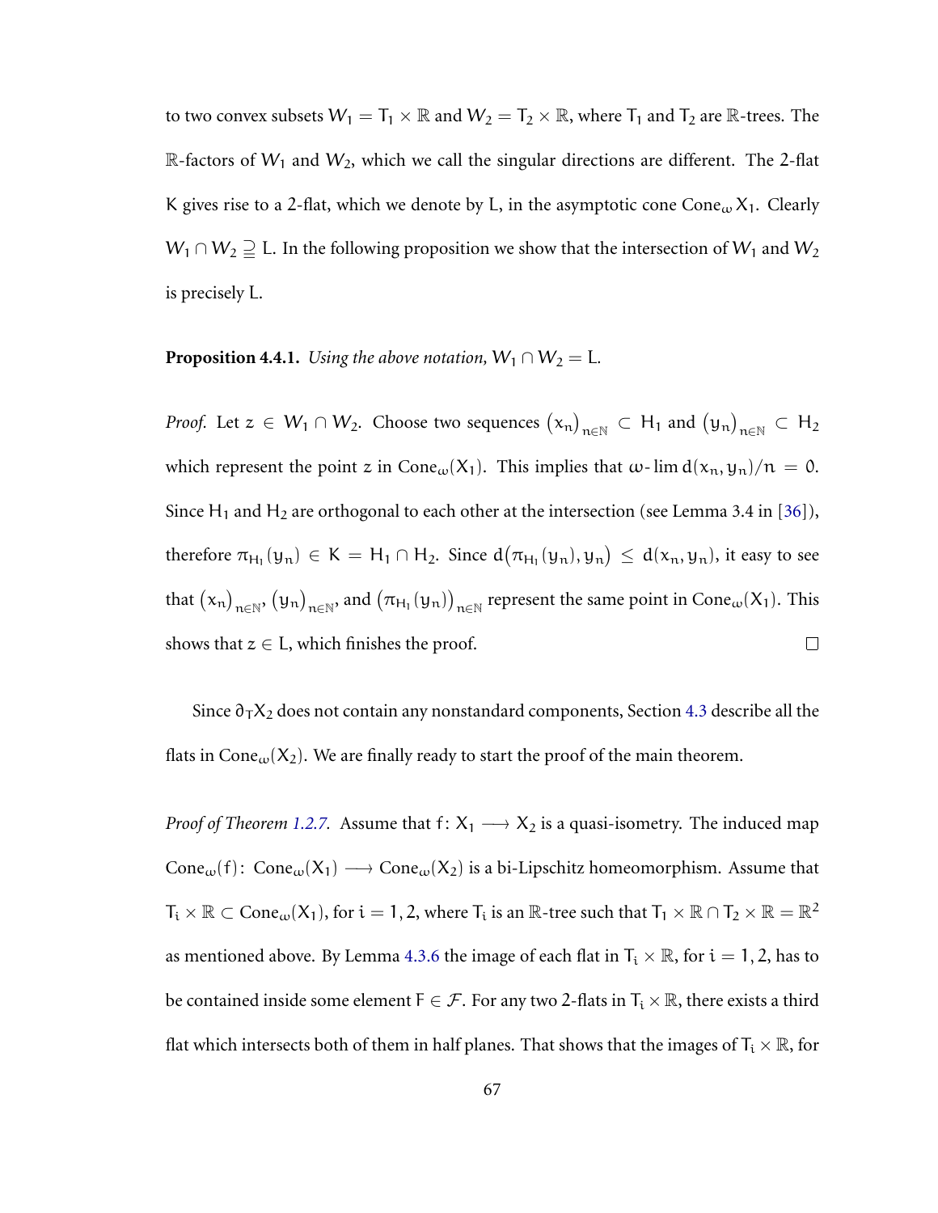to two convex subsets $W_1 = T_1 \times \mathbb{R}$ and $W_2 = T_2 \times \mathbb{R}$, where $T_1$ and $T_2$ are $\mathbb{R}$-trees. The $\mathbb{R}$-factors of $W_1$ and $W_2$, which we call the singular directions are different. The 2-flat $K$ gives rise to a 2-flat, which we denote by $L$, in the asymptotic cone $\mathrm{Cone}_\omega X_1$. Clearly $W_1 \cap W_2 \supseteqq L$. In the following proposition we show that the intersection of $W_1$ and $W_2$ is precisely $L$.

**Proposition 4.4.1.** *Using the above notation, $W_1 \cap W_2 = L$.*

*Proof.* Let $z \in W_1 \cap W_2$. Choose two sequences $(x_n)_{n \in \mathbb{N}} \subset H_1$ and $(y_n)_{n \in \mathbb{N}} \subset H_2$ which represent the point $z$ in $\mathrm{Cone}_\omega(X_1)$. This implies that $\omega\text{-}\lim d(x_n, y_n)/n = 0$. Since $H_1$ and $H_2$ are orthogonal to each other at the intersection (see Lemma 3.4 in [36]), therefore $\pi_{H_1}(y_n) \in K = H_1 \cap H_2$. Since $d(\pi_{H_1}(y_n), y_n) \leq d(x_n, y_n)$, it easy to see that $(x_n)_{n \in \mathbb{N}}$, $(y_n)_{n \in \mathbb{N}}$, and $(\pi_{H_1}(y_n))_{n \in \mathbb{N}}$ represent the same point in $\mathrm{Cone}_\omega(X_1)$. This shows that $z \in L$, which finishes the proof. □

Since $\partial_T X_2$ does not contain any nonstandard components, Section 4.3 describe all the flats in $\mathrm{Cone}_\omega(X_2)$. We are finally ready to start the proof of the main theorem.

*Proof of Theorem 1.2.7.* Assume that $f \colon X_1 \longrightarrow X_2$ is a quasi-isometry. The induced map $\mathrm{Cone}_\omega(f) \colon \mathrm{Cone}_\omega(X_1) \longrightarrow \mathrm{Cone}_\omega(X_2)$ is a bi-Lipschitz homeomorphism. Assume that $T_i \times \mathbb{R} \subset \mathrm{Cone}_\omega(X_1)$, for $i = 1, 2$, where $T_i$ is an $\mathbb{R}$-tree such that $T_1 \times \mathbb{R} \cap T_2 \times \mathbb{R} = \mathbb{R}^2$ as mentioned above. By Lemma 4.3.6 the image of each flat in $T_i \times \mathbb{R}$, for $i = 1, 2$, has to be contained inside some element $F \in \mathcal{F}$. For any two 2-flats in $T_i \times \mathbb{R}$, there exists a third flat which intersects both of them in half planes. That shows that the images of $T_i \times \mathbb{R}$, for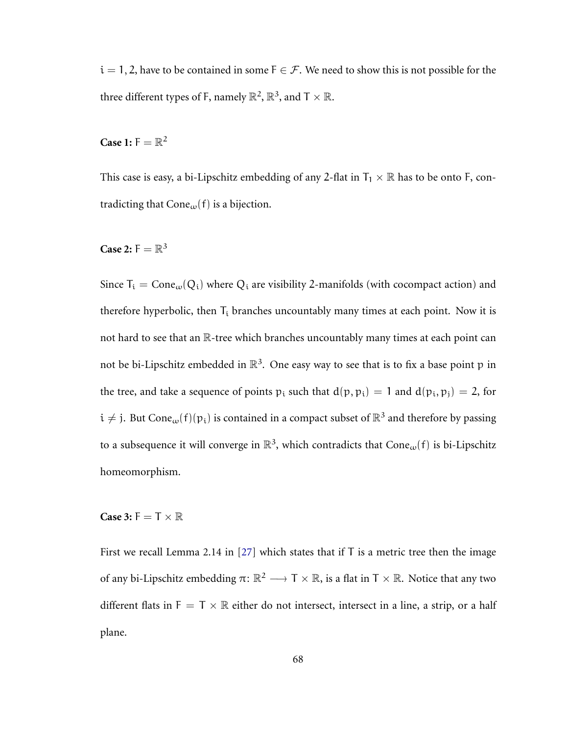$i = 1, 2$, have to be contained in some $F \in \mathcal{F}$. We need to show this is not possible for the three different types of F, namely $\mathbb{R}^2$, $\mathbb{R}^3$, and $T \times \mathbb{R}$.

**Case 1:** $F = \mathbb{R}^2$

This case is easy, a bi-Lipschitz embedding of any 2-flat in $T_1 \times \mathbb{R}$ has to be onto F, contradicting that $\mathrm{Cone}_\omega(f)$ is a bijection.

**Case 2:** $F = \mathbb{R}^3$

Since $T_i = \mathrm{Cone}_\omega(Q_i)$ where $Q_i$ are visibility 2-manifolds (with cocompact action) and therefore hyperbolic, then $T_i$ branches uncountably many times at each point. Now it is not hard to see that an $\mathbb{R}$-tree which branches uncountably many times at each point can not be bi-Lipschitz embedded in $\mathbb{R}^3$. One easy way to see that is to fix a base point p in the tree, and take a sequence of points $p_i$ such that $d(p, p_i) = 1$ and $d(p_i, p_j) = 2$, for $i \neq j$. But $\mathrm{Cone}_\omega(f)(p_i)$ is contained in a compact subset of $\mathbb{R}^3$ and therefore by passing to a subsequence it will converge in $\mathbb{R}^3$, which contradicts that $\mathrm{Cone}_\omega(f)$ is bi-Lipschitz homeomorphism.

**Case 3:** $F = T \times \mathbb{R}$

First we recall Lemma 2.14 in [27] which states that if T is a metric tree then the image of any bi-Lipschitz embedding $\pi \colon \mathbb{R}^2 \longrightarrow T \times \mathbb{R}$, is a flat in $T \times \mathbb{R}$. Notice that any two different flats in $F = T \times \mathbb{R}$ either do not intersect, intersect in a line, a strip, or a half plane.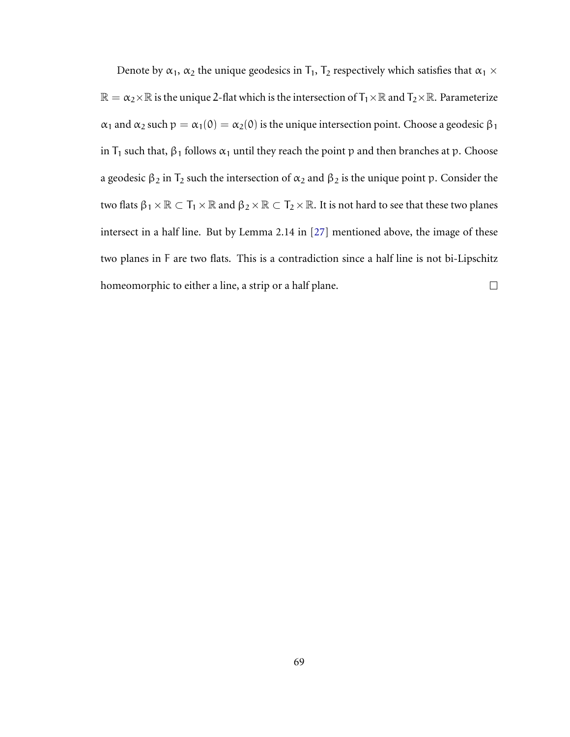Denote by $\alpha_1$, $\alpha_2$ the unique geodesics in $T_1$, $T_2$ respectively which satisfies that $\alpha_1 \times \mathbb{R} = \alpha_2 \times \mathbb{R}$ is the unique 2-flat which is the intersection of $T_1 \times \mathbb{R}$ and $T_2 \times \mathbb{R}$. Parameterize $\alpha_1$ and $\alpha_2$ such $p = \alpha_1(0) = \alpha_2(0)$ is the unique intersection point. Choose a geodesic $\beta_1$ in $T_1$ such that, $\beta_1$ follows $\alpha_1$ until they reach the point $p$ and then branches at $p$. Choose a geodesic $\beta_2$ in $T_2$ such the intersection of $\alpha_2$ and $\beta_2$ is the unique point $p$. Consider the two flats $\beta_1 \times \mathbb{R} \subset T_1 \times \mathbb{R}$ and $\beta_2 \times \mathbb{R} \subset T_2 \times \mathbb{R}$. It is not hard to see that these two planes intersect in a half line. But by Lemma 2.14 in [27] mentioned above, the image of these two planes in $F$ are two flats. This is a contradiction since a half line is not bi-Lipschitz homeomorphic to either a line, a strip or a half plane. $\square$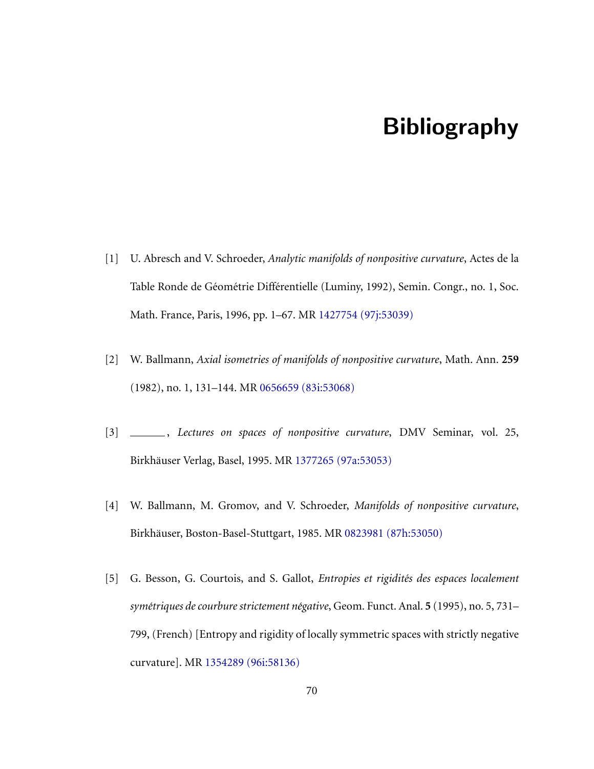# Bibliography

[1] U. Abresch and V. Schroeder, *Analytic manifolds of nonpositive curvature*, Actes de la Table Ronde de Géométrie Différentielle (Luminy, 1992), Semin. Congr., no. 1, Soc. Math. France, Paris, 1996, pp. 1–67. MR 1427754 (97j:53039)

[2] W. Ballmann, *Axial isometries of manifolds of nonpositive curvature*, Math. Ann. **259** (1982), no. 1, 131–144. MR 0656659 (83i:53068)

[3] ______, *Lectures on spaces of nonpositive curvature*, DMV Seminar, vol. 25, Birkhäuser Verlag, Basel, 1995. MR 1377265 (97a:53053)

[4] W. Ballmann, M. Gromov, and V. Schroeder, *Manifolds of nonpositive curvature*, Birkhäuser, Boston-Basel-Stuttgart, 1985. MR 0823981 (87h:53050)

[5] G. Besson, G. Courtois, and S. Gallot, *Entropies et rigidités des espaces localement symétriques de courbure strictement négative*, Geom. Funct. Anal. **5** (1995), no. 5, 731–799, (French) [Entropy and rigidity of locally symmetric spaces with strictly negative curvature]. MR 1354289 (96i:58136)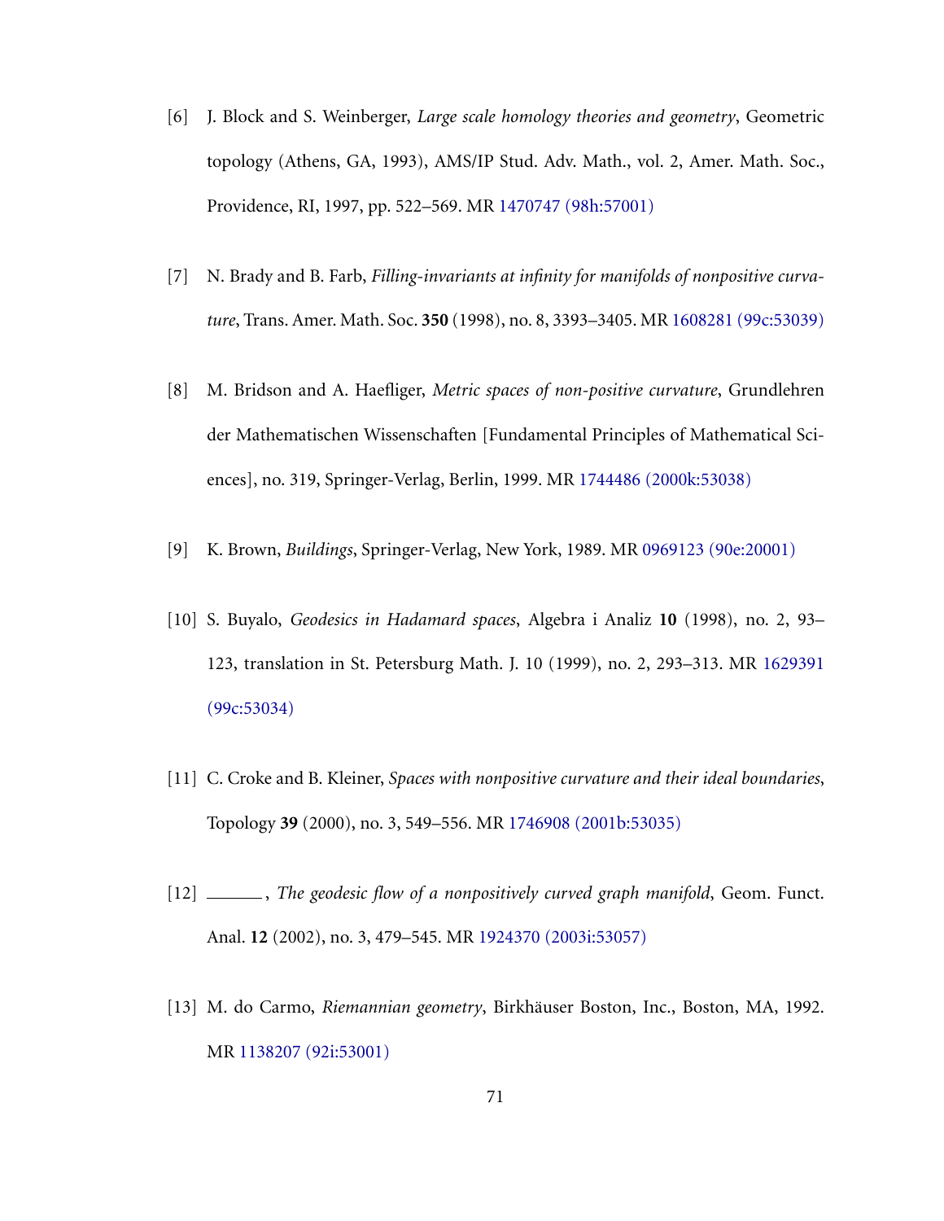[6] J. Block and S. Weinberger, *Large scale homology theories and geometry*, Geometric topology (Athens, GA, 1993), AMS/IP Stud. Adv. Math., vol. 2, Amer. Math. Soc., Providence, RI, 1997, pp. 522–569. MR 1470747 (98h:57001)

[7] N. Brady and B. Farb, *Filling-invariants at infinity for manifolds of nonpositive curvature*, Trans. Amer. Math. Soc. **350** (1998), no. 8, 3393–3405. MR 1608281 (99c:53039)

[8] M. Bridson and A. Haefliger, *Metric spaces of non-positive curvature*, Grundlehren der Mathematischen Wissenschaften [Fundamental Principles of Mathematical Sciences], no. 319, Springer-Verlag, Berlin, 1999. MR 1744486 (2000k:53038)

[9] K. Brown, *Buildings*, Springer-Verlag, New York, 1989. MR 0969123 (90e:20001)

[10] S. Buyalo, *Geodesics in Hadamard spaces*, Algebra i Analiz **10** (1998), no. 2, 93–123, translation in St. Petersburg Math. J. 10 (1999), no. 2, 293–313. MR 1629391 (99c:53034)

[11] C. Croke and B. Kleiner, *Spaces with nonpositive curvature and their ideal boundaries*, Topology **39** (2000), no. 3, 549–556. MR 1746908 (2001b:53035)

[12] ______, *The geodesic flow of a nonpositively curved graph manifold*, Geom. Funct. Anal. **12** (2002), no. 3, 479–545. MR 1924370 (2003i:53057)

[13] M. do Carmo, *Riemannian geometry*, Birkhäuser Boston, Inc., Boston, MA, 1992. MR 1138207 (92i:53001)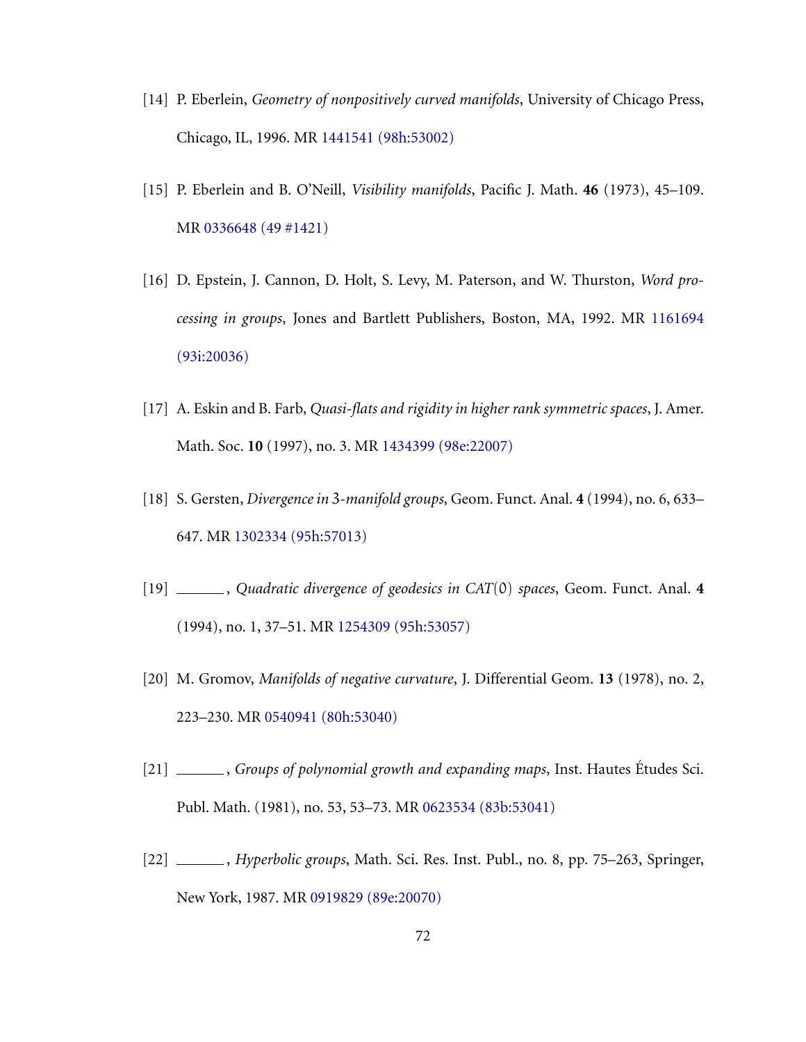[14] P. Eberlein, *Geometry of nonpositively curved manifolds*, University of Chicago Press, Chicago, IL, 1996. MR 1441541 (98h:53002)

[15] P. Eberlein and B. O'Neill, *Visibility manifolds*, Pacific J. Math. **46** (1973), 45–109. MR 0336648 (49 #1421)

[16] D. Epstein, J. Cannon, D. Holt, S. Levy, M. Paterson, and W. Thurston, *Word processing in groups*, Jones and Bartlett Publishers, Boston, MA, 1992. MR 1161694 (93i:20036)

[17] A. Eskin and B. Farb, *Quasi-flats and rigidity in higher rank symmetric spaces*, J. Amer. Math. Soc. **10** (1997), no. 3. MR 1434399 (98e:22007)

[18] S. Gersten, *Divergence in* 3*-manifold groups*, Geom. Funct. Anal. **4** (1994), no. 6, 633–647. MR 1302334 (95h:57013)

[19] ______, *Quadratic divergence of geodesics in CAT*$(0)$ *spaces*, Geom. Funct. Anal. **4** (1994), no. 1, 37–51. MR 1254309 (95h:53057)

[20] M. Gromov, *Manifolds of negative curvature*, J. Differential Geom. **13** (1978), no. 2, 223–230. MR 0540941 (80h:53040)

[21] ______, *Groups of polynomial growth and expanding maps*, Inst. Hautes Études Sci. Publ. Math. (1981), no. 53, 53–73. MR 0623534 (83b:53041)

[22] ______, *Hyperbolic groups*, Math. Sci. Res. Inst. Publ., no. 8, pp. 75–263, Springer, New York, 1987. MR 0919829 (89e:20070)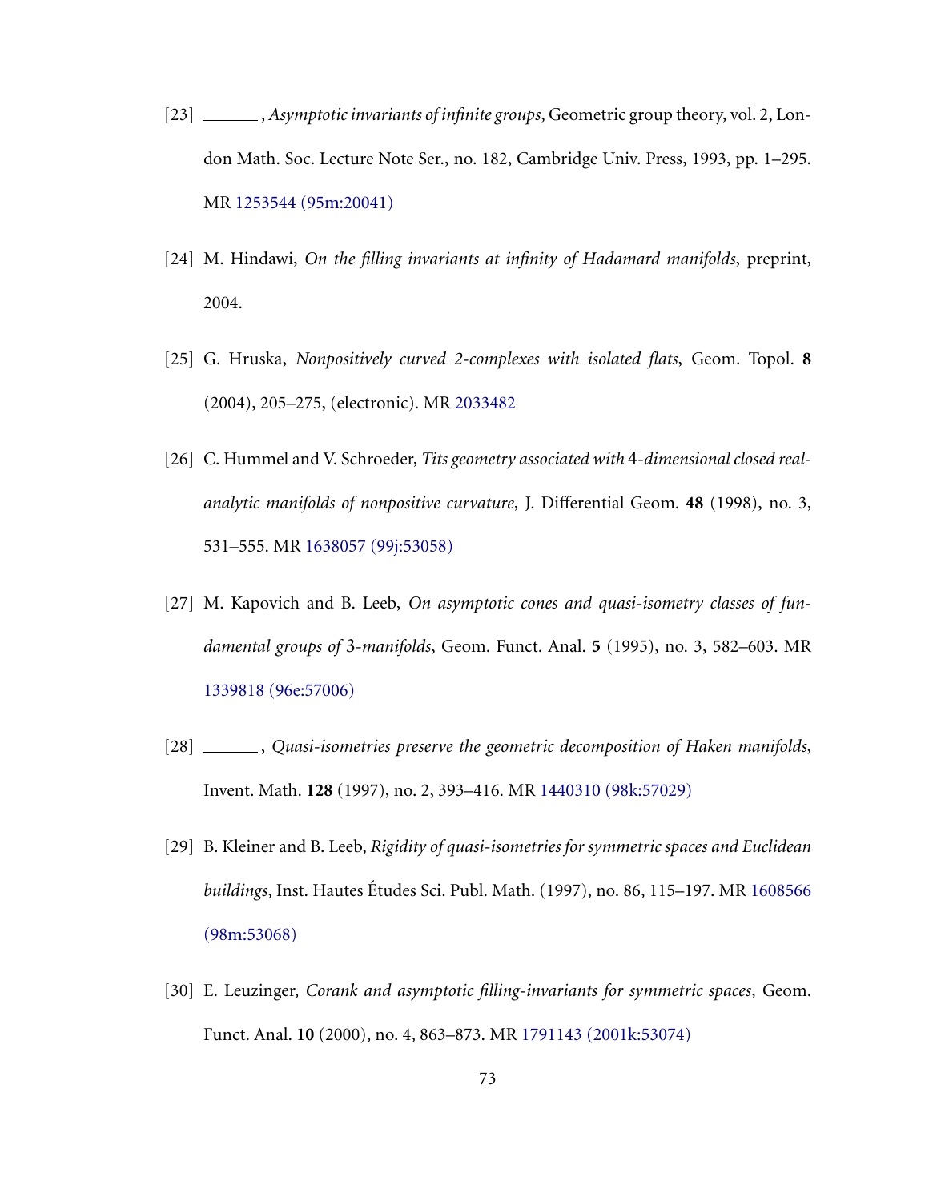[23] ______, *Asymptotic invariants of infinite groups*, Geometric group theory, vol. 2, London Math. Soc. Lecture Note Ser., no. 182, Cambridge Univ. Press, 1993, pp. 1–295. MR 1253544 (95m:20041)

[24] M. Hindawi, *On the filling invariants at infinity of Hadamard manifolds*, preprint, 2004.

[25] G. Hruska, *Nonpositively curved 2-complexes with isolated flats*, Geom. Topol. **8** (2004), 205–275, (electronic). MR 2033482

[26] C. Hummel and V. Schroeder, *Tits geometry associated with* 4*-dimensional closed real-analytic manifolds of nonpositive curvature*, J. Differential Geom. **48** (1998), no. 3, 531–555. MR 1638057 (99j:53058)

[27] M. Kapovich and B. Leeb, *On asymptotic cones and quasi-isometry classes of fundamental groups of* 3*-manifolds*, Geom. Funct. Anal. **5** (1995), no. 3, 582–603. MR 1339818 (96e:57006)

[28] ______, *Quasi-isometries preserve the geometric decomposition of Haken manifolds*, Invent. Math. **128** (1997), no. 2, 393–416. MR 1440310 (98k:57029)

[29] B. Kleiner and B. Leeb, *Rigidity of quasi-isometries for symmetric spaces and Euclidean buildings*, Inst. Hautes Études Sci. Publ. Math. (1997), no. 86, 115–197. MR 1608566 (98m:53068)

[30] E. Leuzinger, *Corank and asymptotic filling-invariants for symmetric spaces*, Geom. Funct. Anal. **10** (2000), no. 4, 863–873. MR 1791143 (2001k:53074)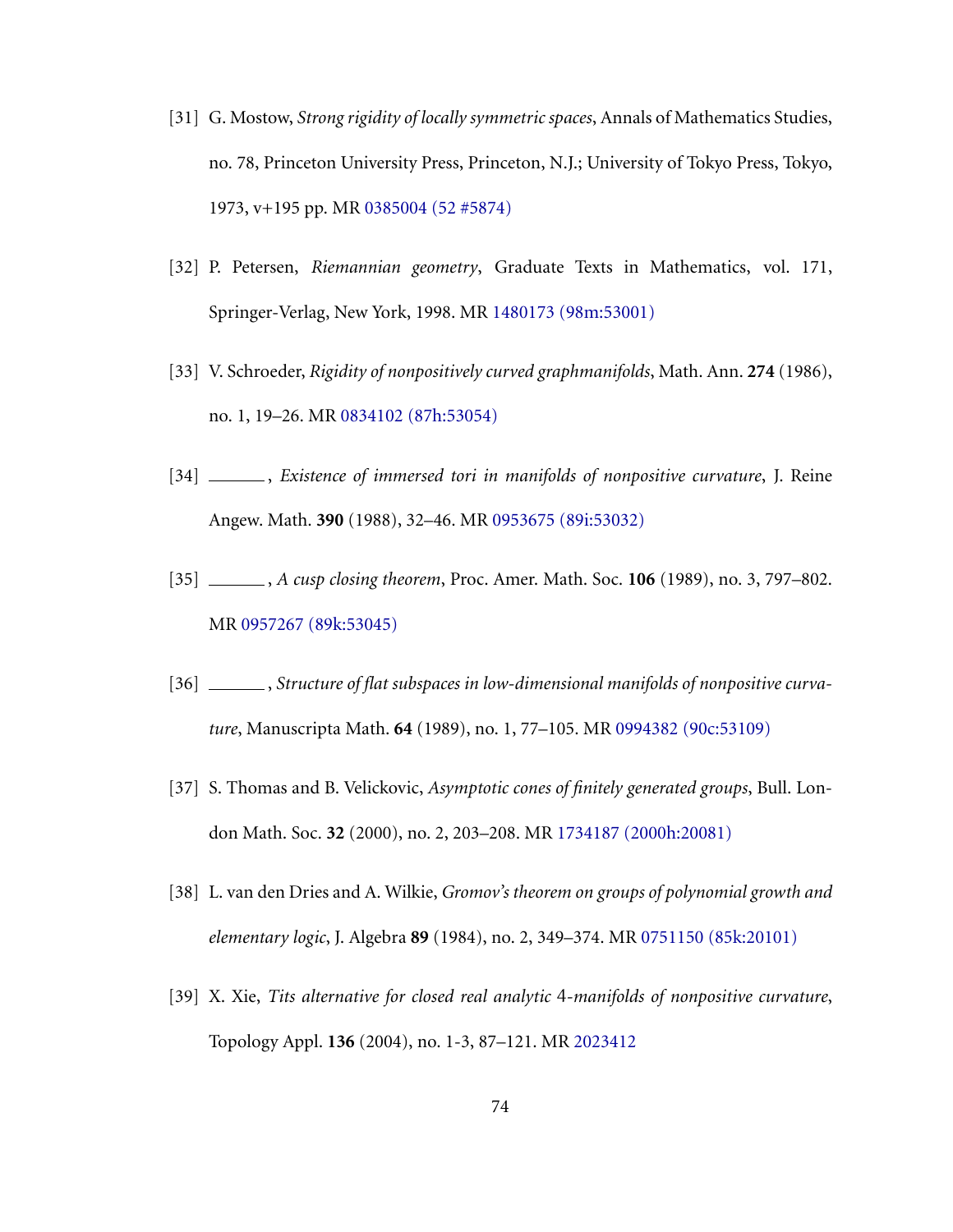[31] G. Mostow, *Strong rigidity of locally symmetric spaces*, Annals of Mathematics Studies, no. 78, Princeton University Press, Princeton, N.J.; University of Tokyo Press, Tokyo, 1973, v+195 pp. MR 0385004 (52 #5874)

[32] P. Petersen, *Riemannian geometry*, Graduate Texts in Mathematics, vol. 171, Springer-Verlag, New York, 1998. MR 1480173 (98m:53001)

[33] V. Schroeder, *Rigidity of nonpositively curved graphmanifolds*, Math. Ann. **274** (1986), no. 1, 19–26. MR 0834102 (87h:53054)

[34] ______, *Existence of immersed tori in manifolds of nonpositive curvature*, J. Reine Angew. Math. **390** (1988), 32–46. MR 0953675 (89i:53032)

[35] ______, *A cusp closing theorem*, Proc. Amer. Math. Soc. **106** (1989), no. 3, 797–802. MR 0957267 (89k:53045)

[36] ______, *Structure of flat subspaces in low-dimensional manifolds of nonpositive curvature*, Manuscripta Math. **64** (1989), no. 1, 77–105. MR 0994382 (90c:53109)

[37] S. Thomas and B. Velickovic, *Asymptotic cones of finitely generated groups*, Bull. London Math. Soc. **32** (2000), no. 2, 203–208. MR 1734187 (2000h:20081)

[38] L. van den Dries and A. Wilkie, *Gromov's theorem on groups of polynomial growth and elementary logic*, J. Algebra **89** (1984), no. 2, 349–374. MR 0751150 (85k:20101)

[39] X. Xie, *Tits alternative for closed real analytic* 4*-manifolds of nonpositive curvature*, Topology Appl. **136** (2004), no. 1-3, 87–121. MR 2023412